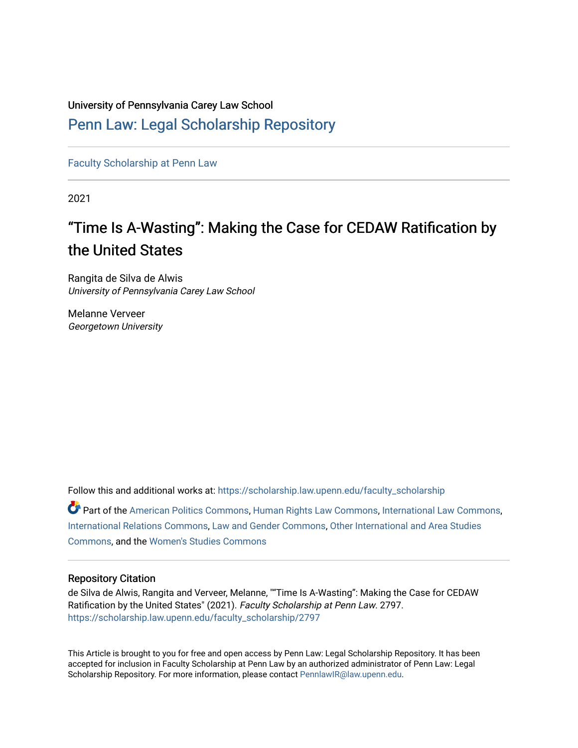University of Pennsylvania Carey Law School

# Penn Law: Legal Scholarship Repository

Faculty Scholarship at Penn Law

2021

## "Time Is A-Wasting": Making the Case for CEDAW Ratification by the United States

Rangita de Silva de Alwis
*University of Pennsylvania Carey Law School*

Melanne Verveer
*Georgetown University*

Follow this and additional works at: https://scholarship.law.upenn.edu/faculty_scholarship

Part of the American Politics Commons, Human Rights Law Commons, International Law Commons, International Relations Commons, Law and Gender Commons, Other International and Area Studies Commons, and the Women's Studies Commons

### Repository Citation

de Silva de Alwis, Rangita and Verveer, Melanne, ""Time Is A-Wasting": Making the Case for CEDAW Ratification by the United States" (2021). *Faculty Scholarship at Penn Law*. 2797.
https://scholarship.law.upenn.edu/faculty_scholarship/2797

This Article is brought to you for free and open access by Penn Law: Legal Scholarship Repository. It has been accepted for inclusion in Faculty Scholarship at Penn Law by an authorized administrator of Penn Law: Legal Scholarship Repository. For more information, please contact PennlawIR@law.upenn.edu.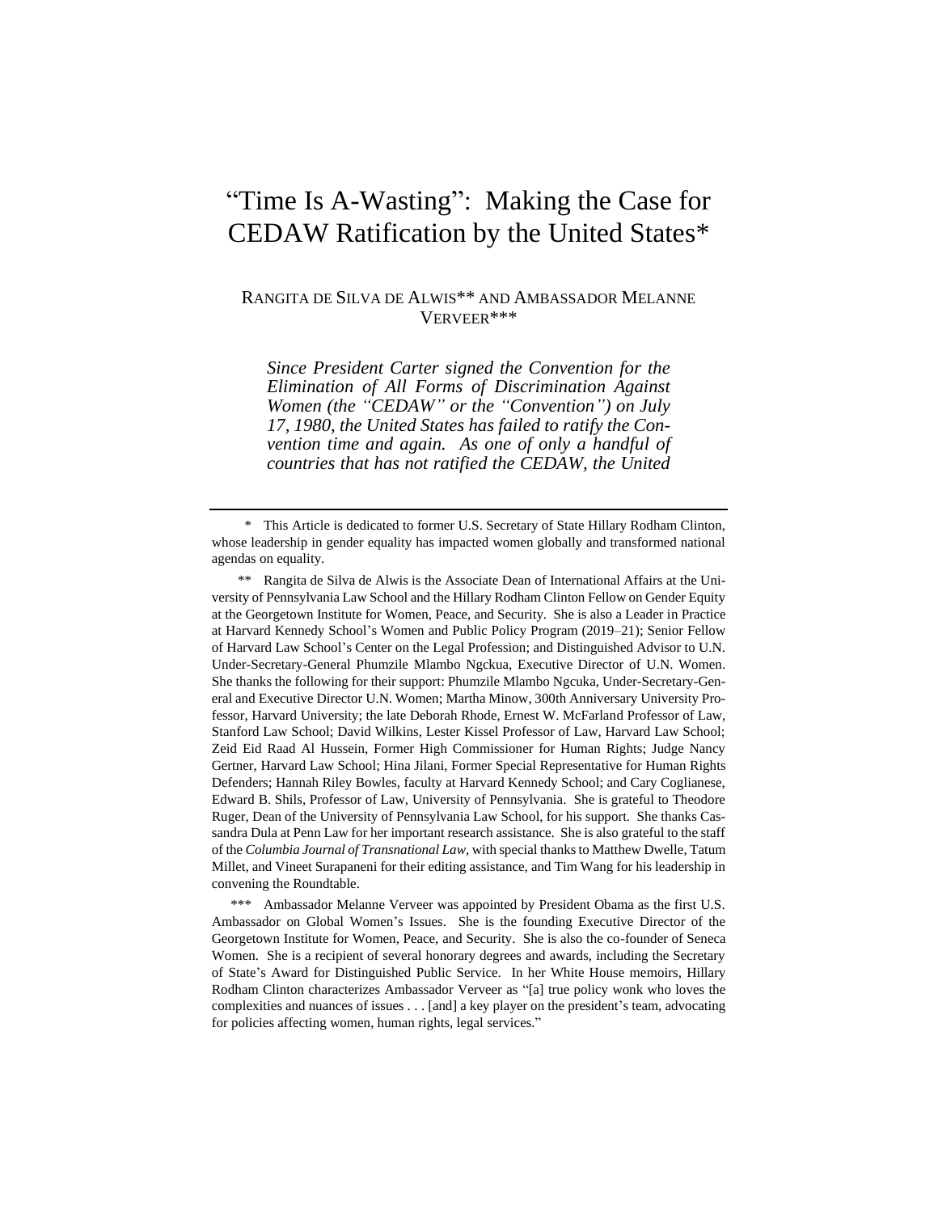# "Time Is A-Wasting": Making the Case for CEDAW Ratification by the United States*

RANGITA DE SILVA DE ALWIS** AND AMBASSADOR MELANNE VERVEER***

***Since President Carter signed the Convention for the Elimination of All Forms of Discrimination Against Women (the "CEDAW" or the "Convention") on July 17, 1980, the United States has failed to ratify the Convention time and again. As one of only a handful of countries that has not ratified the CEDAW, the United***

---

\* This Article is dedicated to former U.S. Secretary of State Hillary Rodham Clinton, whose leadership in gender equality has impacted women globally and transformed national agendas on equality.

\*\* Rangita de Silva de Alwis is the Associate Dean of International Affairs at the University of Pennsylvania Law School and the Hillary Rodham Clinton Fellow on Gender Equity at the Georgetown Institute for Women, Peace, and Security. She is also a Leader in Practice at Harvard Kennedy School's Women and Public Policy Program (2019–21); Senior Fellow of Harvard Law School's Center on the Legal Profession; and Distinguished Advisor to U.N. Under-Secretary-General Phumzile Mlambo Ngckua, Executive Director of U.N. Women. She thanks the following for their support: Phumzile Mlambo Ngcuka, Under-Secretary-General and Executive Director U.N. Women; Martha Minow, 300th Anniversary University Professor, Harvard University; the late Deborah Rhode, Ernest W. McFarland Professor of Law, Stanford Law School; David Wilkins, Lester Kissel Professor of Law, Harvard Law School; Zeid Eid Raad Al Hussein, Former High Commissioner for Human Rights; Judge Nancy Gertner, Harvard Law School; Hina Jilani, Former Special Representative for Human Rights Defenders; Hannah Riley Bowles, faculty at Harvard Kennedy School; and Cary Coglianese, Edward B. Shils, Professor of Law, University of Pennsylvania. She is grateful to Theodore Ruger, Dean of the University of Pennsylvania Law School, for his support. She thanks Cassandra Dula at Penn Law for her important research assistance. She is also grateful to the staff of the *Columbia Journal of Transnational Law*, with special thanks to Matthew Dwelle, Tatum Millet, and Vineet Surapaneni for their editing assistance, and Tim Wang for his leadership in convening the Roundtable.

\*\*\* Ambassador Melanne Verveer was appointed by President Obama as the first U.S. Ambassador on Global Women's Issues. She is the founding Executive Director of the Georgetown Institute for Women, Peace, and Security. She is also the co-founder of Seneca Women. She is a recipient of several honorary degrees and awards, including the Secretary of State's Award for Distinguished Public Service. In her White House memoirs, Hillary Rodham Clinton characterizes Ambassador Verveer as "[a] true policy wonk who loves the complexities and nuances of issues . . . [and] a key player on the president's team, advocating for policies affecting women, human rights, legal services."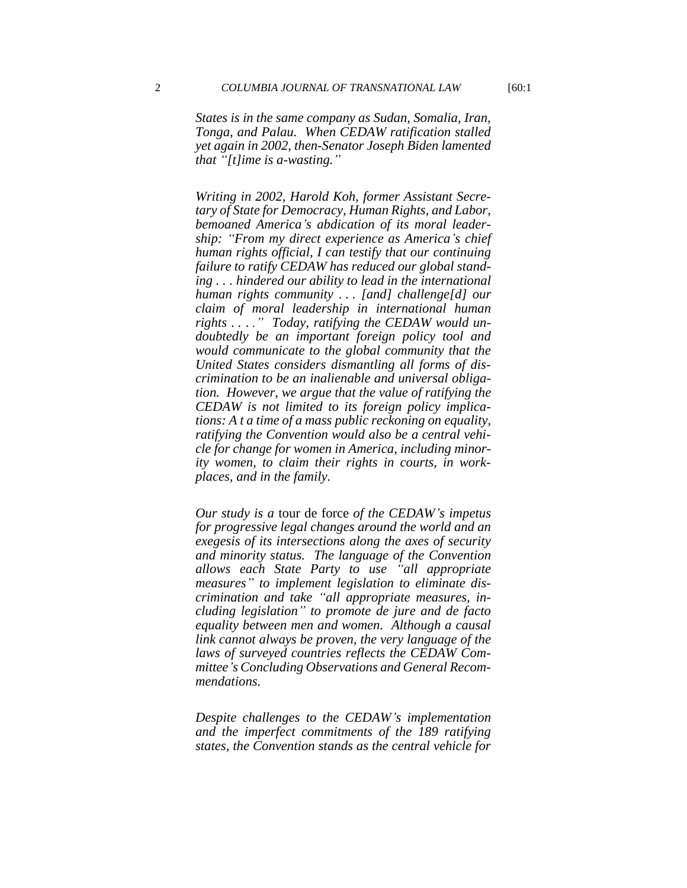*States is in the same company as Sudan, Somalia, Iran, Tonga, and Palau. When CEDAW ratification stalled yet again in 2002, then-Senator Joseph Biden lamented that "[t]ime is a-wasting."*

*Writing in 2002, Harold Koh, former Assistant Secretary of State for Democracy, Human Rights, and Labor, bemoaned America's abdication of its moral leadership: "From my direct experience as America's chief human rights official, I can testify that our continuing failure to ratify CEDAW has reduced our global standing . . . hindered our ability to lead in the international human rights community . . . [and] challenge[d] our claim of moral leadership in international human rights . . . ." Today, ratifying the CEDAW would undoubtedly be an important foreign policy tool and would communicate to the global community that the United States considers dismantling all forms of discrimination to be an inalienable and universal obligation. However, we argue that the value of ratifying the CEDAW is not limited to its foreign policy implications: A t a time of a mass public reckoning on equality, ratifying the Convention would also be a central vehicle for change for women in America, including minority women, to claim their rights in courts, in workplaces, and in the family.*

*Our study is a* tour de force *of the CEDAW's impetus for progressive legal changes around the world and an exegesis of its intersections along the axes of security and minority status. The language of the Convention allows each State Party to use "all appropriate measures" to implement legislation to eliminate discrimination and take "all appropriate measures, including legislation" to promote de jure and de facto equality between men and women. Although a causal link cannot always be proven, the very language of the laws of surveyed countries reflects the CEDAW Committee's Concluding Observations and General Recommendations.*

*Despite challenges to the CEDAW's implementation and the imperfect commitments of the 189 ratifying states, the Convention stands as the central vehicle for*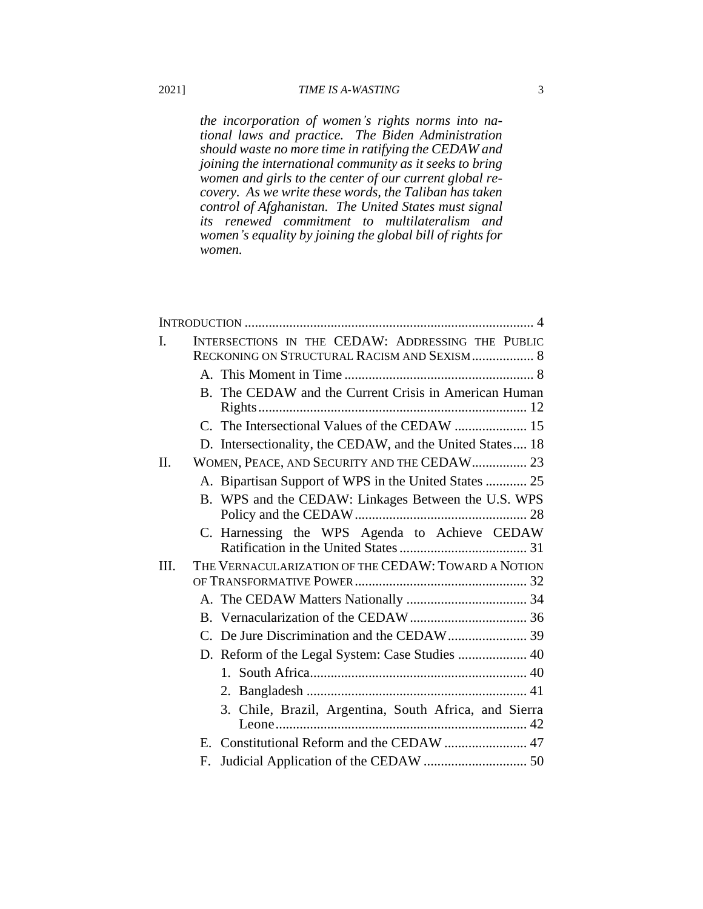*the incorporation of women's rights norms into national laws and practice. The Biden Administration should waste no more time in ratifying the CEDAW and joining the international community as it seeks to bring women and girls to the center of our current global recovery. As we write these words, the Taliban has taken control of Afghanistan. The United States must signal its renewed commitment to multilateralism and women's equality by joining the global bill of rights for women.*

INTRODUCTION .................... 4

I. INTERSECTIONS IN THE CEDAW: ADDRESSING THE PUBLIC RECKONING ON STRUCTURAL RACISM AND SEXISM .................. 8
   - A. This Moment in Time .................... 8
   - B. The CEDAW and the Current Crisis in American Human Rights .................... 12
   - C. The Intersectional Values of the CEDAW .................... 15
   - D. Intersectionality, the CEDAW, and the United States .... 18

II. WOMEN, PEACE, AND SECURITY AND THE CEDAW ................ 23
   - A. Bipartisan Support of WPS in the United States ............ 25
   - B. WPS and the CEDAW: Linkages Between the U.S. WPS Policy and the CEDAW .................... 28
   - C. Harnessing the WPS Agenda to Achieve CEDAW Ratification in the United States .................... 31

III. THE VERNACULARIZATION OF THE CEDAW: TOWARD A NOTION OF TRANSFORMATIVE POWER .................... 32
   - A. The CEDAW Matters Nationally .................... 34
   - B. Vernacularization of the CEDAW .................... 36
   - C. De Jure Discrimination and the CEDAW .................... 39
   - D. Reform of the Legal System: Case Studies .................... 40
     1. South Africa .................... 40
     2. Bangladesh .................... 41
     3. Chile, Brazil, Argentina, South Africa, and Sierra Leone .................... 42
   - E. Constitutional Reform and the CEDAW .................... 47
   - F. Judicial Application of the CEDAW .................... 50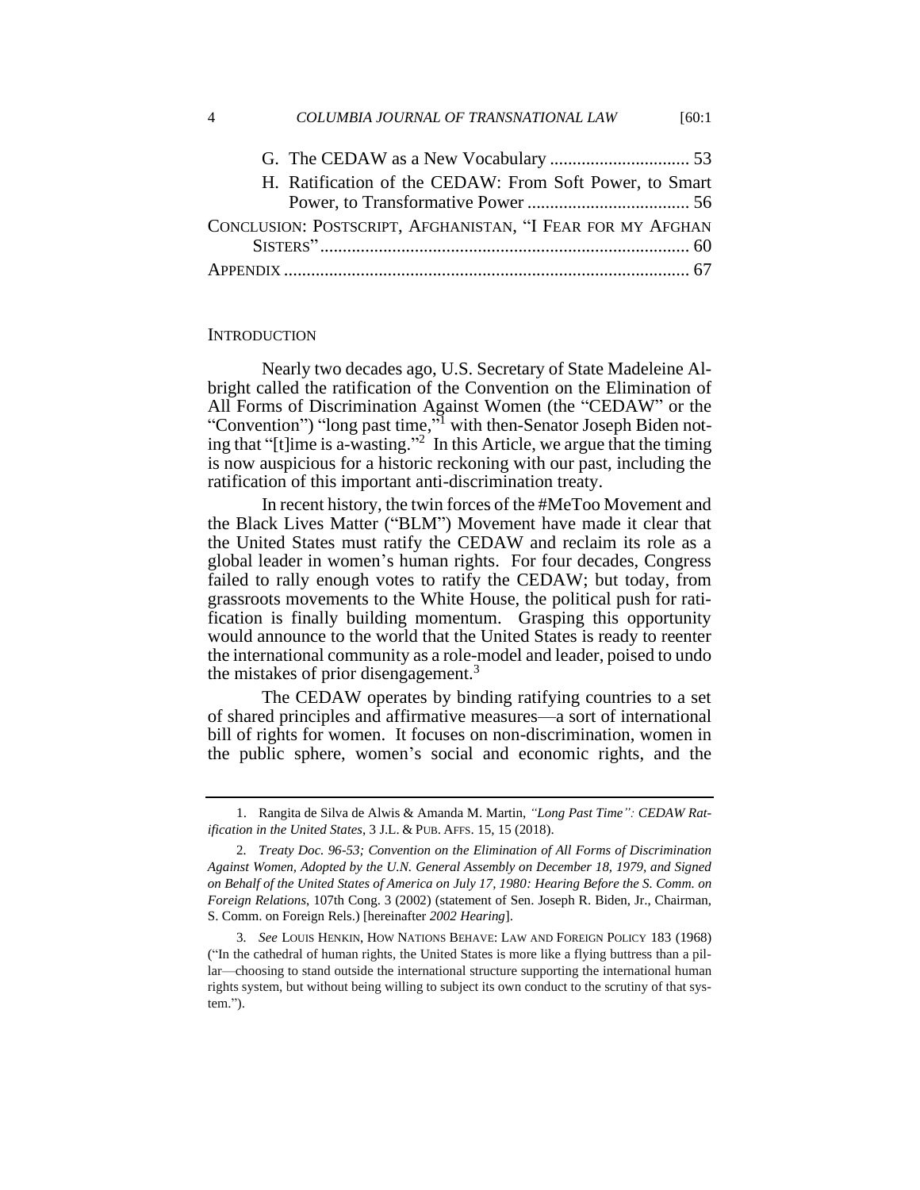G. The CEDAW as a New Vocabulary ............................... 53

H. Ratification of the CEDAW: From Soft Power, to Smart Power, to Transformative Power .................................... 56

CONCLUSION: POSTSCRIPT, AFGHANISTAN, "I FEAR FOR MY AFGHAN SISTERS" ................................................................................. 60

APPENDIX ......................................................................................... 67

## INTRODUCTION

Nearly two decades ago, U.S. Secretary of State Madeleine Albright called the ratification of the Convention on the Elimination of All Forms of Discrimination Against Women (the "CEDAW" or the "Convention") "long past time,"[1] with then-Senator Joseph Biden noting that "[t]ime is a-wasting."[2] In this Article, we argue that the timing is now auspicious for a historic reckoning with our past, including the ratification of this important anti-discrimination treaty.

In recent history, the twin forces of the #MeToo Movement and the Black Lives Matter ("BLM") Movement have made it clear that the United States must ratify the CEDAW and reclaim its role as a global leader in women's human rights. For four decades, Congress failed to rally enough votes to ratify the CEDAW; but today, from grassroots movements to the White House, the political push for ratification is finally building momentum. Grasping this opportunity would announce to the world that the United States is ready to reenter the international community as a role-model and leader, poised to undo the mistakes of prior disengagement.[3]

The CEDAW operates by binding ratifying countries to a set of shared principles and affirmative measures—a sort of international bill of rights for women. It focuses on non-discrimination, women in the public sphere, women's social and economic rights, and the

---

1. Rangita de Silva de Alwis & Amanda M. Martin, *"Long Past Time": CEDAW Ratification in the United States*, 3 J.L. & PUB. AFFS. 15, 15 (2018).

2. *Treaty Doc. 96-53; Convention on the Elimination of All Forms of Discrimination Against Women, Adopted by the U.N. General Assembly on December 18, 1979, and Signed on Behalf of the United States of America on July 17, 1980: Hearing Before the S. Comm. on Foreign Relations*, 107th Cong. 3 (2002) (statement of Sen. Joseph R. Biden, Jr., Chairman, S. Comm. on Foreign Rels.) [hereinafter *2002 Hearing*].

3. *See* LOUIS HENKIN, HOW NATIONS BEHAVE: LAW AND FOREIGN POLICY 183 (1968) ("In the cathedral of human rights, the United States is more like a flying buttress than a pillar—choosing to stand outside the international structure supporting the international human rights system, but without being willing to subject its own conduct to the scrutiny of that system.").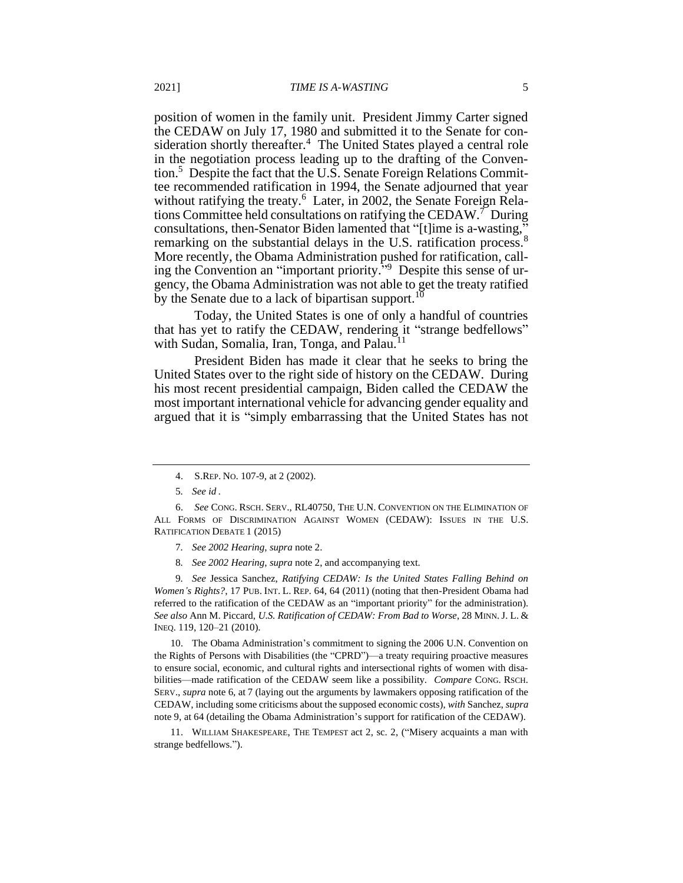position of women in the family unit. President Jimmy Carter signed the CEDAW on July 17, 1980 and submitted it to the Senate for consideration shortly thereafter.[4] The United States played a central role in the negotiation process leading up to the drafting of the Convention.[5] Despite the fact that the U.S. Senate Foreign Relations Committee recommended ratification in 1994, the Senate adjourned that year without ratifying the treaty.[6] Later, in 2002, the Senate Foreign Relations Committee held consultations on ratifying the CEDAW.[7] During consultations, then-Senator Biden lamented that "[t]ime is a-wasting," remarking on the substantial delays in the U.S. ratification process.[8] More recently, the Obama Administration pushed for ratification, calling the Convention an "important priority."[9] Despite this sense of urgency, the Obama Administration was not able to get the treaty ratified by the Senate due to a lack of bipartisan support.[10]

Today, the United States is one of only a handful of countries that has yet to ratify the CEDAW, rendering it "strange bedfellows" with Sudan, Somalia, Iran, Tonga, and Palau.[11]

President Biden has made it clear that he seeks to bring the United States over to the right side of history on the CEDAW. During his most recent presidential campaign, Biden called the CEDAW the most important international vehicle for advancing gender equality and argued that it is "simply embarrassing that the United States has not

---

4. S.REP. NO. 107-9, at 2 (2002).

5. *See id* .

6. *See* CONG. RSCH. SERV., RL40750, THE U.N. CONVENTION ON THE ELIMINATION OF ALL FORMS OF DISCRIMINATION AGAINST WOMEN (CEDAW): ISSUES IN THE U.S. RATIFICATION DEBATE 1 (2015)

7. *See 2002 Hearing*, *supra* note 2.

8. *See 2002 Hearing*, *supra* note 2, and accompanying text.

9. *See* Jessica Sanchez, *Ratifying CEDAW: Is the United States Falling Behind on Women's Rights?*, 17 PUB. INT. L. REP. 64, 64 (2011) (noting that then-President Obama had referred to the ratification of the CEDAW as an "important priority" for the administration). *See also* Ann M. Piccard, *U.S. Ratification of CEDAW: From Bad to Worse*, 28 MINN. J. L. & INEQ. 119, 120–21 (2010).

10. The Obama Administration's commitment to signing the 2006 U.N. Convention on the Rights of Persons with Disabilities (the "CPRD")—a treaty requiring proactive measures to ensure social, economic, and cultural rights and intersectional rights of women with disabilities—made ratification of the CEDAW seem like a possibility. *Compare* CONG. RSCH. SERV., *supra* note 6, at 7 (laying out the arguments by lawmakers opposing ratification of the CEDAW, including some criticisms about the supposed economic costs), *with* Sanchez, *supra* note 9, at 64 (detailing the Obama Administration's support for ratification of the CEDAW).

11. WILLIAM SHAKESPEARE, THE TEMPEST act 2, sc. 2, ("Misery acquaints a man with strange bedfellows.").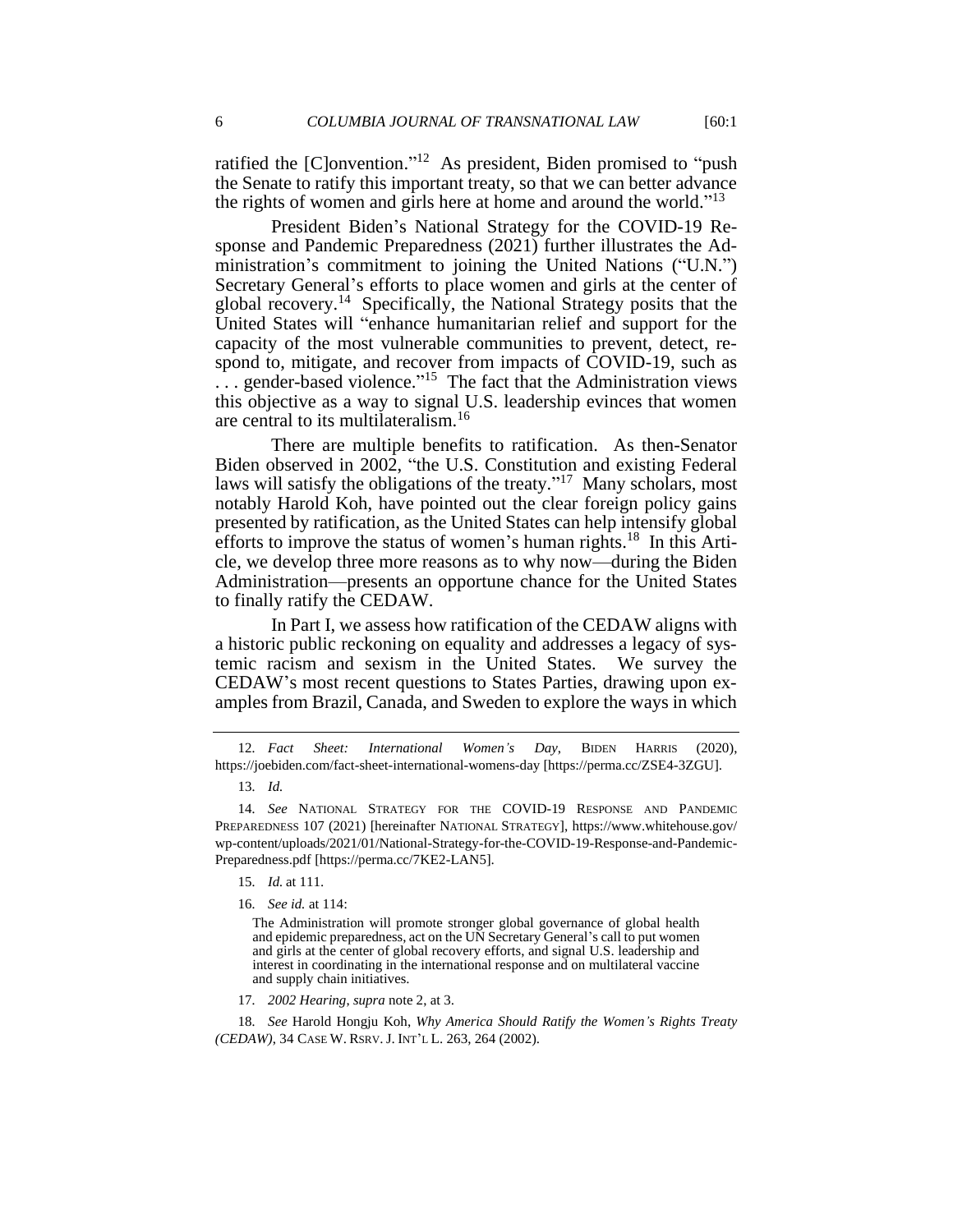ratified the [C]onvention."[12] As president, Biden promised to "push the Senate to ratify this important treaty, so that we can better advance the rights of women and girls here at home and around the world."[13]

President Biden's National Strategy for the COVID-19 Response and Pandemic Preparedness (2021) further illustrates the Administration's commitment to joining the United Nations ("U.N.") Secretary General's efforts to place women and girls at the center of global recovery.[14] Specifically, the National Strategy posits that the United States will "enhance humanitarian relief and support for the capacity of the most vulnerable communities to prevent, detect, respond to, mitigate, and recover from impacts of COVID-19, such as . . . gender-based violence."[15] The fact that the Administration views this objective as a way to signal U.S. leadership evinces that women are central to its multilateralism.[16]

There are multiple benefits to ratification. As then-Senator Biden observed in 2002, "the U.S. Constitution and existing Federal laws will satisfy the obligations of the treaty."[17] Many scholars, most notably Harold Koh, have pointed out the clear foreign policy gains presented by ratification, as the United States can help intensify global efforts to improve the status of women's human rights.[18] In this Article, we develop three more reasons as to why now—during the Biden Administration—presents an opportune chance for the United States to finally ratify the CEDAW.

In Part I, we assess how ratification of the CEDAW aligns with a historic public reckoning on equality and addresses a legacy of systemic racism and sexism in the United States. We survey the CEDAW's most recent questions to States Parties, drawing upon examples from Brazil, Canada, and Sweden to explore the ways in which

---

12. *Fact Sheet: International Women's Day*, BIDEN HARRIS (2020), https://joebiden.com/fact-sheet-international-womens-day [https://perma.cc/ZSE4-3ZGU].

13. *Id.*

14. *See* NATIONAL STRATEGY FOR THE COVID-19 RESPONSE AND PANDEMIC PREPAREDNESS 107 (2021) [hereinafter NATIONAL STRATEGY], https://www.whitehouse.gov/wp-content/uploads/2021/01/National-Strategy-for-the-COVID-19-Response-and-Pandemic-Preparedness.pdf [https://perma.cc/7KE2-LAN5].

15. *Id.* at 111.

16. *See id.* at 114:

> The Administration will promote stronger global governance of global health and epidemic preparedness, act on the UN Secretary General's call to put women and girls at the center of global recovery efforts, and signal U.S. leadership and interest in coordinating in the international response and on multilateral vaccine and supply chain initiatives.

17. *2002 Hearing*, *supra* note 2, at 3.

18. *See* Harold Hongju Koh, *Why America Should Ratify the Women's Rights Treaty (CEDAW)*, 34 CASE W. RSRV. J. INT'L L. 263, 264 (2002).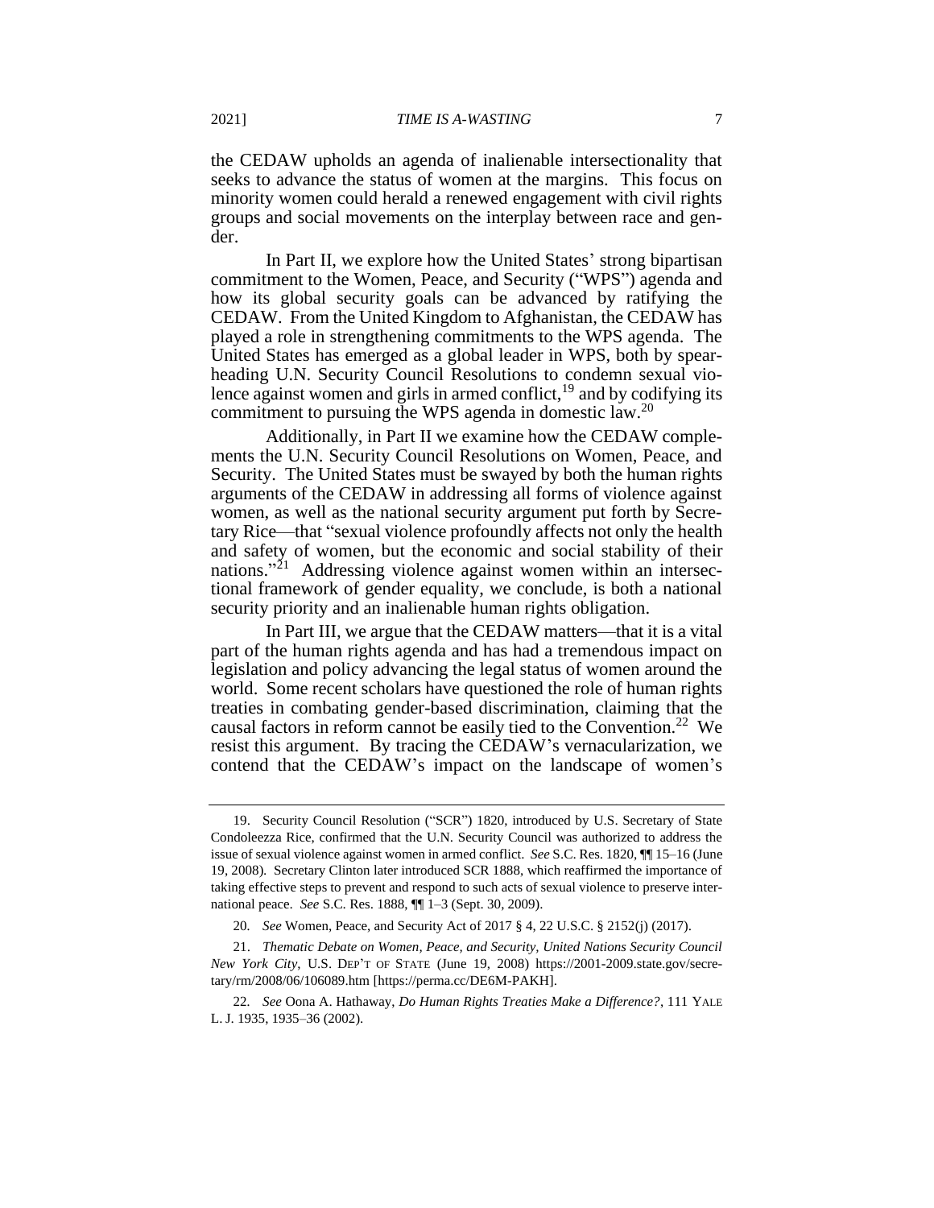the CEDAW upholds an agenda of inalienable intersectionality that seeks to advance the status of women at the margins. This focus on minority women could herald a renewed engagement with civil rights groups and social movements on the interplay between race and gender.

In Part II, we explore how the United States' strong bipartisan commitment to the Women, Peace, and Security ("WPS") agenda and how its global security goals can be advanced by ratifying the CEDAW. From the United Kingdom to Afghanistan, the CEDAW has played a role in strengthening commitments to the WPS agenda. The United States has emerged as a global leader in WPS, both by spearheading U.N. Security Council Resolutions to condemn sexual violence against women and girls in armed conflict,[19] and by codifying its commitment to pursuing the WPS agenda in domestic law.[20]

Additionally, in Part II we examine how the CEDAW complements the U.N. Security Council Resolutions on Women, Peace, and Security. The United States must be swayed by both the human rights arguments of the CEDAW in addressing all forms of violence against women, as well as the national security argument put forth by Secretary Rice—that "sexual violence profoundly affects not only the health and safety of women, but the economic and social stability of their nations."[21] Addressing violence against women within an intersectional framework of gender equality, we conclude, is both a national security priority and an inalienable human rights obligation.

In Part III, we argue that the CEDAW matters—that it is a vital part of the human rights agenda and has had a tremendous impact on legislation and policy advancing the legal status of women around the world. Some recent scholars have questioned the role of human rights treaties in combating gender-based discrimination, claiming that the causal factors in reform cannot be easily tied to the Convention.[22] We resist this argument. By tracing the CEDAW's vernacularization, we contend that the CEDAW's impact on the landscape of women's

---

19. Security Council Resolution ("SCR") 1820, introduced by U.S. Secretary of State Condoleezza Rice, confirmed that the U.N. Security Council was authorized to address the issue of sexual violence against women in armed conflict. *See* S.C. Res. 1820, ¶¶ 15–16 (June 19, 2008). Secretary Clinton later introduced SCR 1888, which reaffirmed the importance of taking effective steps to prevent and respond to such acts of sexual violence to preserve international peace. *See* S.C. Res. 1888, ¶¶ 1–3 (Sept. 30, 2009).

20. *See* Women, Peace, and Security Act of 2017 § 4, 22 U.S.C. § 2152(j) (2017).

21. *Thematic Debate on Women, Peace, and Security, United Nations Security Council New York City*, U.S. DEP'T OF STATE (June 19, 2008) https://2001-2009.state.gov/secretary/rm/2008/06/106089.htm [https://perma.cc/DE6M-PAKH].

22. *See* Oona A. Hathaway, *Do Human Rights Treaties Make a Difference?*, 111 YALE L. J. 1935, 1935–36 (2002).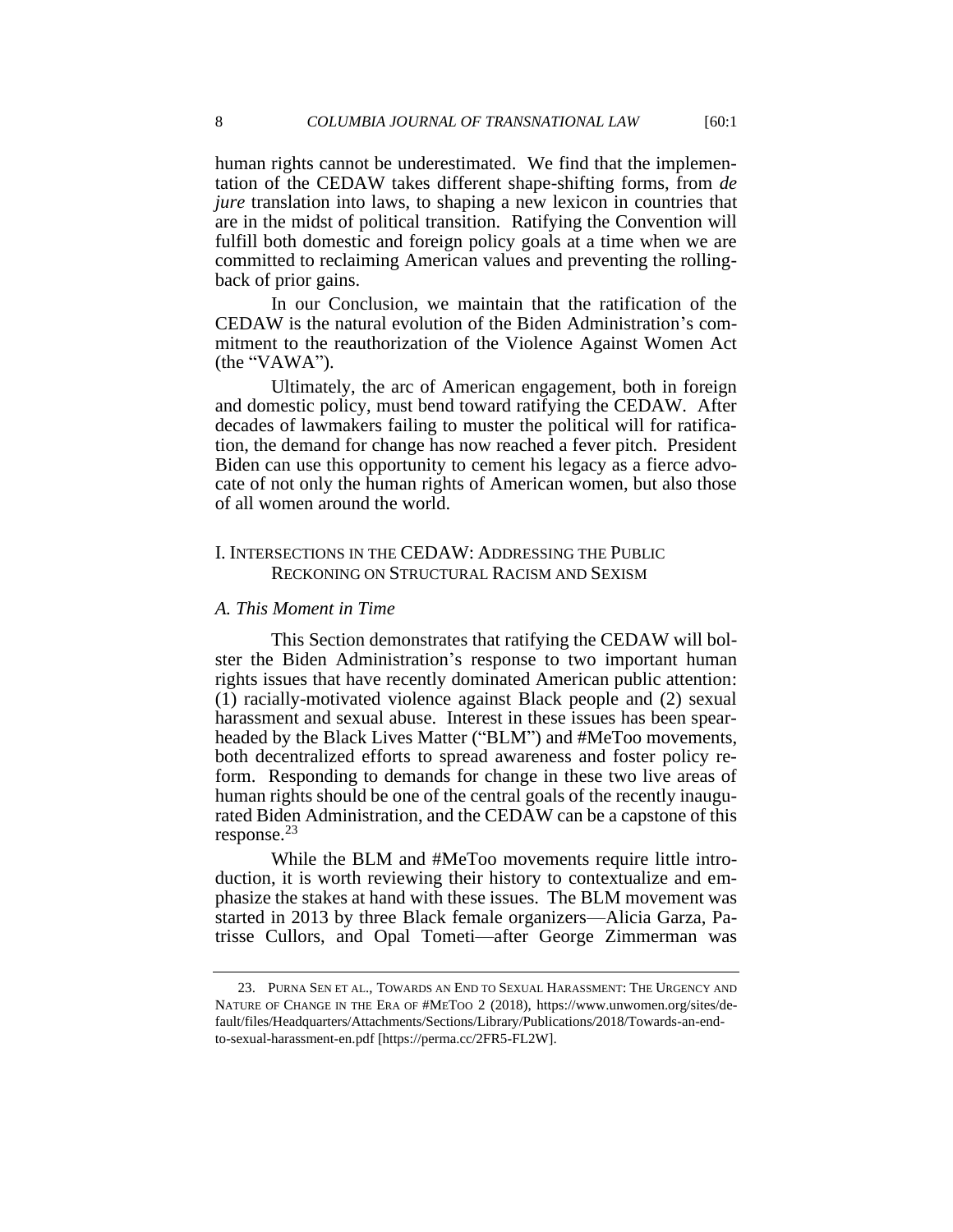human rights cannot be underestimated. We find that the implementation of the CEDAW takes different shape-shifting forms, from *de jure* translation into laws, to shaping a new lexicon in countries that are in the midst of political transition. Ratifying the Convention will fulfill both domestic and foreign policy goals at a time when we are committed to reclaiming American values and preventing the rolling-back of prior gains.

In our Conclusion, we maintain that the ratification of the CEDAW is the natural evolution of the Biden Administration's commitment to the reauthorization of the Violence Against Women Act (the "VAWA").

Ultimately, the arc of American engagement, both in foreign and domestic policy, must bend toward ratifying the CEDAW. After decades of lawmakers failing to muster the political will for ratification, the demand for change has now reached a fever pitch. President Biden can use this opportunity to cement his legacy as a fierce advocate of not only the human rights of American women, but also those of all women around the world.

## I. INTERSECTIONS IN THE CEDAW: ADDRESSING THE PUBLIC RECKONING ON STRUCTURAL RACISM AND SEXISM

### *A. This Moment in Time*

This Section demonstrates that ratifying the CEDAW will bolster the Biden Administration's response to two important human rights issues that have recently dominated American public attention: (1) racially-motivated violence against Black people and (2) sexual harassment and sexual abuse. Interest in these issues has been spearheaded by the Black Lives Matter ("BLM") and #MeToo movements, both decentralized efforts to spread awareness and foster policy reform. Responding to demands for change in these two live areas of human rights should be one of the central goals of the recently inaugurated Biden Administration, and the CEDAW can be a capstone of this response.[23]

While the BLM and #MeToo movements require little introduction, it is worth reviewing their history to contextualize and emphasize the stakes at hand with these issues. The BLM movement was started in 2013 by three Black female organizers—Alicia Garza, Patrisse Cullors, and Opal Tometi—after George Zimmerman was

---

23. PURNA SEN ET AL., TOWARDS AN END TO SEXUAL HARASSMENT: THE URGENCY AND NATURE OF CHANGE IN THE ERA OF #METOO 2 (2018), https://www.unwomen.org/sites/default/files/Headquarters/Attachments/Sections/Library/Publications/2018/Towards-an-end-to-sexual-harassment-en.pdf [https://perma.cc/2FR5-FL2W].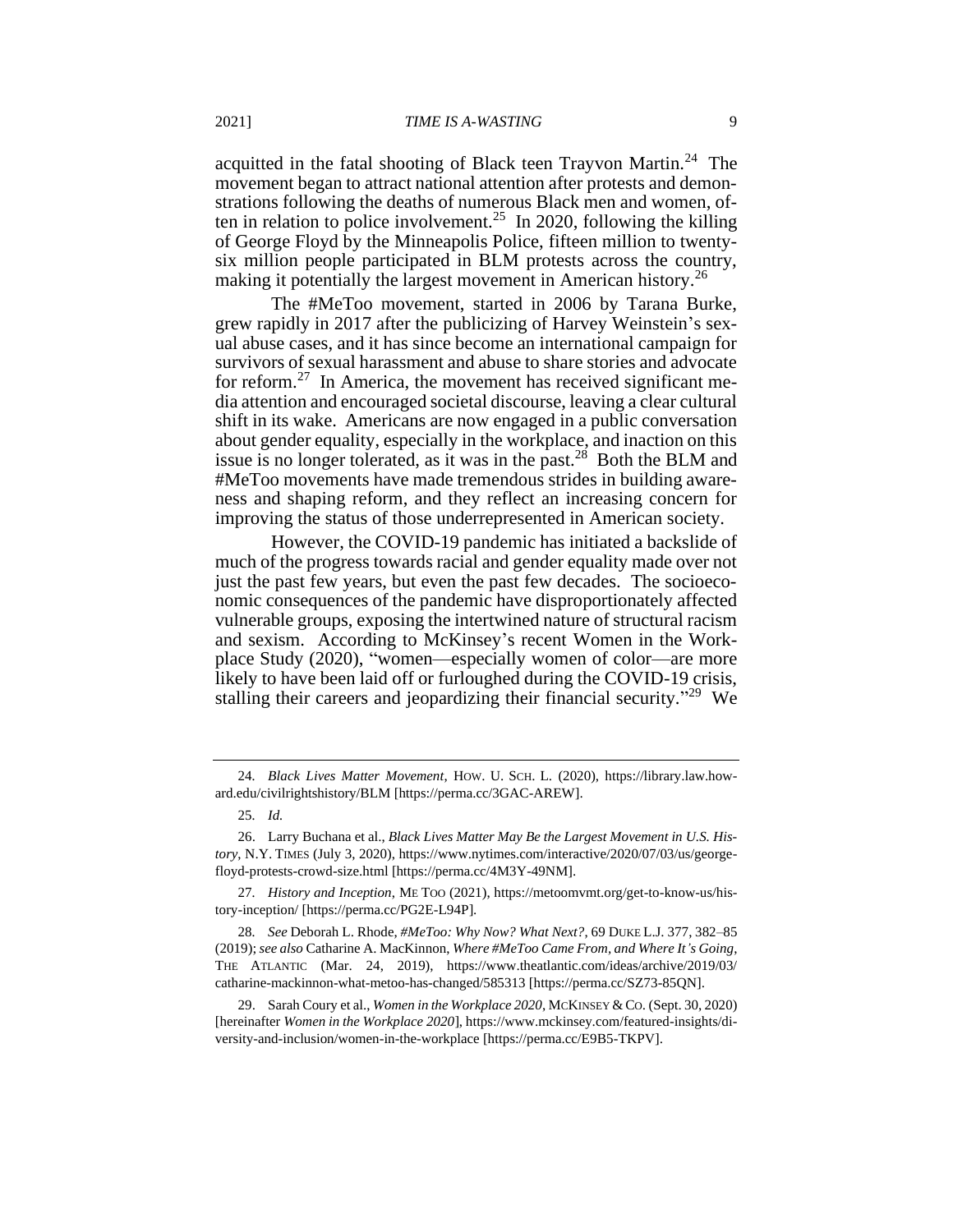acquitted in the fatal shooting of Black teen Trayvon Martin.[24] The movement began to attract national attention after protests and demonstrations following the deaths of numerous Black men and women, often in relation to police involvement.[25] In 2020, following the killing of George Floyd by the Minneapolis Police, fifteen million to twenty-six million people participated in BLM protests across the country, making it potentially the largest movement in American history.[26]

The #MeToo movement, started in 2006 by Tarana Burke, grew rapidly in 2017 after the publicizing of Harvey Weinstein's sexual abuse cases, and it has since become an international campaign for survivors of sexual harassment and abuse to share stories and advocate for reform.[27] In America, the movement has received significant media attention and encouraged societal discourse, leaving a clear cultural shift in its wake. Americans are now engaged in a public conversation about gender equality, especially in the workplace, and inaction on this issue is no longer tolerated, as it was in the past.[28] Both the BLM and #MeToo movements have made tremendous strides in building awareness and shaping reform, and they reflect an increasing concern for improving the status of those underrepresented in American society.

However, the COVID-19 pandemic has initiated a backslide of much of the progress towards racial and gender equality made over not just the past few years, but even the past few decades. The socioeconomic consequences of the pandemic have disproportionately affected vulnerable groups, exposing the intertwined nature of structural racism and sexism. According to McKinsey's recent Women in the Workplace Study (2020), "women—especially women of color—are more likely to have been laid off or furloughed during the COVID-19 crisis, stalling their careers and jeopardizing their financial security."[29] We

---

24. *Black Lives Matter Movement*, HOW. U. SCH. L. (2020), https://library.law.howard.edu/civilrightshistory/BLM [https://perma.cc/3GAC-AREW].

25. *Id.*

26. Larry Buchana et al., *Black Lives Matter May Be the Largest Movement in U.S. History*, N.Y. TIMES (July 3, 2020), https://www.nytimes.com/interactive/2020/07/03/us/george-floyd-protests-crowd-size.html [https://perma.cc/4M3Y-49NM].

27. *History and Inception*, ME TOO (2021), https://metoomvmt.org/get-to-know-us/history-inception/ [https://perma.cc/PG2E-L94P].

28. *See* Deborah L. Rhode, *#MeToo: Why Now? What Next?*, 69 DUKE L.J. 377, 382–85 (2019); *see also* Catharine A. MacKinnon, *Where #MeToo Came From, and Where It's Going*, THE ATLANTIC (Mar. 24, 2019), https://www.theatlantic.com/ideas/archive/2019/03/catharine-mackinnon-what-metoo-has-changed/585313 [https://perma.cc/SZ73-85QN].

29. Sarah Coury et al., *Women in the Workplace 2020*, MCKINSEY & CO. (Sept. 30, 2020) [hereinafter *Women in the Workplace 2020*], https://www.mckinsey.com/featured-insights/diversity-and-inclusion/women-in-the-workplace [https://perma.cc/E9B5-TKPV].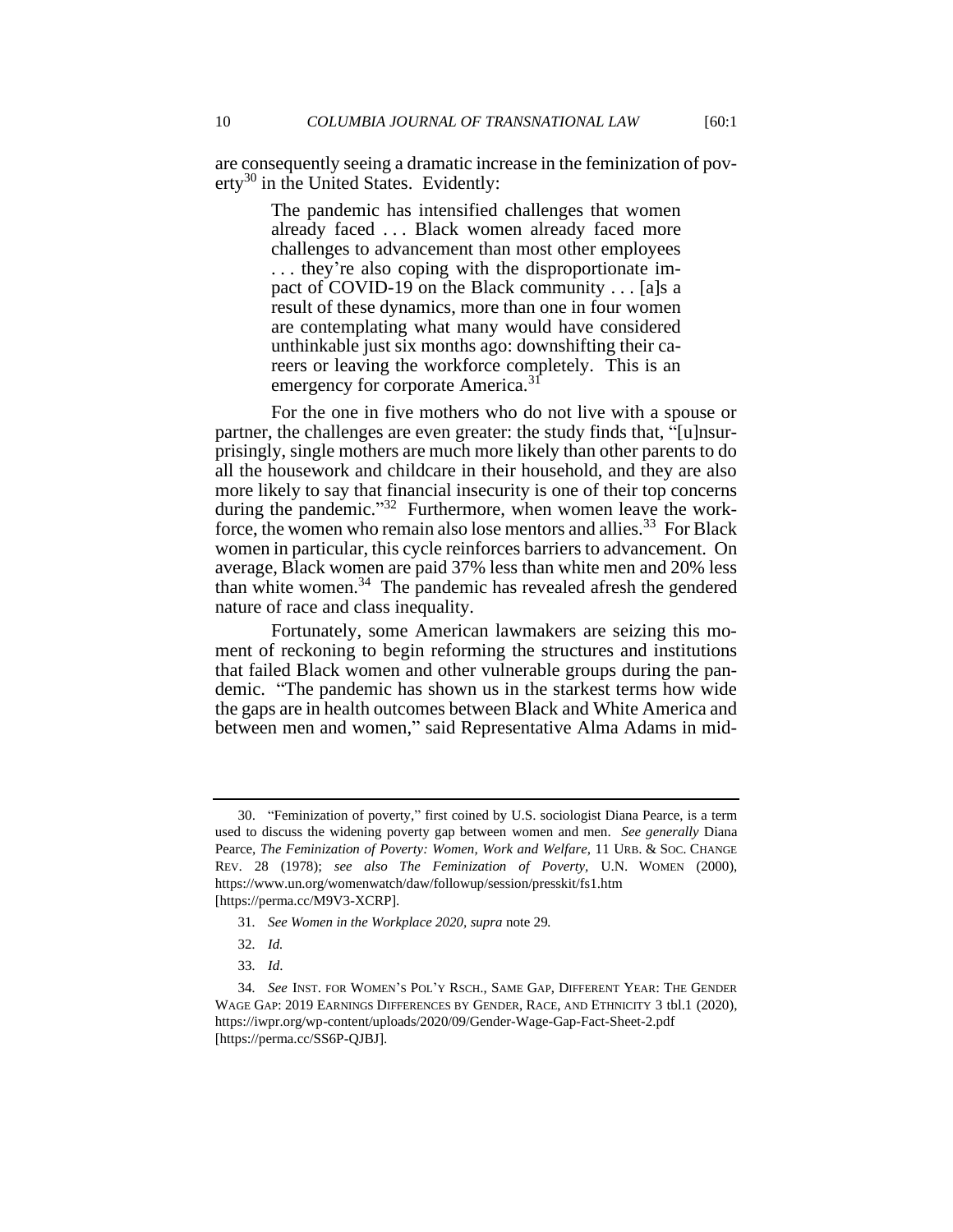are consequently seeing a dramatic increase in the feminization of poverty[30] in the United States. Evidently:

> The pandemic has intensified challenges that women already faced . . . Black women already faced more challenges to advancement than most other employees . . . they're also coping with the disproportionate impact of COVID-19 on the Black community . . . [a]s a result of these dynamics, more than one in four women are contemplating what many would have considered unthinkable just six months ago: downshifting their careers or leaving the workforce completely. This is an emergency for corporate America.[31]

For the one in five mothers who do not live with a spouse or partner, the challenges are even greater: the study finds that, "[u]nsurprisingly, single mothers are much more likely than other parents to do all the housework and childcare in their household, and they are also more likely to say that financial insecurity is one of their top concerns during the pandemic."[32] Furthermore, when women leave the workforce, the women who remain also lose mentors and allies.[33] For Black women in particular, this cycle reinforces barriers to advancement. On average, Black women are paid 37% less than white men and 20% less than white women.[34] The pandemic has revealed afresh the gendered nature of race and class inequality.

Fortunately, some American lawmakers are seizing this moment of reckoning to begin reforming the structures and institutions that failed Black women and other vulnerable groups during the pandemic. "The pandemic has shown us in the starkest terms how wide the gaps are in health outcomes between Black and White America and between men and women," said Representative Alma Adams in mid-

---

30. "Feminization of poverty," first coined by U.S. sociologist Diana Pearce, is a term used to discuss the widening poverty gap between women and men. *See generally* Diana Pearce, *The Feminization of Poverty: Women, Work and Welfare*, 11 URB. & SOC. CHANGE REV. 28 (1978); *see also The Feminization of Poverty*, U.N. WOMEN (2000), https://www.un.org/womenwatch/daw/followup/session/presskit/fs1.htm [https://perma.cc/M9V3-XCRP].

31. *See Women in the Workplace 2020*, *supra* note 29.

32. *Id.*

33. *Id*.

34. *See* INST. FOR WOMEN'S POL'Y RSCH., SAME GAP, DIFFERENT YEAR: THE GENDER WAGE GAP: 2019 EARNINGS DIFFERENCES BY GENDER, RACE, AND ETHNICITY 3 tbl.1 (2020), https://iwpr.org/wp-content/uploads/2020/09/Gender-Wage-Gap-Fact-Sheet-2.pdf [https://perma.cc/SS6P-QJBJ].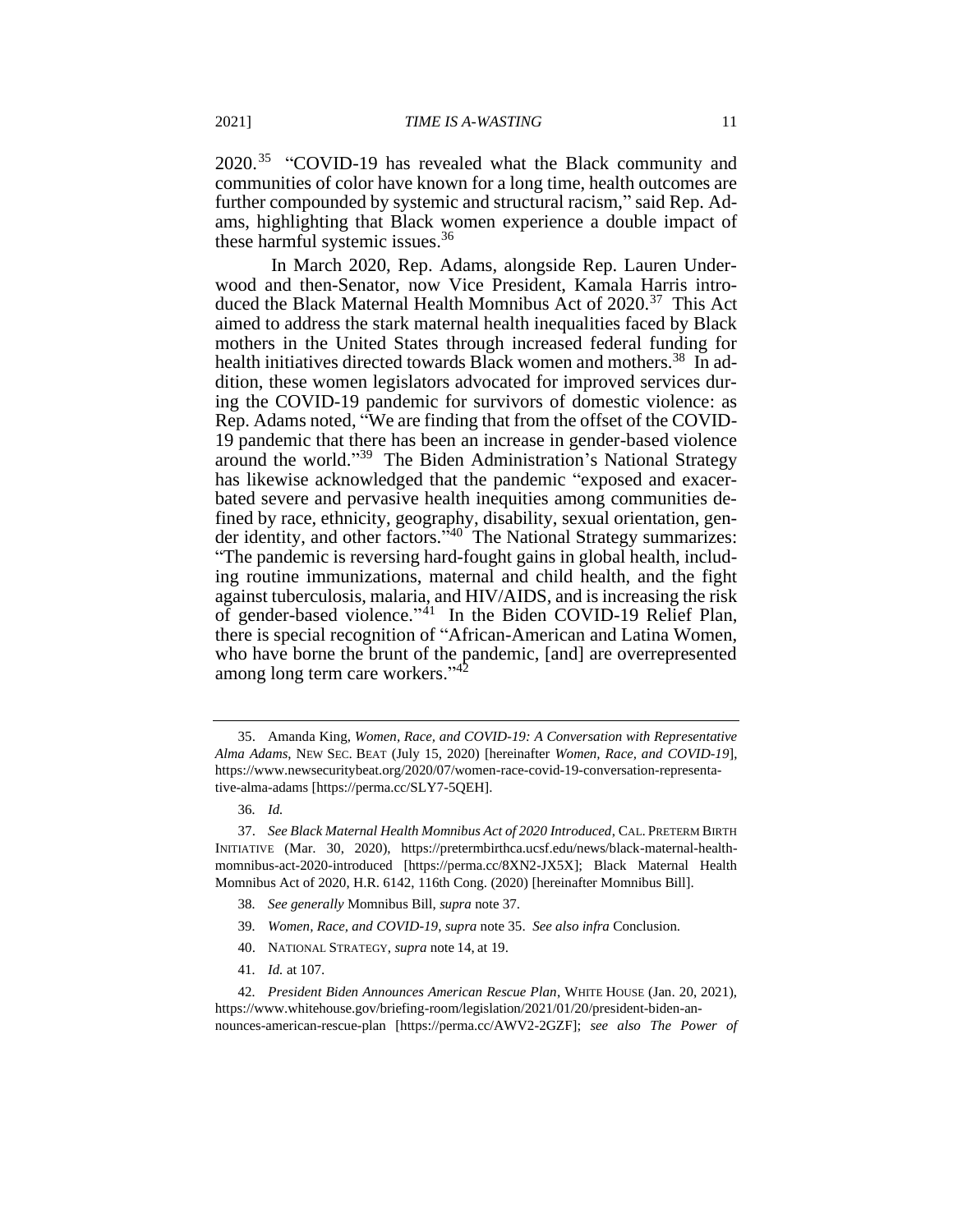2020.[35] "COVID-19 has revealed what the Black community and communities of color have known for a long time, health outcomes are further compounded by systemic and structural racism," said Rep. Adams, highlighting that Black women experience a double impact of these harmful systemic issues.[36]

In March 2020, Rep. Adams, alongside Rep. Lauren Underwood and then-Senator, now Vice President, Kamala Harris introduced the Black Maternal Health Momnibus Act of 2020.[37] This Act aimed to address the stark maternal health inequalities faced by Black mothers in the United States through increased federal funding for health initiatives directed towards Black women and mothers.[38] In addition, these women legislators advocated for improved services during the COVID-19 pandemic for survivors of domestic violence: as Rep. Adams noted, "We are finding that from the offset of the COVID-19 pandemic that there has been an increase in gender-based violence around the world."[39] The Biden Administration's National Strategy has likewise acknowledged that the pandemic "exposed and exacerbated severe and pervasive health inequities among communities defined by race, ethnicity, geography, disability, sexual orientation, gender identity, and other factors."[40] The National Strategy summarizes: "The pandemic is reversing hard-fought gains in global health, including routine immunizations, maternal and child health, and the fight against tuberculosis, malaria, and HIV/AIDS, and is increasing the risk of gender-based violence."[41] In the Biden COVID-19 Relief Plan, there is special recognition of "African-American and Latina Women, who have borne the brunt of the pandemic, [and] are overrepresented among long term care workers."[42]

---

35. Amanda King, *Women, Race, and COVID-19: A Conversation with Representative Alma Adams*, NEW SEC. BEAT (July 15, 2020) [hereinafter *Women, Race, and COVID-19*], https://www.newsecuritybeat.org/2020/07/women-race-covid-19-conversation-representative-alma-adams [https://perma.cc/SLY7-5QEH].

36. *Id.*

37. *See Black Maternal Health Momnibus Act of 2020 Introduced*, CAL. PRETERM BIRTH INITIATIVE (Mar. 30, 2020), https://pretermbirthca.ucsf.edu/news/black-maternal-health-momnibus-act-2020-introduced [https://perma.cc/8XN2-JX5X]; Black Maternal Health Momnibus Act of 2020, H.R. 6142, 116th Cong. (2020) [hereinafter Momnibus Bill].

38. *See generally* Momnibus Bill, *supra* note 37.

39. *Women, Race, and COVID-19*, *supra* note 35. *See also infra* Conclusion.

40. NATIONAL STRATEGY, *supra* note 14, at 19.

41. *Id.* at 107.

42. *President Biden Announces American Rescue Plan*, WHITE HOUSE (Jan. 20, 2021), https://www.whitehouse.gov/briefing-room/legislation/2021/01/20/president-biden-announces-american-rescue-plan [https://perma.cc/AWV2-2GZF]; *see also The Power of*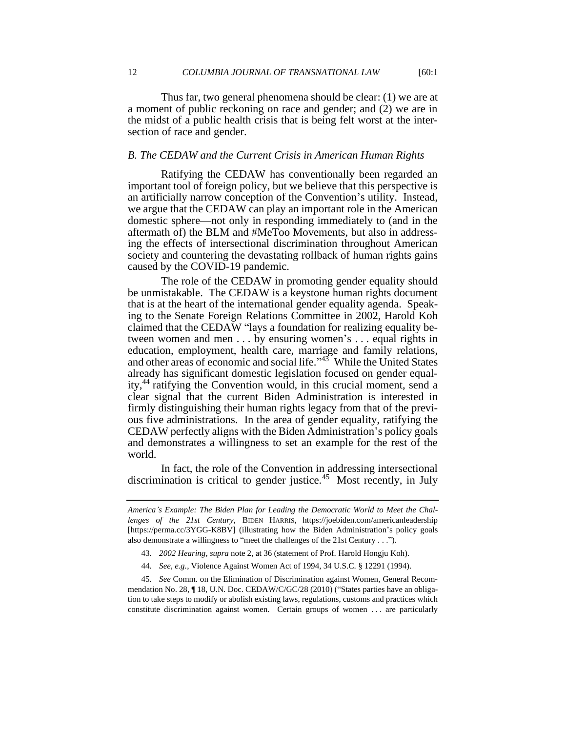Thus far, two general phenomena should be clear: (1) we are at a moment of public reckoning on race and gender; and (2) we are in the midst of a public health crisis that is being felt worst at the intersection of race and gender.

### *B. The CEDAW and the Current Crisis in American Human Rights*

Ratifying the CEDAW has conventionally been regarded an important tool of foreign policy, but we believe that this perspective is an artificially narrow conception of the Convention's utility. Instead, we argue that the CEDAW can play an important role in the American domestic sphere—not only in responding immediately to (and in the aftermath of) the BLM and #MeToo Movements, but also in addressing the effects of intersectional discrimination throughout American society and countering the devastating rollback of human rights gains caused by the COVID-19 pandemic.

The role of the CEDAW in promoting gender equality should be unmistakable. The CEDAW is a keystone human rights document that is at the heart of the international gender equality agenda. Speaking to the Senate Foreign Relations Committee in 2002, Harold Koh claimed that the CEDAW "lays a foundation for realizing equality between women and men . . . by ensuring women's . . . equal rights in education, employment, health care, marriage and family relations, and other areas of economic and social life."[43] While the United States already has significant domestic legislation focused on gender equality,[44] ratifying the Convention would, in this crucial moment, send a clear signal that the current Biden Administration is interested in firmly distinguishing their human rights legacy from that of the previous five administrations. In the area of gender equality, ratifying the CEDAW perfectly aligns with the Biden Administration's policy goals and demonstrates a willingness to set an example for the rest of the world.

In fact, the role of the Convention in addressing intersectional discrimination is critical to gender justice.[45] Most recently, in July

---

*America's Example: The Biden Plan for Leading the Democratic World to Meet the Challenges of the 21st Century*, BIDEN HARRIS, https://joebiden.com/americanleadership [https://perma.cc/3YGG-K8BV] (illustrating how the Biden Administration's policy goals also demonstrate a willingness to "meet the challenges of the 21st Century . . .").

43. *2002 Hearing*, *supra* note 2, at 36 (statement of Prof. Harold Hongju Koh).

44. *See, e.g.*, Violence Against Women Act of 1994, 34 U.S.C. § 12291 (1994).

45. *See* Comm. on the Elimination of Discrimination against Women, General Recommendation No. 28, ¶ 18, U.N. Doc. CEDAW/C/GC/28 (2010) ("States parties have an obligation to take steps to modify or abolish existing laws, regulations, customs and practices which constitute discrimination against women. Certain groups of women . . . are particularly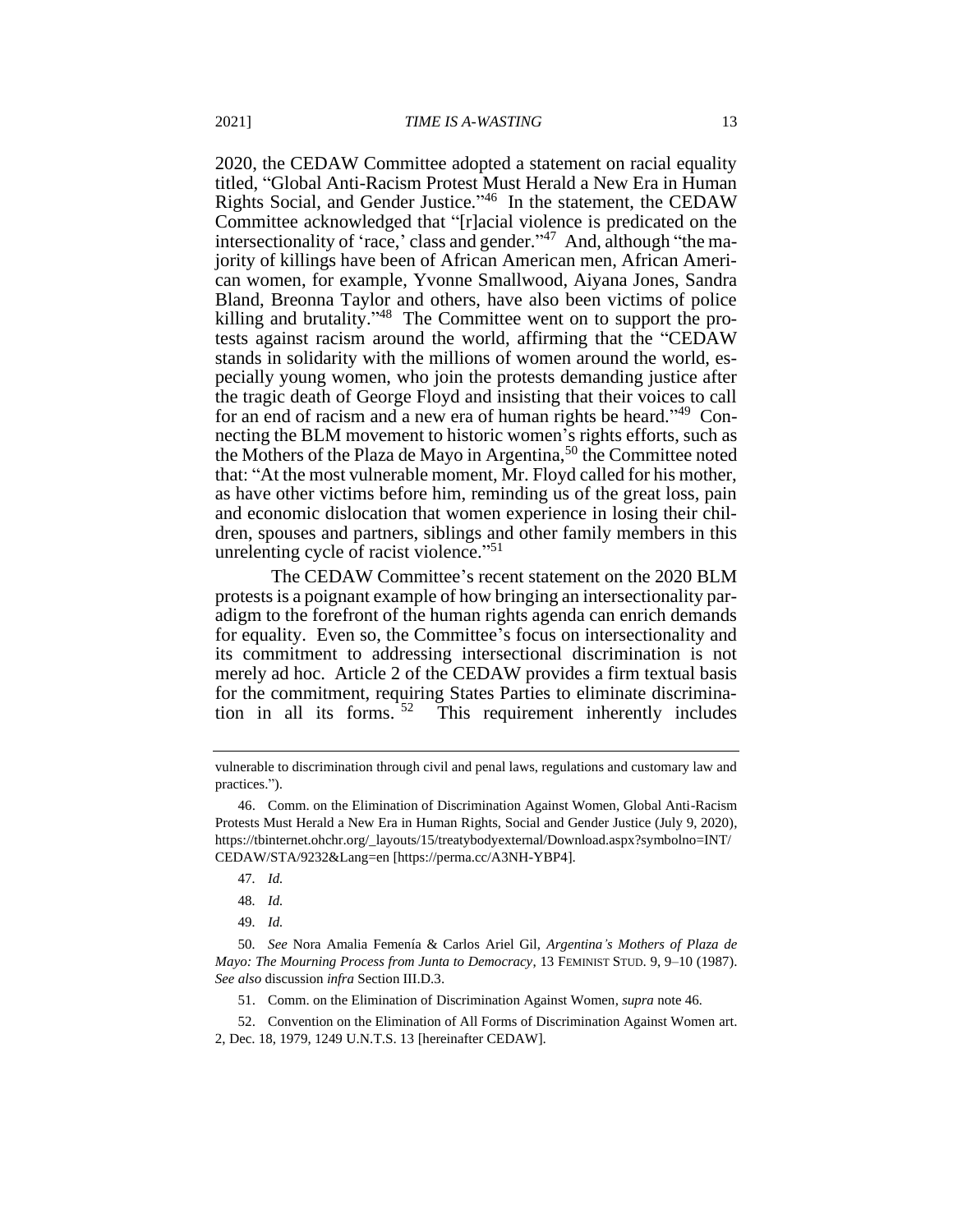2020, the CEDAW Committee adopted a statement on racial equality titled, "Global Anti-Racism Protest Must Herald a New Era in Human Rights Social, and Gender Justice."[46] In the statement, the CEDAW Committee acknowledged that "[r]acial violence is predicated on the intersectionality of 'race,' class and gender."[47] And, although "the majority of killings have been of African American men, African American women, for example, Yvonne Smallwood, Aiyana Jones, Sandra Bland, Breonna Taylor and others, have also been victims of police killing and brutality."[48] The Committee went on to support the protests against racism around the world, affirming that the "CEDAW stands in solidarity with the millions of women around the world, especially young women, who join the protests demanding justice after the tragic death of George Floyd and insisting that their voices to call for an end of racism and a new era of human rights be heard."[49] Connecting the BLM movement to historic women's rights efforts, such as the Mothers of the Plaza de Mayo in Argentina,[50] the Committee noted that: "At the most vulnerable moment, Mr. Floyd called for his mother, as have other victims before him, reminding us of the great loss, pain and economic dislocation that women experience in losing their children, spouses and partners, siblings and other family members in this unrelenting cycle of racist violence."[51]

The CEDAW Committee's recent statement on the 2020 BLM protests is a poignant example of how bringing an intersectionality paradigm to the forefront of the human rights agenda can enrich demands for equality. Even so, the Committee's focus on intersectionality and its commitment to addressing intersectional discrimination is not merely ad hoc. Article 2 of the CEDAW provides a firm textual basis for the commitment, requiring States Parties to eliminate discrimination in all its forms.[52] This requirement inherently includes

---

vulnerable to discrimination through civil and penal laws, regulations and customary law and practices.").

46. Comm. on the Elimination of Discrimination Against Women, Global Anti-Racism Protests Must Herald a New Era in Human Rights, Social and Gender Justice (July 9, 2020), https://tbinternet.ohchr.org/_layouts/15/treatybodyexternal/Download.aspx?symbolno=INT/CEDAW/STA/9232&Lang=en [https://perma.cc/A3NH-YBP4].

47. *Id.*

48. *Id.*

49. *Id.*

50. *See* Nora Amalia Femenía & Carlos Ariel Gil, *Argentina's Mothers of Plaza de Mayo: The Mourning Process from Junta to Democracy*, 13 FEMINIST STUD. 9, 9–10 (1987). *See also* discussion *infra* Section III.D.3.

51. Comm. on the Elimination of Discrimination Against Women, *supra* note 46.

52. Convention on the Elimination of All Forms of Discrimination Against Women art. 2, Dec. 18, 1979, 1249 U.N.T.S. 13 [hereinafter CEDAW].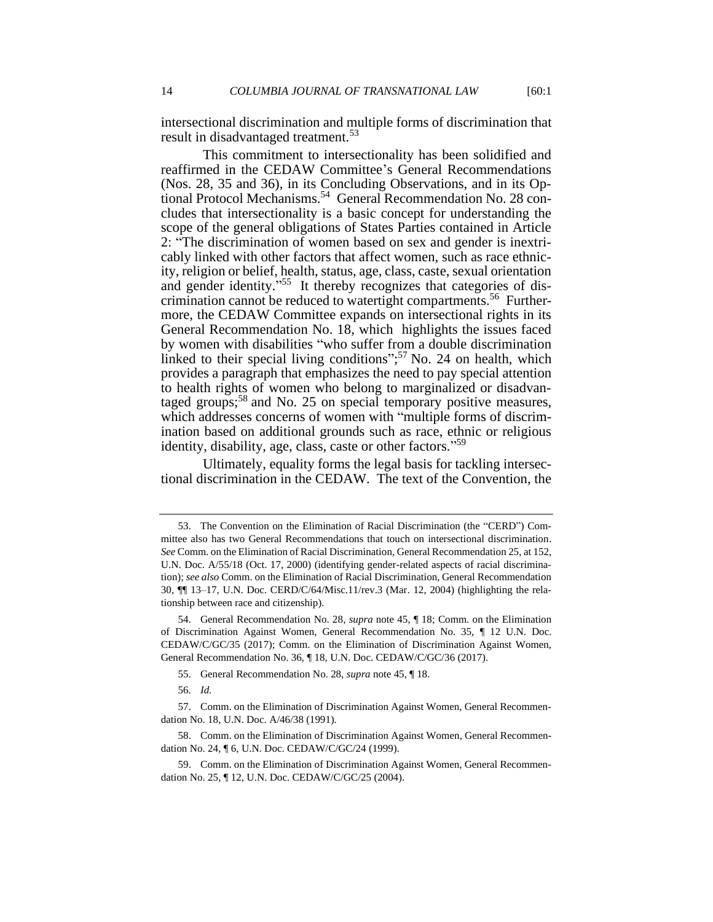intersectional discrimination and multiple forms of discrimination that result in disadvantaged treatment.[53]

This commitment to intersectionality has been solidified and reaffirmed in the CEDAW Committee's General Recommendations (Nos. 28, 35 and 36), in its Concluding Observations, and in its Optional Protocol Mechanisms.[54] General Recommendation No. 28 concludes that intersectionality is a basic concept for understanding the scope of the general obligations of States Parties contained in Article 2: "The discrimination of women based on sex and gender is inextricably linked with other factors that affect women, such as race ethnicity, religion or belief, health, status, age, class, caste, sexual orientation and gender identity."[55] It thereby recognizes that categories of discrimination cannot be reduced to watertight compartments.[56] Furthermore, the CEDAW Committee expands on intersectional rights in its General Recommendation No. 18, which highlights the issues faced by women with disabilities "who suffer from a double discrimination linked to their special living conditions";[57] No. 24 on health, which provides a paragraph that emphasizes the need to pay special attention to health rights of women who belong to marginalized or disadvantaged groups;[58] and No. 25 on special temporary positive measures, which addresses concerns of women with "multiple forms of discrimination based on additional grounds such as race, ethnic or religious identity, disability, age, class, caste or other factors."[59]

Ultimately, equality forms the legal basis for tackling intersectional discrimination in the CEDAW. The text of the Convention, the

---

53. The Convention on the Elimination of Racial Discrimination (the "CERD") Committee also has two General Recommendations that touch on intersectional discrimination. *See* Comm. on the Elimination of Racial Discrimination, General Recommendation 25, at 152, U.N. Doc. A/55/18 (Oct. 17, 2000) (identifying gender-related aspects of racial discrimination); *see also* Comm. on the Elimination of Racial Discrimination, General Recommendation 30, ¶¶ 13–17, U.N. Doc. CERD/C/64/Misc.11/rev.3 (Mar. 12, 2004) (highlighting the relationship between race and citizenship).

54. General Recommendation No. 28, *supra* note 45, ¶ 18; Comm. on the Elimination of Discrimination Against Women, General Recommendation No. 35, ¶ 12 U.N. Doc. CEDAW/C/GC/35 (2017); Comm. on the Elimination of Discrimination Against Women, General Recommendation No. 36, ¶ 18, U.N. Doc. CEDAW/C/GC/36 (2017).

55. General Recommendation No. 28, *supra* note 45, ¶ 18.

56. *Id.*

57. Comm. on the Elimination of Discrimination Against Women, General Recommendation No. 18, U.N. Doc. A/46/38 (1991).

58. Comm. on the Elimination of Discrimination Against Women, General Recommendation No. 24, ¶ 6, U.N. Doc. CEDAW/C/GC/24 (1999).

59. Comm. on the Elimination of Discrimination Against Women, General Recommendation No. 25, ¶ 12, U.N. Doc. CEDAW/C/GC/25 (2004).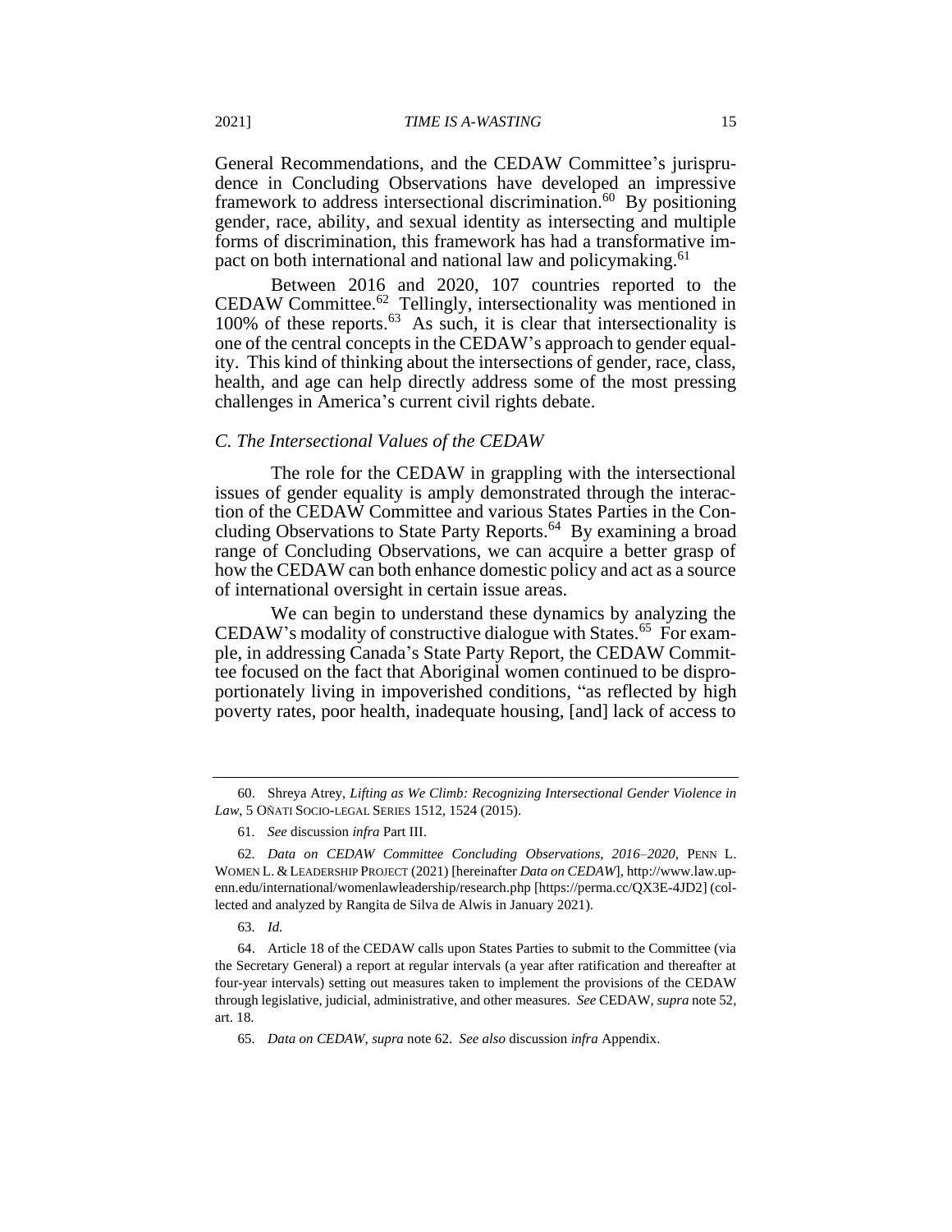General Recommendations, and the CEDAW Committee's jurisprudence in Concluding Observations have developed an impressive framework to address intersectional discrimination.[60] By positioning gender, race, ability, and sexual identity as intersecting and multiple forms of discrimination, this framework has had a transformative impact on both international and national law and policymaking.[61]

Between 2016 and 2020, 107 countries reported to the CEDAW Committee.[62] Tellingly, intersectionality was mentioned in 100% of these reports.[63] As such, it is clear that intersectionality is one of the central concepts in the CEDAW's approach to gender equality. This kind of thinking about the intersections of gender, race, class, health, and age can help directly address some of the most pressing challenges in America's current civil rights debate.

### *C. The Intersectional Values of the CEDAW*

The role for the CEDAW in grappling with the intersectional issues of gender equality is amply demonstrated through the interaction of the CEDAW Committee and various States Parties in the Concluding Observations to State Party Reports.[64] By examining a broad range of Concluding Observations, we can acquire a better grasp of how the CEDAW can both enhance domestic policy and act as a source of international oversight in certain issue areas.

We can begin to understand these dynamics by analyzing the CEDAW's modality of constructive dialogue with States.[65] For example, in addressing Canada's State Party Report, the CEDAW Committee focused on the fact that Aboriginal women continued to be disproportionately living in impoverished conditions, "as reflected by high poverty rates, poor health, inadequate housing, [and] lack of access to

---

60. Shreya Atrey, *Lifting as We Climb: Recognizing Intersectional Gender Violence in Law*, 5 OÑATI SOCIO-LEGAL SERIES 1512, 1524 (2015).

61. *See* discussion *infra* Part III.

62. *Data on CEDAW Committee Concluding Observations, 2016–2020*, PENN L. WOMEN L. & LEADERSHIP PROJECT (2021) [hereinafter *Data on CEDAW*], http://www.law.upenn.edu/international/womenlawleadership/research.php [https://perma.cc/QX3E-4JD2] (collected and analyzed by Rangita de Silva de Alwis in January 2021).

63. *Id.*

64. Article 18 of the CEDAW calls upon States Parties to submit to the Committee (via the Secretary General) a report at regular intervals (a year after ratification and thereafter at four-year intervals) setting out measures taken to implement the provisions of the CEDAW through legislative, judicial, administrative, and other measures. *See* CEDAW, *supra* note 52, art. 18.

65. *Data on CEDAW*, *supra* note 62. *See also* discussion *infra* Appendix.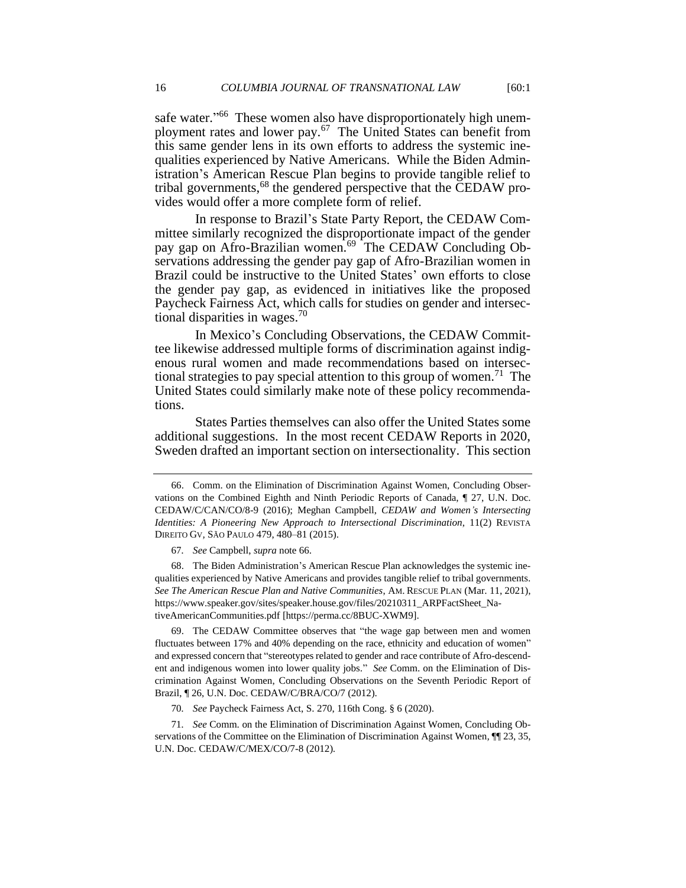safe water."[66] These women also have disproportionately high unemployment rates and lower pay.[67] The United States can benefit from this same gender lens in its own efforts to address the systemic inequalities experienced by Native Americans. While the Biden Administration's American Rescue Plan begins to provide tangible relief to tribal governments,[68] the gendered perspective that the CEDAW provides would offer a more complete form of relief.

In response to Brazil's State Party Report, the CEDAW Committee similarly recognized the disproportionate impact of the gender pay gap on Afro-Brazilian women.[69] The CEDAW Concluding Observations addressing the gender pay gap of Afro-Brazilian women in Brazil could be instructive to the United States' own efforts to close the gender pay gap, as evidenced in initiatives like the proposed Paycheck Fairness Act, which calls for studies on gender and intersectional disparities in wages.[70]

In Mexico's Concluding Observations, the CEDAW Committee likewise addressed multiple forms of discrimination against indigenous rural women and made recommendations based on intersectional strategies to pay special attention to this group of women.[71] The United States could similarly make note of these policy recommendations.

States Parties themselves can also offer the United States some additional suggestions. In the most recent CEDAW Reports in 2020, Sweden drafted an important section on intersectionality. This section

---

66. Comm. on the Elimination of Discrimination Against Women, Concluding Observations on the Combined Eighth and Ninth Periodic Reports of Canada, ¶ 27, U.N. Doc. CEDAW/C/CAN/CO/8-9 (2016); Meghan Campbell, *CEDAW and Women's Intersecting Identities: A Pioneering New Approach to Intersectional Discrimination*, 11(2) REVISTA DIREITO GV, SÃO PAULO 479, 480–81 (2015).

67. *See* Campbell, *supra* note 66.

68. The Biden Administration's American Rescue Plan acknowledges the systemic inequalities experienced by Native Americans and provides tangible relief to tribal governments. *See The American Rescue Plan and Native Communities*, AM. RESCUE PLAN (Mar. 11, 2021), https://www.speaker.gov/sites/speaker.house.gov/files/20210311_ARPFactSheet_NativeAmericanCommunities.pdf [https://perma.cc/8BUC-XWM9].

69. The CEDAW Committee observes that "the wage gap between men and women fluctuates between 17% and 40% depending on the race, ethnicity and education of women" and expressed concern that "stereotypes related to gender and race contribute of Afro-descendent and indigenous women into lower quality jobs." *See* Comm. on the Elimination of Discrimination Against Women, Concluding Observations on the Seventh Periodic Report of Brazil, ¶ 26, U.N. Doc. CEDAW/C/BRA/CO/7 (2012).

70. *See* Paycheck Fairness Act, S. 270, 116th Cong. § 6 (2020).

71. *See* Comm. on the Elimination of Discrimination Against Women, Concluding Observations of the Committee on the Elimination of Discrimination Against Women, ¶¶ 23, 35, U.N. Doc. CEDAW/C/MEX/CO/7-8 (2012).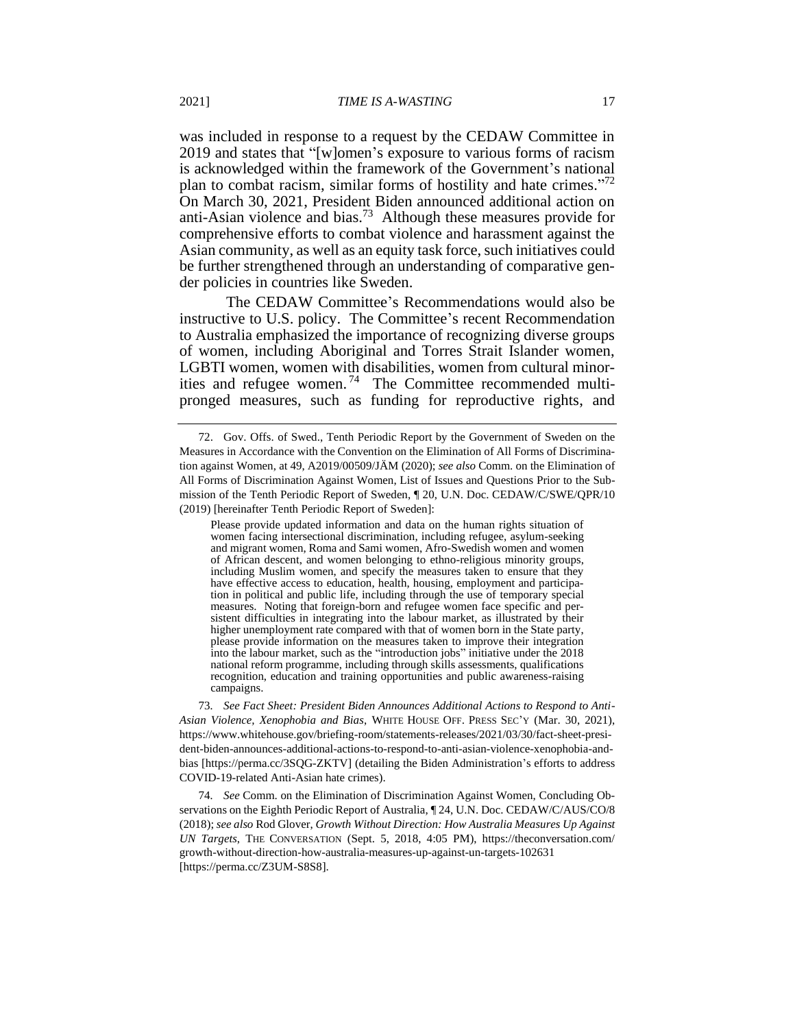was included in response to a request by the CEDAW Committee in 2019 and states that "[w]omen's exposure to various forms of racism is acknowledged within the framework of the Government's national plan to combat racism, similar forms of hostility and hate crimes."[72] On March 30, 2021, President Biden announced additional action on anti-Asian violence and bias.[73] Although these measures provide for comprehensive efforts to combat violence and harassment against the Asian community, as well as an equity task force, such initiatives could be further strengthened through an understanding of comparative gender policies in countries like Sweden.

The CEDAW Committee's Recommendations would also be instructive to U.S. policy. The Committee's recent Recommendation to Australia emphasized the importance of recognizing diverse groups of women, including Aboriginal and Torres Strait Islander women, LGBTI women, women with disabilities, women from cultural minorities and refugee women.[74] The Committee recommended multi-pronged measures, such as funding for reproductive rights, and

---

72. Gov. Offs. of Swed., Tenth Periodic Report by the Government of Sweden on the Measures in Accordance with the Convention on the Elimination of All Forms of Discrimination against Women, at 49, A2019/00509/JÄM (2020); *see also* Comm. on the Elimination of All Forms of Discrimination Against Women, List of Issues and Questions Prior to the Submission of the Tenth Periodic Report of Sweden, ¶ 20, U.N. Doc. CEDAW/C/SWE/QPR/10 (2019) [hereinafter Tenth Periodic Report of Sweden]:

> Please provide updated information and data on the human rights situation of women facing intersectional discrimination, including refugee, asylum-seeking and migrant women, Roma and Sami women, Afro-Swedish women and women of African descent, and women belonging to ethno-religious minority groups, including Muslim women, and specify the measures taken to ensure that they have effective access to education, health, housing, employment and participation in political and public life, including through the use of temporary special measures. Noting that foreign-born and refugee women face specific and persistent difficulties in integrating into the labour market, as illustrated by their higher unemployment rate compared with that of women born in the State party, please provide information on the measures taken to improve their integration into the labour market, such as the "introduction jobs" initiative under the 2018 national reform programme, including through skills assessments, qualifications recognition, education and training opportunities and public awareness-raising campaigns.

73. *See Fact Sheet: President Biden Announces Additional Actions to Respond to Anti-Asian Violence, Xenophobia and Bias*, WHITE HOUSE OFF. PRESS SEC'Y (Mar. 30, 2021), https://www.whitehouse.gov/briefing-room/statements-releases/2021/03/30/fact-sheet-president-biden-announces-additional-actions-to-respond-to-anti-asian-violence-xenophobia-and-bias [https://perma.cc/3SQG-ZKTV] (detailing the Biden Administration's efforts to address COVID-19-related Anti-Asian hate crimes).

74. *See* Comm. on the Elimination of Discrimination Against Women, Concluding Observations on the Eighth Periodic Report of Australia, ¶ 24, U.N. Doc. CEDAW/C/AUS/CO/8 (2018); *see also* Rod Glover, *Growth Without Direction: How Australia Measures Up Against UN Targets*, THE CONVERSATION (Sept. 5, 2018, 4:05 PM), https://theconversation.com/growth-without-direction-how-australia-measures-up-against-un-targets-102631 [https://perma.cc/Z3UM-S8S8].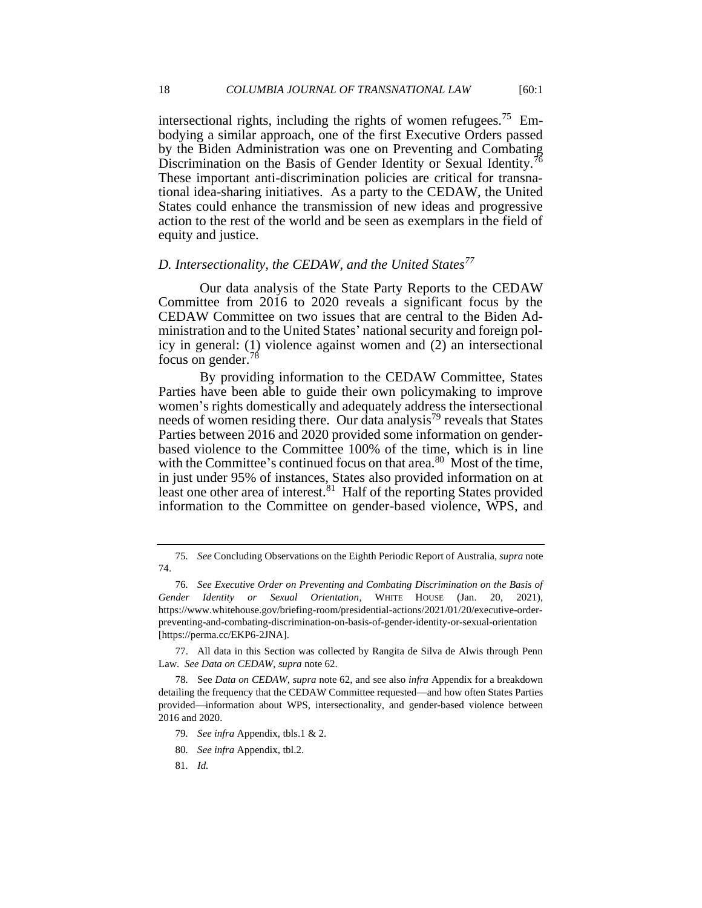intersectional rights, including the rights of women refugees.[75] Embodying a similar approach, one of the first Executive Orders passed by the Biden Administration was one on Preventing and Combating Discrimination on the Basis of Gender Identity or Sexual Identity.[76] These important anti-discrimination policies are critical for transnational idea-sharing initiatives. As a party to the CEDAW, the United States could enhance the transmission of new ideas and progressive action to the rest of the world and be seen as exemplars in the field of equity and justice.

### *D. Intersectionality, the CEDAW, and the United States*[77]

Our data analysis of the State Party Reports to the CEDAW Committee from 2016 to 2020 reveals a significant focus by the CEDAW Committee on two issues that are central to the Biden Administration and to the United States' national security and foreign policy in general: (1) violence against women and (2) an intersectional focus on gender.[78]

By providing information to the CEDAW Committee, States Parties have been able to guide their own policymaking to improve women's rights domestically and adequately address the intersectional needs of women residing there. Our data analysis[79] reveals that States Parties between 2016 and 2020 provided some information on gender-based violence to the Committee 100% of the time, which is in line with the Committee's continued focus on that area.[80] Most of the time, in just under 95% of instances, States also provided information on at least one other area of interest.[81] Half of the reporting States provided information to the Committee on gender-based violence, WPS, and

---

75. *See* Concluding Observations on the Eighth Periodic Report of Australia, *supra* note 74.

76. *See Executive Order on Preventing and Combating Discrimination on the Basis of Gender Identity or Sexual Orientation*, WHITE HOUSE (Jan. 20, 2021), https://www.whitehouse.gov/briefing-room/presidential-actions/2021/01/20/executive-order-preventing-and-combating-discrimination-on-basis-of-gender-identity-or-sexual-orientation [https://perma.cc/EKP6-2JNA].

77. All data in this Section was collected by Rangita de Silva de Alwis through Penn Law. *See Data on CEDAW*, *supra* note 62.

78. See *Data on CEDAW*, *supra* note 62, and see also *infra* Appendix for a breakdown detailing the frequency that the CEDAW Committee requested—and how often States Parties provided—information about WPS, intersectionality, and gender-based violence between 2016 and 2020.

79. *See infra* Appendix, tbls.1 & 2.

80. *See infra* Appendix, tbl.2.

81. *Id.*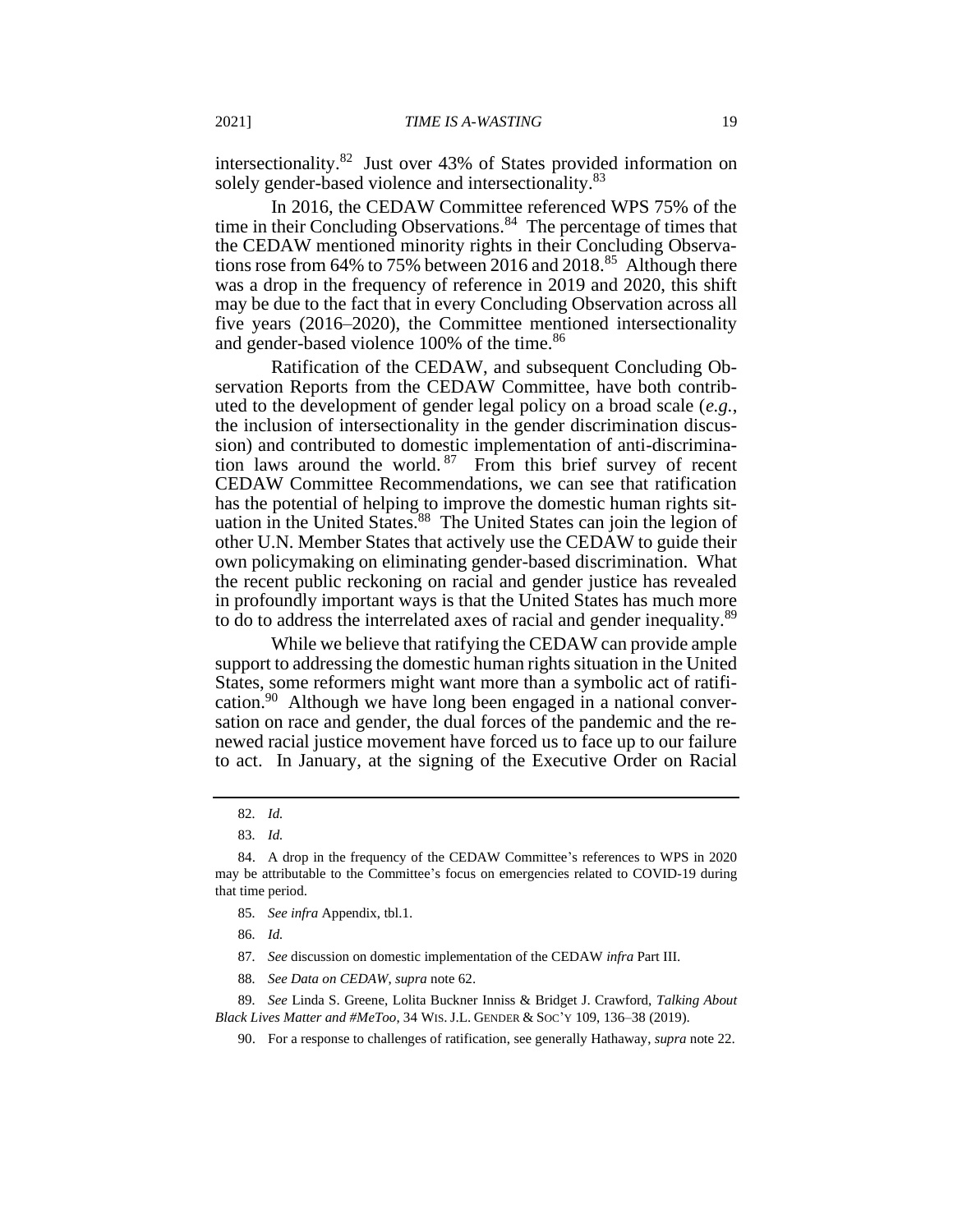intersectionality.[82] Just over 43% of States provided information on solely gender-based violence and intersectionality.[83]

In 2016, the CEDAW Committee referenced WPS 75% of the time in their Concluding Observations.[84] The percentage of times that the CEDAW mentioned minority rights in their Concluding Observations rose from 64% to 75% between 2016 and 2018.[85] Although there was a drop in the frequency of reference in 2019 and 2020, this shift may be due to the fact that in every Concluding Observation across all five years (2016–2020), the Committee mentioned intersectionality and gender-based violence 100% of the time.[86]

Ratification of the CEDAW, and subsequent Concluding Observation Reports from the CEDAW Committee, have both contributed to the development of gender legal policy on a broad scale (*e.g.*, the inclusion of intersectionality in the gender discrimination discussion) and contributed to domestic implementation of anti-discrimination laws around the world.[87] From this brief survey of recent CEDAW Committee Recommendations, we can see that ratification has the potential of helping to improve the domestic human rights situation in the United States.[88] The United States can join the legion of other U.N. Member States that actively use the CEDAW to guide their own policymaking on eliminating gender-based discrimination. What the recent public reckoning on racial and gender justice has revealed in profoundly important ways is that the United States has much more to do to address the interrelated axes of racial and gender inequality.[89]

While we believe that ratifying the CEDAW can provide ample support to addressing the domestic human rights situation in the United States, some reformers might want more than a symbolic act of ratification.[90] Although we have long been engaged in a national conversation on race and gender, the dual forces of the pandemic and the renewed racial justice movement have forced us to face up to our failure to act. In January, at the signing of the Executive Order on Racial

---

82. *Id.*

83. *Id.*

84. A drop in the frequency of the CEDAW Committee's references to WPS in 2020 may be attributable to the Committee's focus on emergencies related to COVID-19 during that time period.

85. *See infra* Appendix, tbl.1.

86. *Id.*

87. *See* discussion on domestic implementation of the CEDAW *infra* Part III.

88. *See Data on CEDAW*, *supra* note 62.

89. *See* Linda S. Greene, Lolita Buckner Inniss & Bridget J. Crawford, *Talking About Black Lives Matter and #MeToo*, 34 WIS. J.L. GENDER & SOC'Y 109, 136–38 (2019).

90. For a response to challenges of ratification, see generally Hathaway, *supra* note 22.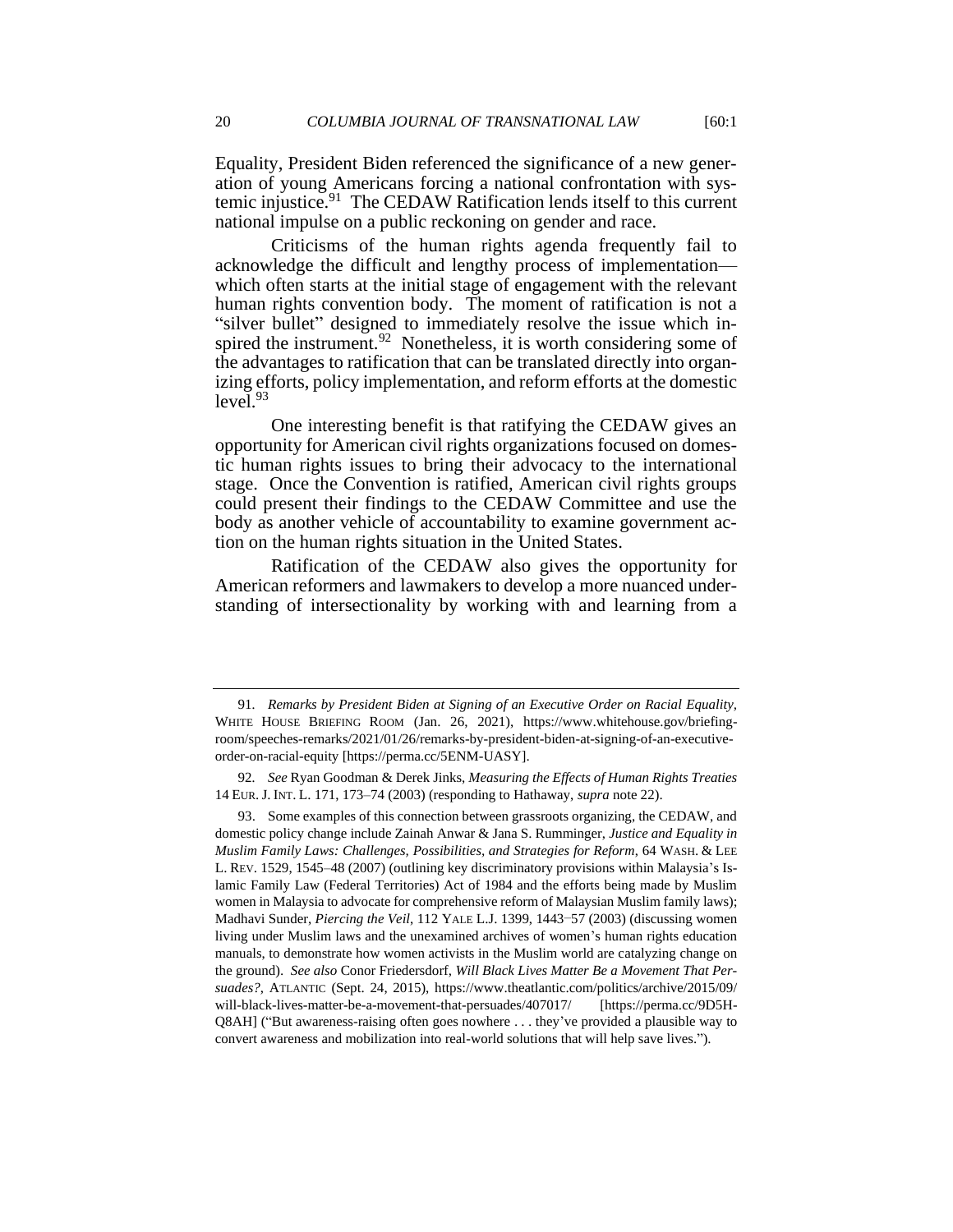Equality, President Biden referenced the significance of a new generation of young Americans forcing a national confrontation with systemic injustice.[91] The CEDAW Ratification lends itself to this current national impulse on a public reckoning on gender and race.

Criticisms of the human rights agenda frequently fail to acknowledge the difficult and lengthy process of implementation—which often starts at the initial stage of engagement with the relevant human rights convention body. The moment of ratification is not a "silver bullet" designed to immediately resolve the issue which inspired the instrument.[92] Nonetheless, it is worth considering some of the advantages to ratification that can be translated directly into organizing efforts, policy implementation, and reform efforts at the domestic level.[93]

One interesting benefit is that ratifying the CEDAW gives an opportunity for American civil rights organizations focused on domestic human rights issues to bring their advocacy to the international stage. Once the Convention is ratified, American civil rights groups could present their findings to the CEDAW Committee and use the body as another vehicle of accountability to examine government action on the human rights situation in the United States.

Ratification of the CEDAW also gives the opportunity for American reformers and lawmakers to develop a more nuanced understanding of intersectionality by working with and learning from a

---

91. *Remarks by President Biden at Signing of an Executive Order on Racial Equality*, WHITE HOUSE BRIEFING ROOM (Jan. 26, 2021), https://www.whitehouse.gov/briefing-room/speeches-remarks/2021/01/26/remarks-by-president-biden-at-signing-of-an-executive-order-on-racial-equity [https://perma.cc/5ENM-UASY].

92. *See* Ryan Goodman & Derek Jinks, *Measuring the Effects of Human Rights Treaties* 14 EUR. J. INT. L. 171, 173–74 (2003) (responding to Hathaway, *supra* note 22).

93. Some examples of this connection between grassroots organizing, the CEDAW, and domestic policy change include Zainah Anwar & Jana S. Rumminger, *Justice and Equality in Muslim Family Laws: Challenges, Possibilities, and Strategies for Reform*, 64 WASH. & LEE L. REV. 1529, 1545–48 (2007) (outlining key discriminatory provisions within Malaysia's Islamic Family Law (Federal Territories) Act of 1984 and the efforts being made by Muslim women in Malaysia to advocate for comprehensive reform of Malaysian Muslim family laws); Madhavi Sunder, *Piercing the Veil*, 112 YALE L.J. 1399, 1443–57 (2003) (discussing women living under Muslim laws and the unexamined archives of women's human rights education manuals, to demonstrate how women activists in the Muslim world are catalyzing change on the ground). *See also* Conor Friedersdorf, *Will Black Lives Matter Be a Movement That Persuades?*, ATLANTIC (Sept. 24, 2015), https://www.theatlantic.com/politics/archive/2015/09/will-black-lives-matter-be-a-movement-that-persuades/407017/ [https://perma.cc/9D5H-Q8AH] ("But awareness-raising often goes nowhere . . . they've provided a plausible way to convert awareness and mobilization into real-world solutions that will help save lives.").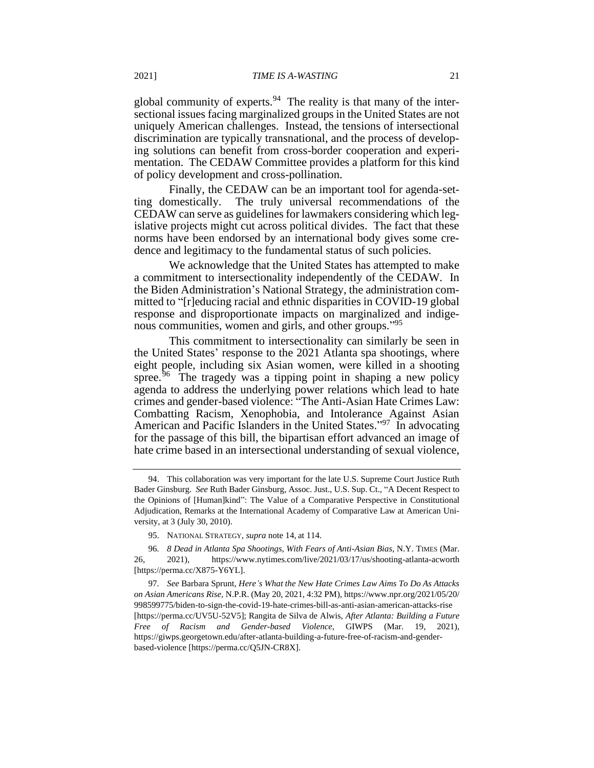global community of experts.[94] The reality is that many of the intersectional issues facing marginalized groups in the United States are not uniquely American challenges. Instead, the tensions of intersectional discrimination are typically transnational, and the process of developing solutions can benefit from cross-border cooperation and experimentation. The CEDAW Committee provides a platform for this kind of policy development and cross-pollination.

Finally, the CEDAW can be an important tool for agenda-setting domestically. The truly universal recommendations of the CEDAW can serve as guidelines for lawmakers considering which legislative projects might cut across political divides. The fact that these norms have been endorsed by an international body gives some credence and legitimacy to the fundamental status of such policies.

We acknowledge that the United States has attempted to make a commitment to intersectionality independently of the CEDAW. In the Biden Administration's National Strategy, the administration committed to "[r]educing racial and ethnic disparities in COVID-19 global response and disproportionate impacts on marginalized and indigenous communities, women and girls, and other groups."[95]

This commitment to intersectionality can similarly be seen in the United States' response to the 2021 Atlanta spa shootings, where eight people, including six Asian women, were killed in a shooting spree.[96] The tragedy was a tipping point in shaping a new policy agenda to address the underlying power relations which lead to hate crimes and gender-based violence: "The Anti-Asian Hate Crimes Law: Combatting Racism, Xenophobia, and Intolerance Against Asian American and Pacific Islanders in the United States."[97] In advocating for the passage of this bill, the bipartisan effort advanced an image of hate crime based in an intersectional understanding of sexual violence,

---

94. This collaboration was very important for the late U.S. Supreme Court Justice Ruth Bader Ginsburg. *See* Ruth Bader Ginsburg, Assoc. Just., U.S. Sup. Ct., "A Decent Respect to the Opinions of [Human]kind": The Value of a Comparative Perspective in Constitutional Adjudication, Remarks at the International Academy of Comparative Law at American University, at 3 (July 30, 2010).

95. NATIONAL STRATEGY, *supra* note 14, at 114.

96. *8 Dead in Atlanta Spa Shootings, With Fears of Anti-Asian Bias*, N.Y. TIMES (Mar. 26, 2021), https://www.nytimes.com/live/2021/03/17/us/shooting-atlanta-acworth [https://perma.cc/X875-Y6YL].

97. *See* Barbara Sprunt, *Here's What the New Hate Crimes Law Aims To Do As Attacks on Asian Americans Rise*, N.P.R. (May 20, 2021, 4:32 PM), https://www.npr.org/2021/05/20/998599775/biden-to-sign-the-covid-19-hate-crimes-bill-as-anti-asian-american-attacks-rise [https://perma.cc/UV5U-52V5]; Rangita de Silva de Alwis, *After Atlanta: Building a Future Free of Racism and Gender-based Violence*, GIWPS (Mar. 19, 2021), https://giwps.georgetown.edu/after-atlanta-building-a-future-free-of-racism-and-gender-based-violence [https://perma.cc/Q5JN-CR8X].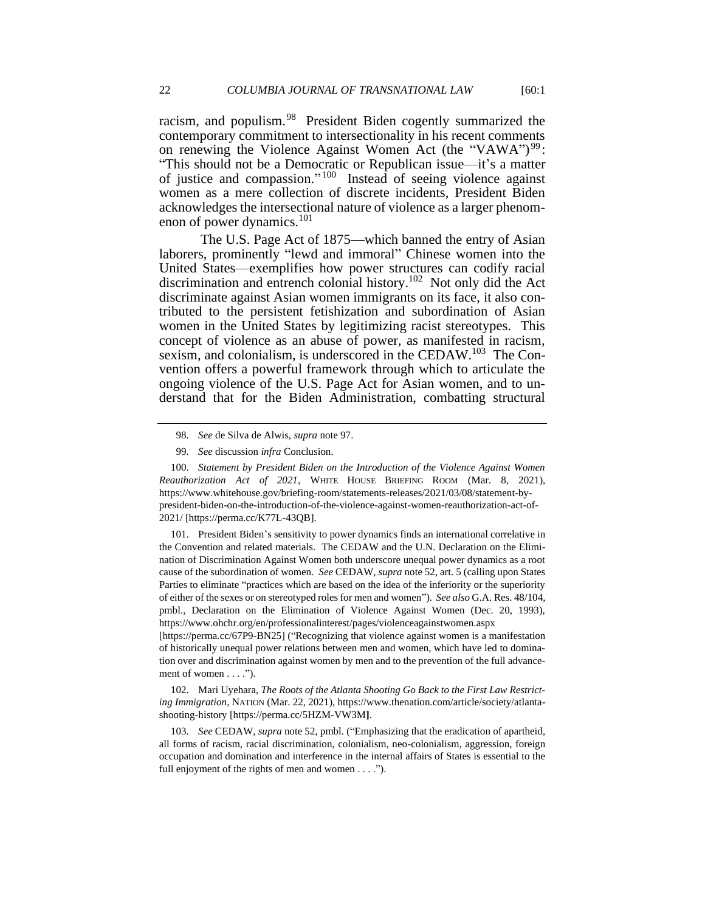racism, and populism.[98] President Biden cogently summarized the contemporary commitment to intersectionality in his recent comments on renewing the Violence Against Women Act (the "VAWA")[99]: "This should not be a Democratic or Republican issue—it's a matter of justice and compassion."[100] Instead of seeing violence against women as a mere collection of discrete incidents, President Biden acknowledges the intersectional nature of violence as a larger phenomenon of power dynamics.[101]

The U.S. Page Act of 1875—which banned the entry of Asian laborers, prominently "lewd and immoral" Chinese women into the United States—exemplifies how power structures can codify racial discrimination and entrench colonial history.[102] Not only did the Act discriminate against Asian women immigrants on its face, it also contributed to the persistent fetishization and subordination of Asian women in the United States by legitimizing racist stereotypes. This concept of violence as an abuse of power, as manifested in racism, sexism, and colonialism, is underscored in the CEDAW.[103] The Convention offers a powerful framework through which to articulate the ongoing violence of the U.S. Page Act for Asian women, and to understand that for the Biden Administration, combatting structural

---

98. *See* de Silva de Alwis, *supra* note 97.

99. *See* discussion *infra* Conclusion.

100. *Statement by President Biden on the Introduction of the Violence Against Women Reauthorization Act of 2021*, WHITE HOUSE BRIEFING ROOM (Mar. 8, 2021), https://www.whitehouse.gov/briefing-room/statements-releases/2021/03/08/statement-by-president-biden-on-the-introduction-of-the-violence-against-women-reauthorization-act-of-2021/ [https://perma.cc/K77L-43QB].

101. President Biden's sensitivity to power dynamics finds an international correlative in the Convention and related materials. The CEDAW and the U.N. Declaration on the Elimination of Discrimination Against Women both underscore unequal power dynamics as a root cause of the subordination of women. *See* CEDAW, *supra* note 52, art. 5 (calling upon States Parties to eliminate "practices which are based on the idea of the inferiority or the superiority of either of the sexes or on stereotyped roles for men and women"). *See also* G.A. Res. 48/104, pmbl., Declaration on the Elimination of Violence Against Women (Dec. 20, 1993), https://www.ohchr.org/en/professionalinterest/pages/violenceagainstwomen.aspx [https://perma.cc/67P9-BN25] ("Recognizing that violence against women is a manifestation of historically unequal power relations between men and women, which have led to domination over and discrimination against women by men and to the prevention of the full advancement of women . . . .").

102. Mari Uyehara, *The Roots of the Atlanta Shooting Go Back to the First Law Restricting Immigration*, NATION (Mar. 22, 2021), https://www.thenation.com/article/society/atlanta-shooting-history [https://perma.cc/5HZM-VW3M].

103. *See* CEDAW, *supra* note 52, pmbl. ("Emphasizing that the eradication of apartheid, all forms of racism, racial discrimination, colonialism, neo-colonialism, aggression, foreign occupation and domination and interference in the internal affairs of States is essential to the full enjoyment of the rights of men and women . . . .").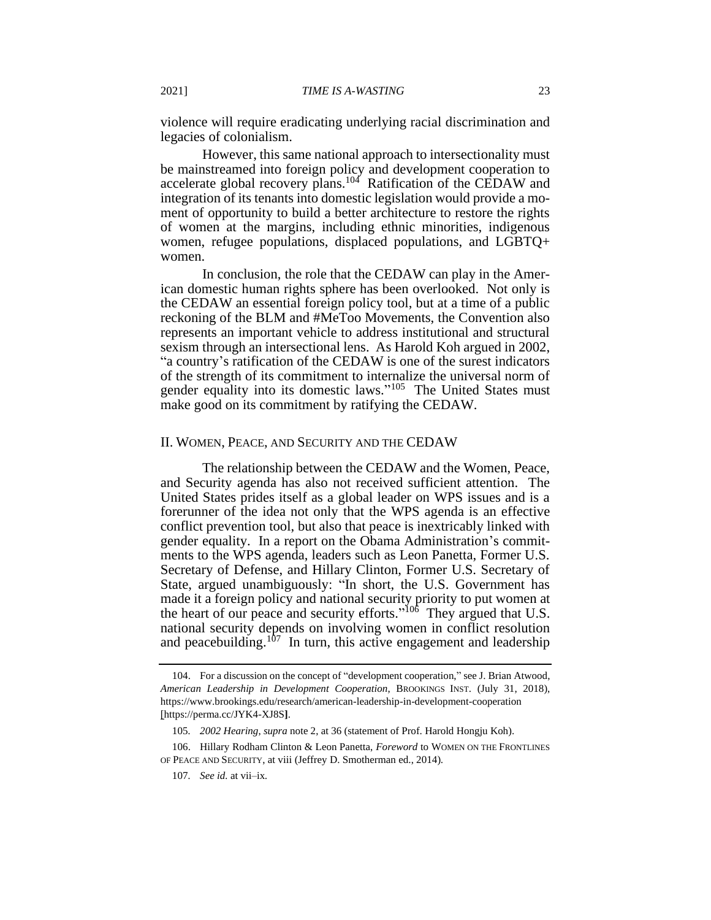violence will require eradicating underlying racial discrimination and legacies of colonialism.

However, this same national approach to intersectionality must be mainstreamed into foreign policy and development cooperation to accelerate global recovery plans.[104] Ratification of the CEDAW and integration of its tenants into domestic legislation would provide a moment of opportunity to build a better architecture to restore the rights of women at the margins, including ethnic minorities, indigenous women, refugee populations, displaced populations, and LGBTQ+ women.

In conclusion, the role that the CEDAW can play in the American domestic human rights sphere has been overlooked. Not only is the CEDAW an essential foreign policy tool, but at a time of a public reckoning of the BLM and #MeToo Movements, the Convention also represents an important vehicle to address institutional and structural sexism through an intersectional lens. As Harold Koh argued in 2002, "a country's ratification of the CEDAW is one of the surest indicators of the strength of its commitment to internalize the universal norm of gender equality into its domestic laws."[105] The United States must make good on its commitment by ratifying the CEDAW.

## II. WOMEN, PEACE, AND SECURITY AND THE CEDAW

The relationship between the CEDAW and the Women, Peace, and Security agenda has also not received sufficient attention. The United States prides itself as a global leader on WPS issues and is a forerunner of the idea not only that the WPS agenda is an effective conflict prevention tool, but also that peace is inextricably linked with gender equality. In a report on the Obama Administration's commitments to the WPS agenda, leaders such as Leon Panetta, Former U.S. Secretary of Defense, and Hillary Clinton, Former U.S. Secretary of State, argued unambiguously: "In short, the U.S. Government has made it a foreign policy and national security priority to put women at the heart of our peace and security efforts."[106] They argued that U.S. national security depends on involving women in conflict resolution and peacebuilding.[107] In turn, this active engagement and leadership

---

104. For a discussion on the concept of "development cooperation," see J. Brian Atwood, *American Leadership in Development Cooperation*, BROOKINGS INST. (July 31, 2018), https://www.brookings.edu/research/american-leadership-in-development-cooperation [https://perma.cc/JYK4-XJ8S].

105. *2002 Hearing*, *supra* note 2, at 36 (statement of Prof. Harold Hongju Koh).

106. Hillary Rodham Clinton & Leon Panetta, *Foreword* to WOMEN ON THE FRONTLINES OF PEACE AND SECURITY, at viii (Jeffrey D. Smotherman ed., 2014).

107. *See id.* at vii–ix.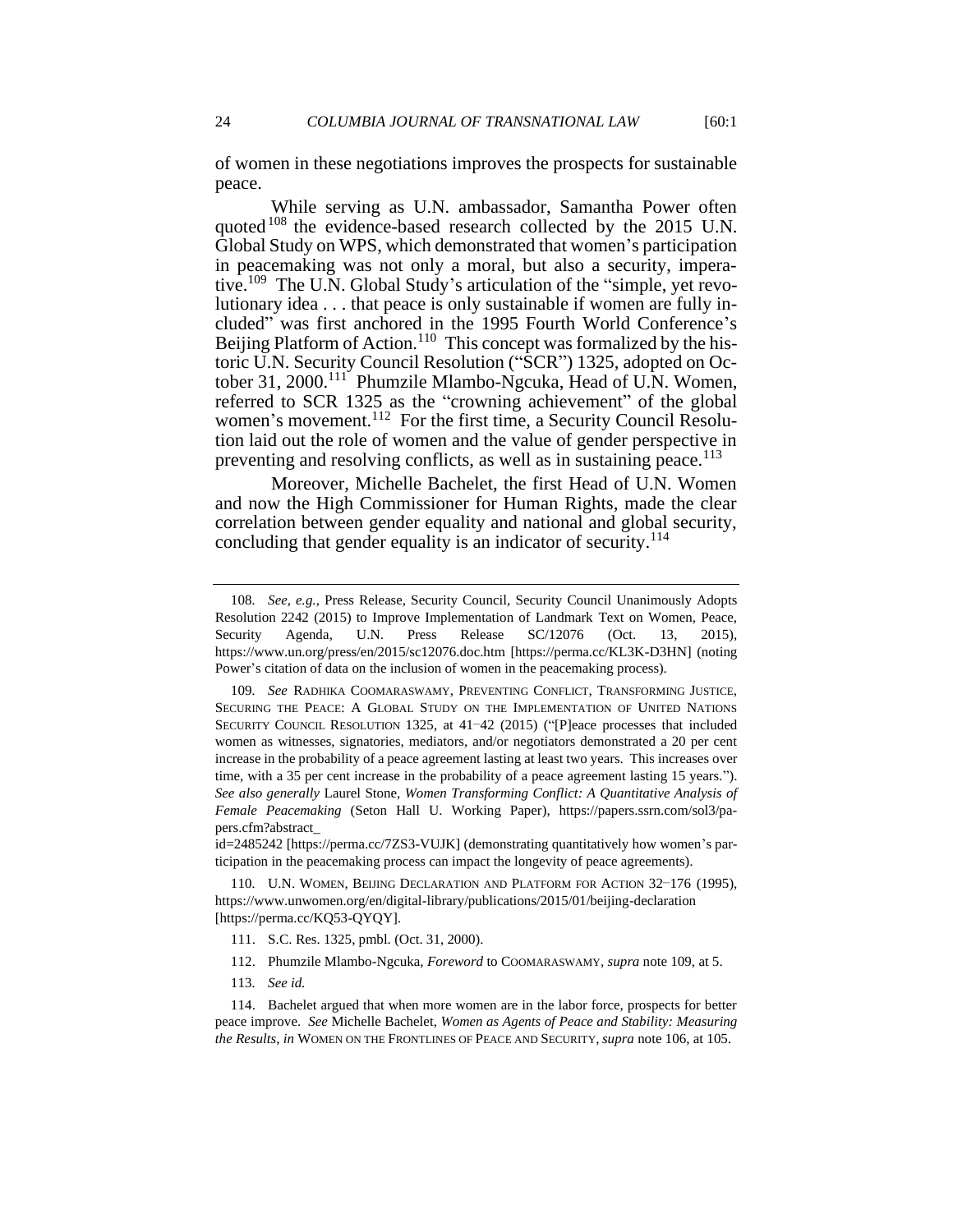of women in these negotiations improves the prospects for sustainable peace.

While serving as U.N. ambassador, Samantha Power often quoted[108] the evidence-based research collected by the 2015 U.N. Global Study on WPS, which demonstrated that women's participation in peacemaking was not only a moral, but also a security, imperative.[109] The U.N. Global Study's articulation of the "simple, yet revolutionary idea . . . that peace is only sustainable if women are fully included" was first anchored in the 1995 Fourth World Conference's Beijing Platform of Action.[110] This concept was formalized by the historic U.N. Security Council Resolution ("SCR") 1325, adopted on October 31, 2000.[111] Phumzile Mlambo-Ngcuka, Head of U.N. Women, referred to SCR 1325 as the "crowning achievement" of the global women's movement.[112] For the first time, a Security Council Resolution laid out the role of women and the value of gender perspective in preventing and resolving conflicts, as well as in sustaining peace.[113]

Moreover, Michelle Bachelet, the first Head of U.N. Women and now the High Commissioner for Human Rights, made the clear correlation between gender equality and national and global security, concluding that gender equality is an indicator of security.[114]

---

108. *See, e.g.*, Press Release, Security Council, Security Council Unanimously Adopts Resolution 2242 (2015) to Improve Implementation of Landmark Text on Women, Peace, Security Agenda, U.N. Press Release SC/12076 (Oct. 13, 2015), https://www.un.org/press/en/2015/sc12076.doc.htm [https://perma.cc/KL3K-D3HN] (noting Power's citation of data on the inclusion of women in the peacemaking process).

109. *See* RADHIKA COOMARASWAMY, PREVENTING CONFLICT, TRANSFORMING JUSTICE, SECURING THE PEACE: A GLOBAL STUDY ON THE IMPLEMENTATION OF UNITED NATIONS SECURITY COUNCIL RESOLUTION 1325, at 41–42 (2015) ("[P]eace processes that included women as witnesses, signatories, mediators, and/or negotiators demonstrated a 20 per cent increase in the probability of a peace agreement lasting at least two years. This increases over time, with a 35 per cent increase in the probability of a peace agreement lasting 15 years."). *See also generally* Laurel Stone, *Women Transforming Conflict: A Quantitative Analysis of Female Peacemaking* (Seton Hall U. Working Paper), https://papers.ssrn.com/sol3/papers.cfm?abstract_id=2485242 [https://perma.cc/7ZS3-VUJK] (demonstrating quantitatively how women's participation in the peacemaking process can impact the longevity of peace agreements).

110. U.N. WOMEN, BEIJING DECLARATION AND PLATFORM FOR ACTION 32–176 (1995), https://www.unwomen.org/en/digital-library/publications/2015/01/beijing-declaration [https://perma.cc/KQ53-QYQY].

111. S.C. Res. 1325, pmbl. (Oct. 31, 2000).

112. Phumzile Mlambo-Ngcuka, *Foreword* to COOMARASWAMY, *supra* note 109, at 5.

113. *See id.*

114. Bachelet argued that when more women are in the labor force, prospects for better peace improve. *See* Michelle Bachelet, *Women as Agents of Peace and Stability: Measuring the Results*, *in* WOMEN ON THE FRONTLINES OF PEACE AND SECURITY, *supra* note 106, at 105.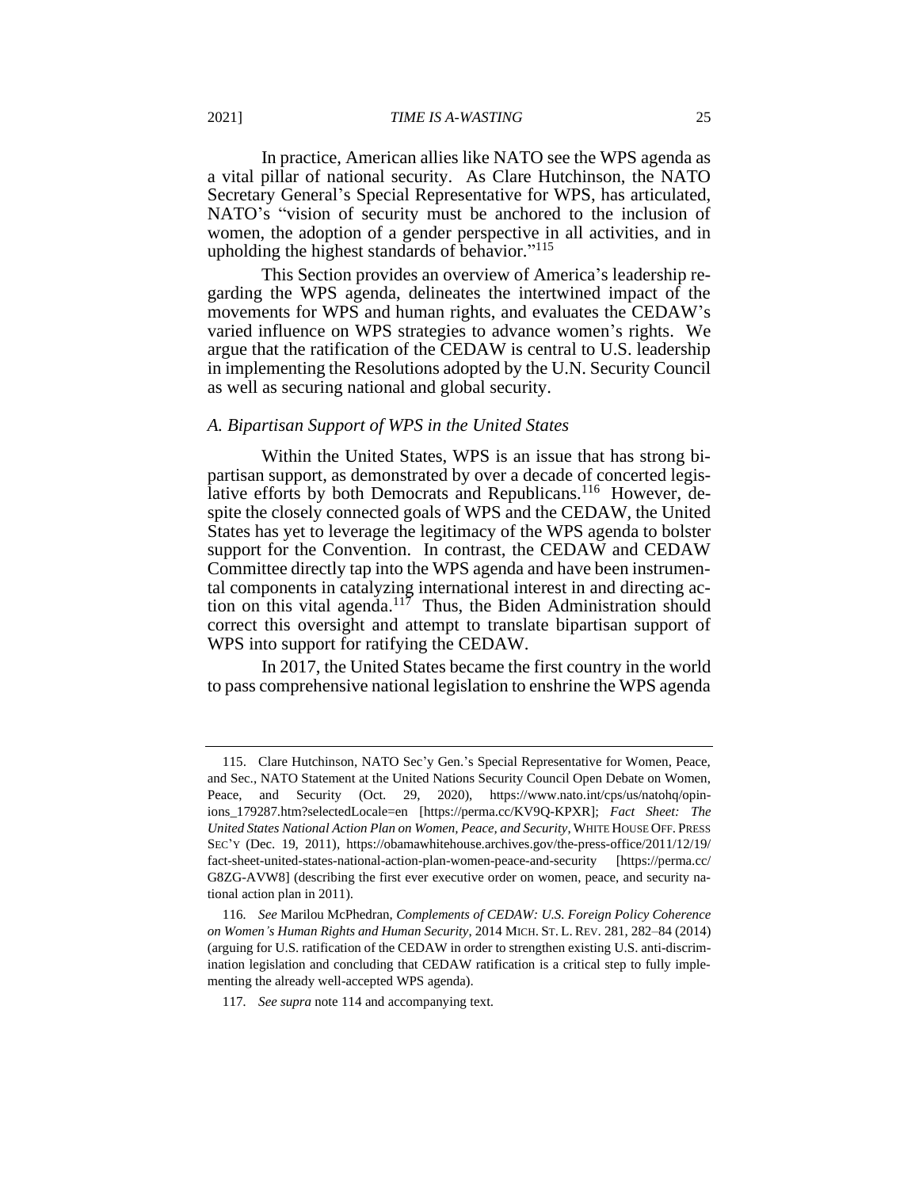In practice, American allies like NATO see the WPS agenda as a vital pillar of national security. As Clare Hutchinson, the NATO Secretary General's Special Representative for WPS, has articulated, NATO's "vision of security must be anchored to the inclusion of women, the adoption of a gender perspective in all activities, and in upholding the highest standards of behavior."[115]

This Section provides an overview of America's leadership regarding the WPS agenda, delineates the intertwined impact of the movements for WPS and human rights, and evaluates the CEDAW's varied influence on WPS strategies to advance women's rights. We argue that the ratification of the CEDAW is central to U.S. leadership in implementing the Resolutions adopted by the U.N. Security Council as well as securing national and global security.

### *A. Bipartisan Support of WPS in the United States*

Within the United States, WPS is an issue that has strong bipartisan support, as demonstrated by over a decade of concerted legislative efforts by both Democrats and Republicans.[116] However, despite the closely connected goals of WPS and the CEDAW, the United States has yet to leverage the legitimacy of the WPS agenda to bolster support for the Convention. In contrast, the CEDAW and CEDAW Committee directly tap into the WPS agenda and have been instrumental components in catalyzing international interest in and directing action on this vital agenda.[117] Thus, the Biden Administration should correct this oversight and attempt to translate bipartisan support of WPS into support for ratifying the CEDAW.

In 2017, the United States became the first country in the world to pass comprehensive national legislation to enshrine the WPS agenda

---

115. Clare Hutchinson, NATO Sec'y Gen.'s Special Representative for Women, Peace, and Sec., NATO Statement at the United Nations Security Council Open Debate on Women, Peace, and Security (Oct. 29, 2020), https://www.nato.int/cps/us/natohq/opinions_179287.htm?selectedLocale=en [https://perma.cc/KV9Q-KPXR]; *Fact Sheet: The United States National Action Plan on Women, Peace, and Security*, WHITE HOUSE OFF. PRESS SEC'Y (Dec. 19, 2011), https://obamawhitehouse.archives.gov/the-press-office/2011/12/19/fact-sheet-united-states-national-action-plan-women-peace-and-security [https://perma.cc/G8ZG-AVW8] (describing the first ever executive order on women, peace, and security national action plan in 2011).

116. *See* Marilou McPhedran, *Complements of CEDAW: U.S. Foreign Policy Coherence on Women's Human Rights and Human Security*, 2014 MICH. ST. L. REV. 281, 282–84 (2014) (arguing for U.S. ratification of the CEDAW in order to strengthen existing U.S. anti-discrimination legislation and concluding that CEDAW ratification is a critical step to fully implementing the already well-accepted WPS agenda).

117. *See supra* note 114 and accompanying text.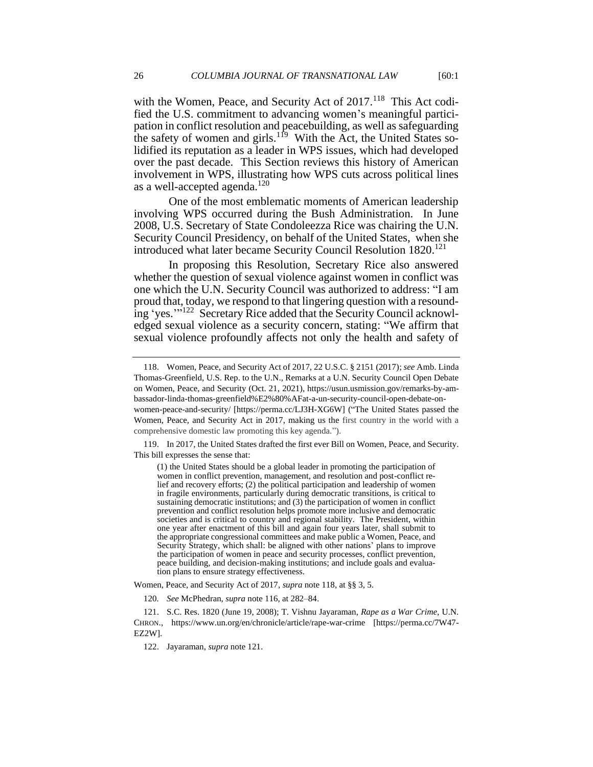with the Women, Peace, and Security Act of 2017.[118] This Act codified the U.S. commitment to advancing women's meaningful participation in conflict resolution and peacebuilding, as well as safeguarding the safety of women and girls.[119] With the Act, the United States solidified its reputation as a leader in WPS issues, which had developed over the past decade. This Section reviews this history of American involvement in WPS, illustrating how WPS cuts across political lines as a well-accepted agenda.[120]

One of the most emblematic moments of American leadership involving WPS occurred during the Bush Administration. In June 2008, U.S. Secretary of State Condoleezza Rice was chairing the U.N. Security Council Presidency, on behalf of the United States, when she introduced what later became Security Council Resolution 1820.[121]

In proposing this Resolution, Secretary Rice also answered whether the question of sexual violence against women in conflict was one which the U.N. Security Council was authorized to address: "I am proud that, today, we respond to that lingering question with a resounding 'yes.'"[122] Secretary Rice added that the Security Council acknowledged sexual violence as a security concern, stating: "We affirm that sexual violence profoundly affects not only the health and safety of

---

118. Women, Peace, and Security Act of 2017, 22 U.S.C. § 2151 (2017); *see* Amb. Linda Thomas-Greenfield, U.S. Rep. to the U.N., Remarks at a U.N. Security Council Open Debate on Women, Peace, and Security (Oct. 21, 2021), https://usun.usmission.gov/remarks-by-ambassador-linda-thomas-greenfield%E2%80%AFat-a-un-security-council-open-debate-on-women-peace-and-security/ [https://perma.cc/LJ3H-XG6W] ("The United States passed the Women, Peace, and Security Act in 2017, making us the first country in the world with a comprehensive domestic law promoting this key agenda.").

119. In 2017, the United States drafted the first ever Bill on Women, Peace, and Security. This bill expresses the sense that:

> (1) the United States should be a global leader in promoting the participation of women in conflict prevention, management, and resolution and post-conflict relief and recovery efforts; (2) the political participation and leadership of women in fragile environments, particularly during democratic transitions, is critical to sustaining democratic institutions; and (3) the participation of women in conflict prevention and conflict resolution helps promote more inclusive and democratic societies and is critical to country and regional stability. The President, within one year after enactment of this bill and again four years later, shall submit to the appropriate congressional committees and make public a Women, Peace, and Security Strategy, which shall: be aligned with other nations' plans to improve the participation of women in peace and security processes, conflict prevention, peace building, and decision-making institutions; and include goals and evaluation plans to ensure strategy effectiveness.

Women, Peace, and Security Act of 2017, *supra* note 118, at §§ 3, 5.

120. *See* McPhedran, *supra* note 116, at 282–84.

121. S.C. Res. 1820 (June 19, 2008); T. Vishnu Jayaraman, *Rape as a War Crime*, U.N. CHRON., https://www.un.org/en/chronicle/article/rape-war-crime [https://perma.cc/7W47-EZ2W].

122. Jayaraman, *supra* note 121.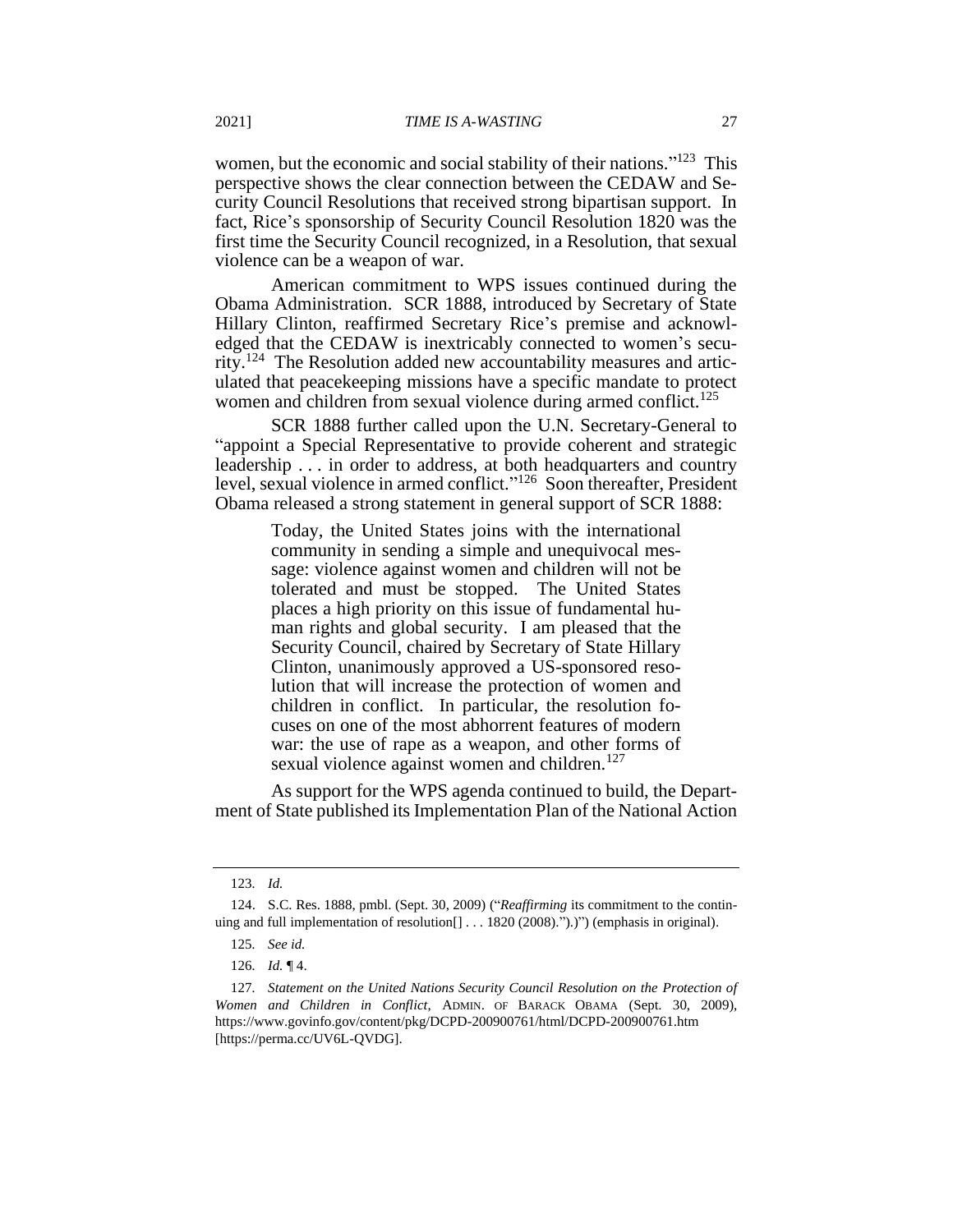women, but the economic and social stability of their nations."[123] This perspective shows the clear connection between the CEDAW and Security Council Resolutions that received strong bipartisan support. In fact, Rice's sponsorship of Security Council Resolution 1820 was the first time the Security Council recognized, in a Resolution, that sexual violence can be a weapon of war.

American commitment to WPS issues continued during the Obama Administration. SCR 1888, introduced by Secretary of State Hillary Clinton, reaffirmed Secretary Rice's premise and acknowledged that the CEDAW is inextricably connected to women's security.[124] The Resolution added new accountability measures and articulated that peacekeeping missions have a specific mandate to protect women and children from sexual violence during armed conflict.[125]

SCR 1888 further called upon the U.N. Secretary-General to "appoint a Special Representative to provide coherent and strategic leadership . . . in order to address, at both headquarters and country level, sexual violence in armed conflict."[126] Soon thereafter, President Obama released a strong statement in general support of SCR 1888:

> Today, the United States joins with the international community in sending a simple and unequivocal message: violence against women and children will not be tolerated and must be stopped. The United States places a high priority on this issue of fundamental human rights and global security. I am pleased that the Security Council, chaired by Secretary of State Hillary Clinton, unanimously approved a US-sponsored resolution that will increase the protection of women and children in conflict. In particular, the resolution focuses on one of the most abhorrent features of modern war: the use of rape as a weapon, and other forms of sexual violence against women and children.[127]

As support for the WPS agenda continued to build, the Department of State published its Implementation Plan of the National Action

---

123. *Id.*

124. S.C. Res. 1888, pmbl. (Sept. 30, 2009) ("*Reaffirming* its commitment to the continuing and full implementation of resolution[] . . . 1820 (2008).").)") (emphasis in original).

125. *See id.*

126. *Id.* ¶ 4.

127. *Statement on the United Nations Security Council Resolution on the Protection of Women and Children in Conflict*, ADMIN. OF BARACK OBAMA (Sept. 30, 2009), https://www.govinfo.gov/content/pkg/DCPD-200900761/html/DCPD-200900761.htm [https://perma.cc/UV6L-QVDG].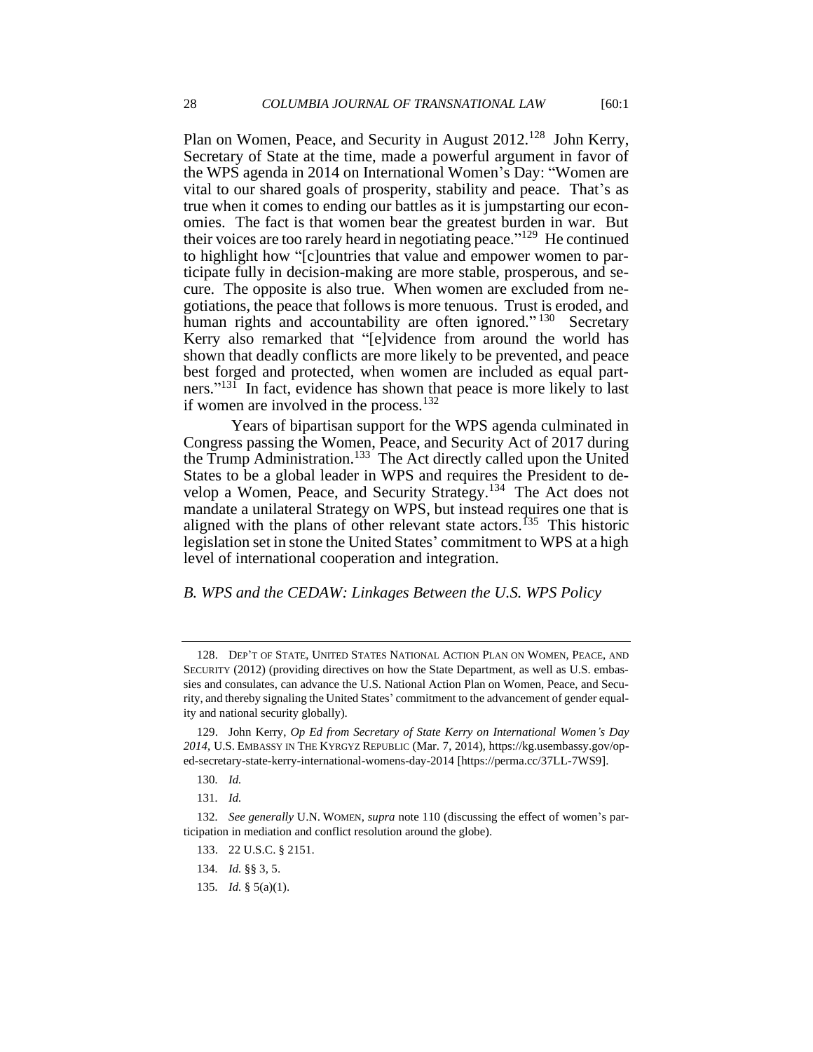Plan on Women, Peace, and Security in August 2012.[128] John Kerry, Secretary of State at the time, made a powerful argument in favor of the WPS agenda in 2014 on International Women's Day: "Women are vital to our shared goals of prosperity, stability and peace. That's as true when it comes to ending our battles as it is jumpstarting our economies. The fact is that women bear the greatest burden in war. But their voices are too rarely heard in negotiating peace."[129] He continued to highlight how "[c]ountries that value and empower women to participate fully in decision-making are more stable, prosperous, and secure. The opposite is also true. When women are excluded from negotiations, the peace that follows is more tenuous. Trust is eroded, and human rights and accountability are often ignored."[130] Secretary Kerry also remarked that "[e]vidence from around the world has shown that deadly conflicts are more likely to be prevented, and peace best forged and protected, when women are included as equal partners."[131] In fact, evidence has shown that peace is more likely to last if women are involved in the process.[132]

Years of bipartisan support for the WPS agenda culminated in Congress passing the Women, Peace, and Security Act of 2017 during the Trump Administration.[133] The Act directly called upon the United States to be a global leader in WPS and requires the President to develop a Women, Peace, and Security Strategy.[134] The Act does not mandate a unilateral Strategy on WPS, but instead requires one that is aligned with the plans of other relevant state actors.[135] This historic legislation set in stone the United States' commitment to WPS at a high level of international cooperation and integration.

### *B. WPS and the CEDAW: Linkages Between the U.S. WPS Policy*

---

128. DEP'T OF STATE, UNITED STATES NATIONAL ACTION PLAN ON WOMEN, PEACE, AND SECURITY (2012) (providing directives on how the State Department, as well as U.S. embassies and consulates, can advance the U.S. National Action Plan on Women, Peace, and Security, and thereby signaling the United States' commitment to the advancement of gender equality and national security globally).

129. John Kerry, *Op Ed from Secretary of State Kerry on International Women's Day 2014*, U.S. EMBASSY IN THE KYRGYZ REPUBLIC (Mar. 7, 2014), https://kg.usembassy.gov/op-ed-secretary-state-kerry-international-womens-day-2014 [https://perma.cc/37LL-7WS9].

130. *Id.*

131. *Id.*

132. *See generally* U.N. WOMEN, *supra* note 110 (discussing the effect of women's participation in mediation and conflict resolution around the globe).

133. 22 U.S.C. § 2151.

134. *Id.* §§ 3, 5.

135. *Id.* § 5(a)(1).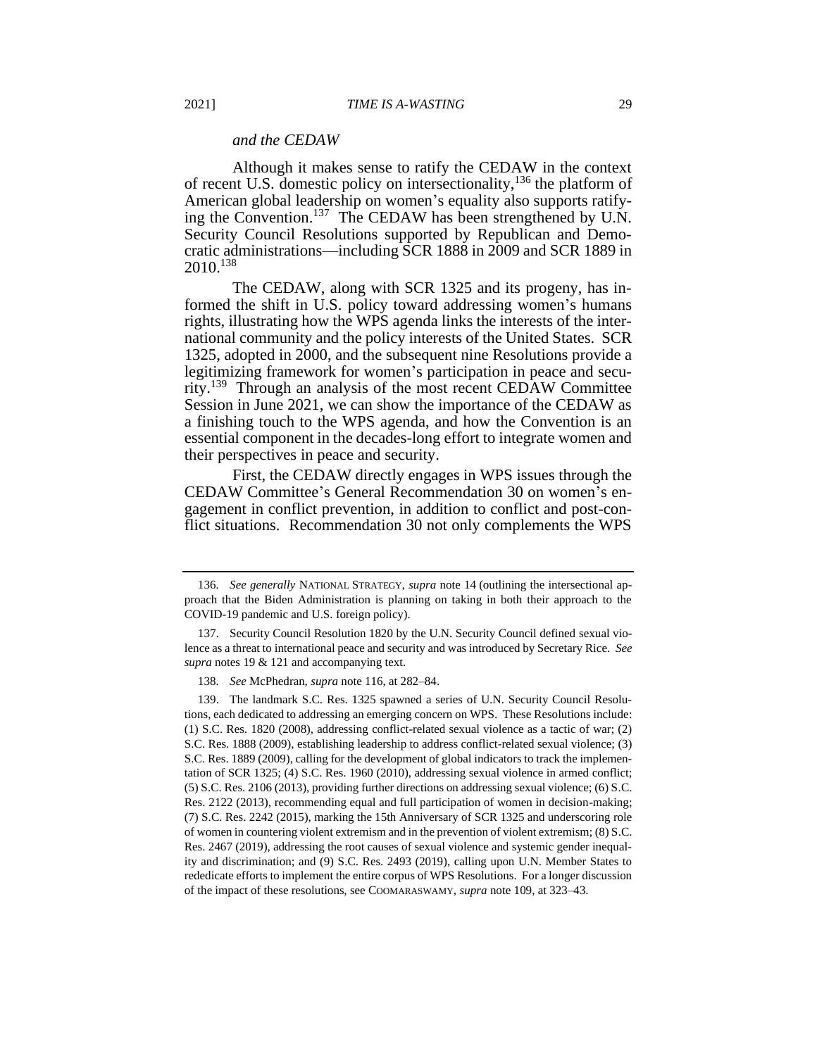### *and the CEDAW*

Although it makes sense to ratify the CEDAW in the context of recent U.S. domestic policy on intersectionality,[136] the platform of American global leadership on women's equality also supports ratifying the Convention.[137] The CEDAW has been strengthened by U.N. Security Council Resolutions supported by Republican and Democratic administrations—including SCR 1888 in 2009 and SCR 1889 in 2010.[138]

The CEDAW, along with SCR 1325 and its progeny, has informed the shift in U.S. policy toward addressing women's humans rights, illustrating how the WPS agenda links the interests of the international community and the policy interests of the United States. SCR 1325, adopted in 2000, and the subsequent nine Resolutions provide a legitimizing framework for women's participation in peace and security.[139] Through an analysis of the most recent CEDAW Committee Session in June 2021, we can show the importance of the CEDAW as a finishing touch to the WPS agenda, and how the Convention is an essential component in the decades-long effort to integrate women and their perspectives in peace and security.

First, the CEDAW directly engages in WPS issues through the CEDAW Committee's General Recommendation 30 on women's engagement in conflict prevention, in addition to conflict and post-conflict situations. Recommendation 30 not only complements the WPS

---

136. *See generally* NATIONAL STRATEGY, *supra* note 14 (outlining the intersectional approach that the Biden Administration is planning on taking in both their approach to the COVID-19 pandemic and U.S. foreign policy).

137. Security Council Resolution 1820 by the U.N. Security Council defined sexual violence as a threat to international peace and security and was introduced by Secretary Rice. *See supra* notes 19 & 121 and accompanying text.

138. *See* McPhedran, *supra* note 116, at 282–84.

139. The landmark S.C. Res. 1325 spawned a series of U.N. Security Council Resolutions, each dedicated to addressing an emerging concern on WPS. These Resolutions include: (1) S.C. Res. 1820 (2008), addressing conflict-related sexual violence as a tactic of war; (2) S.C. Res. 1888 (2009), establishing leadership to address conflict-related sexual violence; (3) S.C. Res. 1889 (2009), calling for the development of global indicators to track the implementation of SCR 1325; (4) S.C. Res. 1960 (2010), addressing sexual violence in armed conflict; (5) S.C. Res. 2106 (2013), providing further directions on addressing sexual violence; (6) S.C. Res. 2122 (2013), recommending equal and full participation of women in decision-making; (7) S.C. Res. 2242 (2015), marking the 15th Anniversary of SCR 1325 and underscoring role of women in countering violent extremism and in the prevention of violent extremism; (8) S.C. Res. 2467 (2019), addressing the root causes of sexual violence and systemic gender inequality and discrimination; and (9) S.C. Res. 2493 (2019), calling upon U.N. Member States to rededicate efforts to implement the entire corpus of WPS Resolutions. For a longer discussion of the impact of these resolutions, see COOMARASWAMY, *supra* note 109, at 323–43.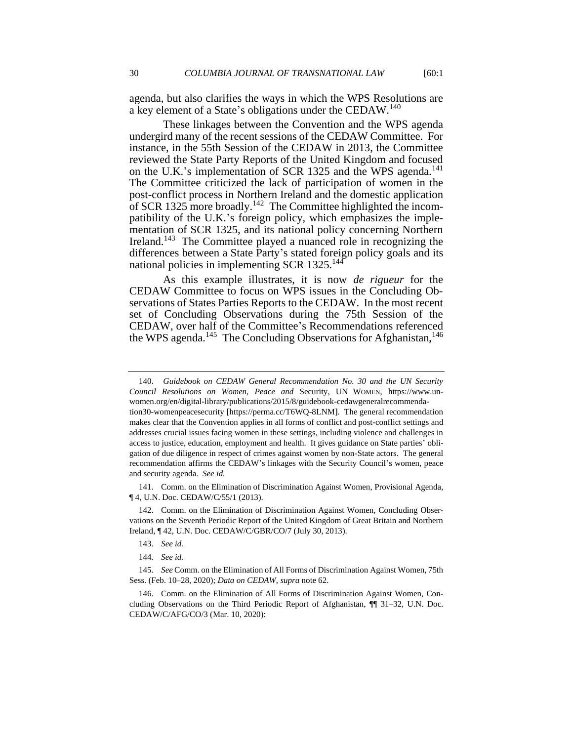agenda, but also clarifies the ways in which the WPS Resolutions are a key element of a State's obligations under the CEDAW.[140]

These linkages between the Convention and the WPS agenda undergird many of the recent sessions of the CEDAW Committee. For instance, in the 55th Session of the CEDAW in 2013, the Committee reviewed the State Party Reports of the United Kingdom and focused on the U.K.'s implementation of SCR 1325 and the WPS agenda.[141] The Committee criticized the lack of participation of women in the post-conflict process in Northern Ireland and the domestic application of SCR 1325 more broadly.[142] The Committee highlighted the incompatibility of the U.K.'s foreign policy, which emphasizes the implementation of SCR 1325, and its national policy concerning Northern Ireland.[143] The Committee played a nuanced role in recognizing the differences between a State Party's stated foreign policy goals and its national policies in implementing SCR 1325.[144]

As this example illustrates, it is now *de rigueur* for the CEDAW Committee to focus on WPS issues in the Concluding Observations of States Parties Reports to the CEDAW. In the most recent set of Concluding Observations during the 75th Session of the CEDAW, over half of the Committee's Recommendations referenced the WPS agenda.[145] The Concluding Observations for Afghanistan,[146]

---

140. *Guidebook on CEDAW General Recommendation No. 30 and the UN Security Council Resolutions on Women, Peace and* Security, UN WOMEN, https://www.unwomen.org/en/digital-library/publications/2015/8/guidebook-cedawgeneralrecommendation30-womenpeacesecurity [https://perma.cc/T6WQ-8LNM]. The general recommendation makes clear that the Convention applies in all forms of conflict and post-conflict settings and addresses crucial issues facing women in these settings, including violence and challenges in access to justice, education, employment and health. It gives guidance on State parties' obligation of due diligence in respect of crimes against women by non-State actors. The general recommendation affirms the CEDAW's linkages with the Security Council's women, peace and security agenda. *See id.*

141. Comm. on the Elimination of Discrimination Against Women, Provisional Agenda, ¶ 4, U.N. Doc. CEDAW/C/55/1 (2013).

142. Comm. on the Elimination of Discrimination Against Women, Concluding Observations on the Seventh Periodic Report of the United Kingdom of Great Britain and Northern Ireland, ¶ 42, U.N. Doc. CEDAW/C/GBR/CO/7 (July 30, 2013).

143. *See id.*

144. *See id.*

145. *See* Comm. on the Elimination of All Forms of Discrimination Against Women, 75th Sess. (Feb. 10–28, 2020); *Data on CEDAW*, *supra* note 62.

146. Comm. on the Elimination of All Forms of Discrimination Against Women, Concluding Observations on the Third Periodic Report of Afghanistan, ¶¶ 31–32, U.N. Doc. CEDAW/C/AFG/CO/3 (Mar. 10, 2020):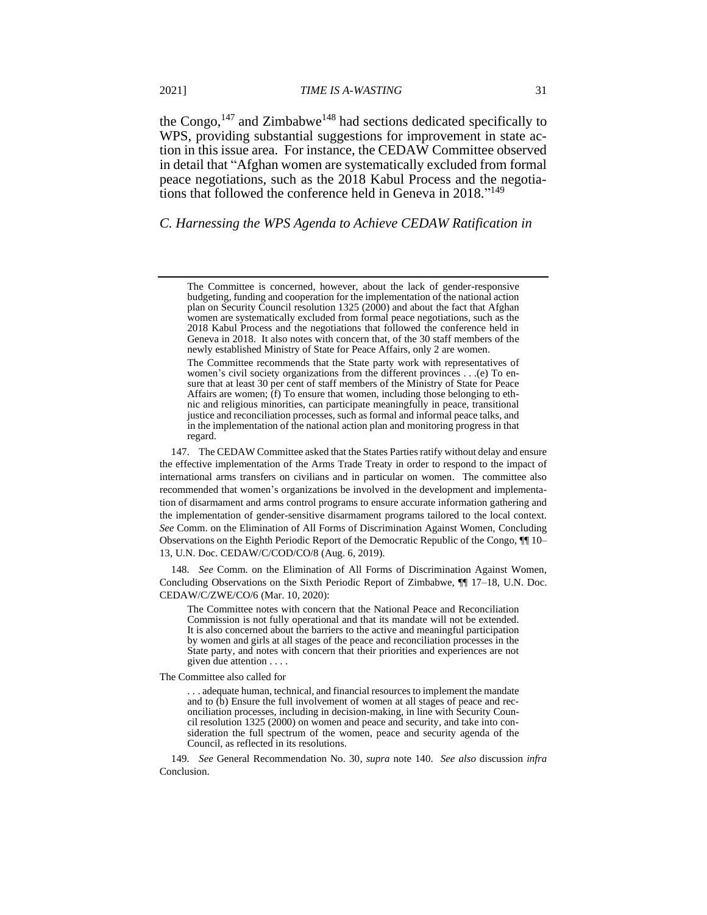the Congo,[147] and Zimbabwe[148] had sections dedicated specifically to WPS, providing substantial suggestions for improvement in state action in this issue area. For instance, the CEDAW Committee observed in detail that "Afghan women are systematically excluded from formal peace negotiations, such as the 2018 Kabul Process and the negotiations that followed the conference held in Geneva in 2018."[149]

### *C. Harnessing the WPS Agenda to Achieve CEDAW Ratification in*

---

> The Committee is concerned, however, about the lack of gender-responsive budgeting, funding and cooperation for the implementation of the national action plan on Security Council resolution 1325 (2000) and about the fact that Afghan women are systematically excluded from formal peace negotiations, such as the 2018 Kabul Process and the negotiations that followed the conference held in Geneva in 2018. It also notes with concern that, of the 30 staff members of the newly established Ministry of State for Peace Affairs, only 2 are women.
>
> The Committee recommends that the State party work with representatives of women's civil society organizations from the different provinces . . .(e) To ensure that at least 30 per cent of staff members of the Ministry of State for Peace Affairs are women; (f) To ensure that women, including those belonging to ethnic and religious minorities, can participate meaningfully in peace, transitional justice and reconciliation processes, such as formal and informal peace talks, and in the implementation of the national action plan and monitoring progress in that regard.

147. The CEDAW Committee asked that the States Parties ratify without delay and ensure the effective implementation of the Arms Trade Treaty in order to respond to the impact of international arms transfers on civilians and in particular on women. The committee also recommended that women's organizations be involved in the development and implementation of disarmament and arms control programs to ensure accurate information gathering and the implementation of gender-sensitive disarmament programs tailored to the local context. *See* Comm. on the Elimination of All Forms of Discrimination Against Women, Concluding Observations on the Eighth Periodic Report of the Democratic Republic of the Congo, ¶¶ 10–13, U.N. Doc. CEDAW/C/COD/CO/8 (Aug. 6, 2019).

148. *See* Comm. on the Elimination of All Forms of Discrimination Against Women, Concluding Observations on the Sixth Periodic Report of Zimbabwe, ¶¶ 17–18, U.N. Doc. CEDAW/C/ZWE/CO/6 (Mar. 10, 2020):

> The Committee notes with concern that the National Peace and Reconciliation Commission is not fully operational and that its mandate will not be extended. It is also concerned about the barriers to the active and meaningful participation by women and girls at all stages of the peace and reconciliation processes in the State party, and notes with concern that their priorities and experiences are not given due attention . . . .

The Committee also called for

> . . . adequate human, technical, and financial resources to implement the mandate and to (b) Ensure the full involvement of women at all stages of peace and reconciliation processes, including in decision-making, in line with Security Council resolution 1325 (2000) on women and peace and security, and take into consideration the full spectrum of the women, peace and security agenda of the Council, as reflected in its resolutions.

149. *See* General Recommendation No. 30, *supra* note 140. *See also* discussion *infra* Conclusion.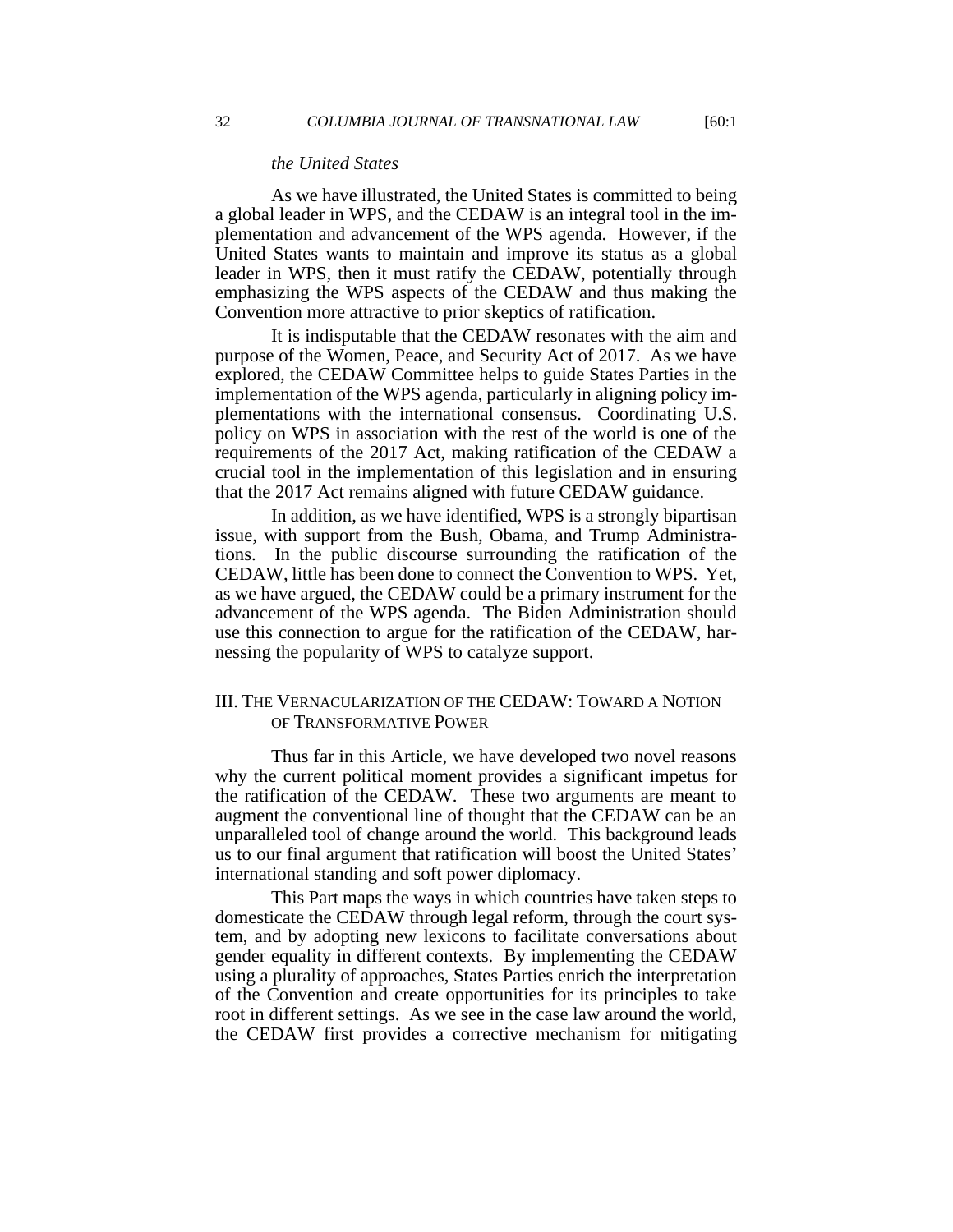*the United States*

As we have illustrated, the United States is committed to being a global leader in WPS, and the CEDAW is an integral tool in the implementation and advancement of the WPS agenda. However, if the United States wants to maintain and improve its status as a global leader in WPS, then it must ratify the CEDAW, potentially through emphasizing the WPS aspects of the CEDAW and thus making the Convention more attractive to prior skeptics of ratification.

It is indisputable that the CEDAW resonates with the aim and purpose of the Women, Peace, and Security Act of 2017. As we have explored, the CEDAW Committee helps to guide States Parties in the implementation of the WPS agenda, particularly in aligning policy implementations with the international consensus. Coordinating U.S. policy on WPS in association with the rest of the world is one of the requirements of the 2017 Act, making ratification of the CEDAW a crucial tool in the implementation of this legislation and in ensuring that the 2017 Act remains aligned with future CEDAW guidance.

In addition, as we have identified, WPS is a strongly bipartisan issue, with support from the Bush, Obama, and Trump Administrations. In the public discourse surrounding the ratification of the CEDAW, little has been done to connect the Convention to WPS. Yet, as we have argued, the CEDAW could be a primary instrument for the advancement of the WPS agenda. The Biden Administration should use this connection to argue for the ratification of the CEDAW, harnessing the popularity of WPS to catalyze support.

## III. The Vernacularization of the CEDAW: Toward a Notion of Transformative Power

Thus far in this Article, we have developed two novel reasons why the current political moment provides a significant impetus for the ratification of the CEDAW. These two arguments are meant to augment the conventional line of thought that the CEDAW can be an unparalleled tool of change around the world. This background leads us to our final argument that ratification will boost the United States' international standing and soft power diplomacy.

This Part maps the ways in which countries have taken steps to domesticate the CEDAW through legal reform, through the court system, and by adopting new lexicons to facilitate conversations about gender equality in different contexts. By implementing the CEDAW using a plurality of approaches, States Parties enrich the interpretation of the Convention and create opportunities for its principles to take root in different settings. As we see in the case law around the world, the CEDAW first provides a corrective mechanism for mitigating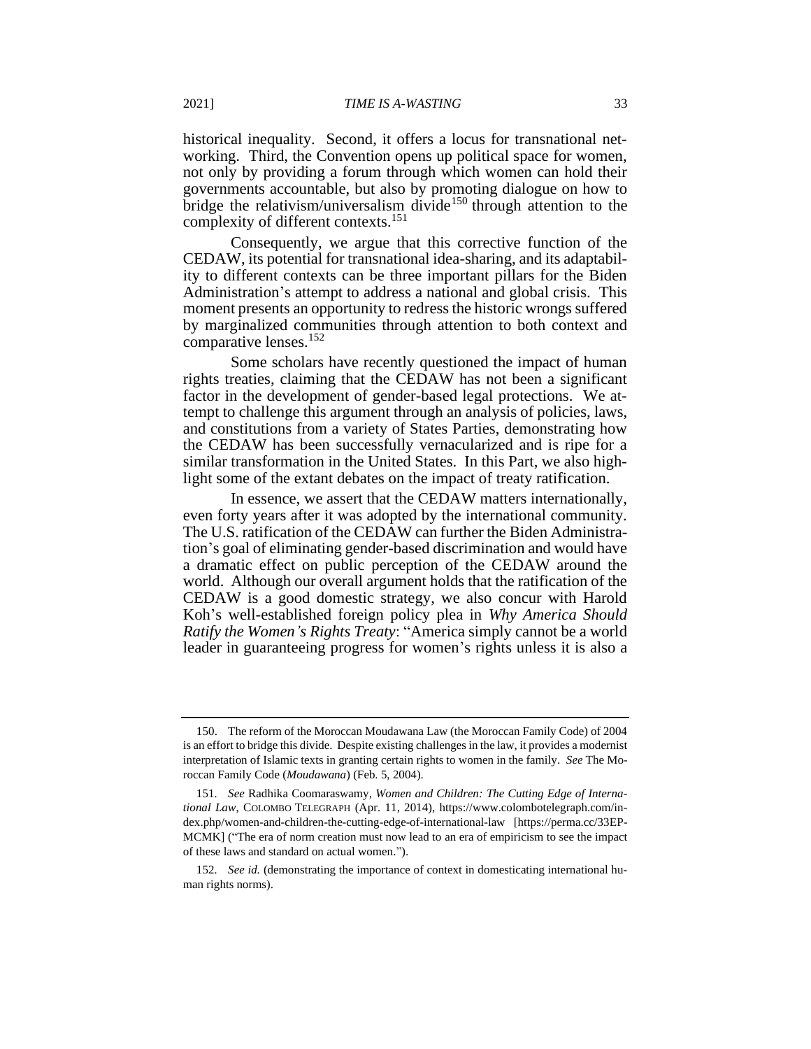historical inequality. Second, it offers a locus for transnational networking. Third, the Convention opens up political space for women, not only by providing a forum through which women can hold their governments accountable, but also by promoting dialogue on how to bridge the relativism/universalism divide[150] through attention to the complexity of different contexts.[151]

Consequently, we argue that this corrective function of the CEDAW, its potential for transnational idea-sharing, and its adaptability to different contexts can be three important pillars for the Biden Administration's attempt to address a national and global crisis. This moment presents an opportunity to redress the historic wrongs suffered by marginalized communities through attention to both context and comparative lenses.[152]

Some scholars have recently questioned the impact of human rights treaties, claiming that the CEDAW has not been a significant factor in the development of gender-based legal protections. We attempt to challenge this argument through an analysis of policies, laws, and constitutions from a variety of States Parties, demonstrating how the CEDAW has been successfully vernacularized and is ripe for a similar transformation in the United States. In this Part, we also highlight some of the extant debates on the impact of treaty ratification.

In essence, we assert that the CEDAW matters internationally, even forty years after it was adopted by the international community. The U.S. ratification of the CEDAW can further the Biden Administration's goal of eliminating gender-based discrimination and would have a dramatic effect on public perception of the CEDAW around the world. Although our overall argument holds that the ratification of the CEDAW is a good domestic strategy, we also concur with Harold Koh's well-established foreign policy plea in *Why America Should Ratify the Women's Rights Treaty*: "America simply cannot be a world leader in guaranteeing progress for women's rights unless it is also a

---

150. The reform of the Moroccan Moudawana Law (the Moroccan Family Code) of 2004 is an effort to bridge this divide. Despite existing challenges in the law, it provides a modernist interpretation of Islamic texts in granting certain rights to women in the family. *See* The Moroccan Family Code (*Moudawana*) (Feb. 5, 2004).

151. *See* Radhika Coomaraswamy, *Women and Children: The Cutting Edge of International Law*, COLOMBO TELEGRAPH (Apr. 11, 2014), https://www.colombotelegraph.com/index.php/women-and-children-the-cutting-edge-of-international-law [https://perma.cc/33EP-MCMK] ("The era of norm creation must now lead to an era of empiricism to see the impact of these laws and standard on actual women.").

152. *See id.* (demonstrating the importance of context in domesticating international human rights norms).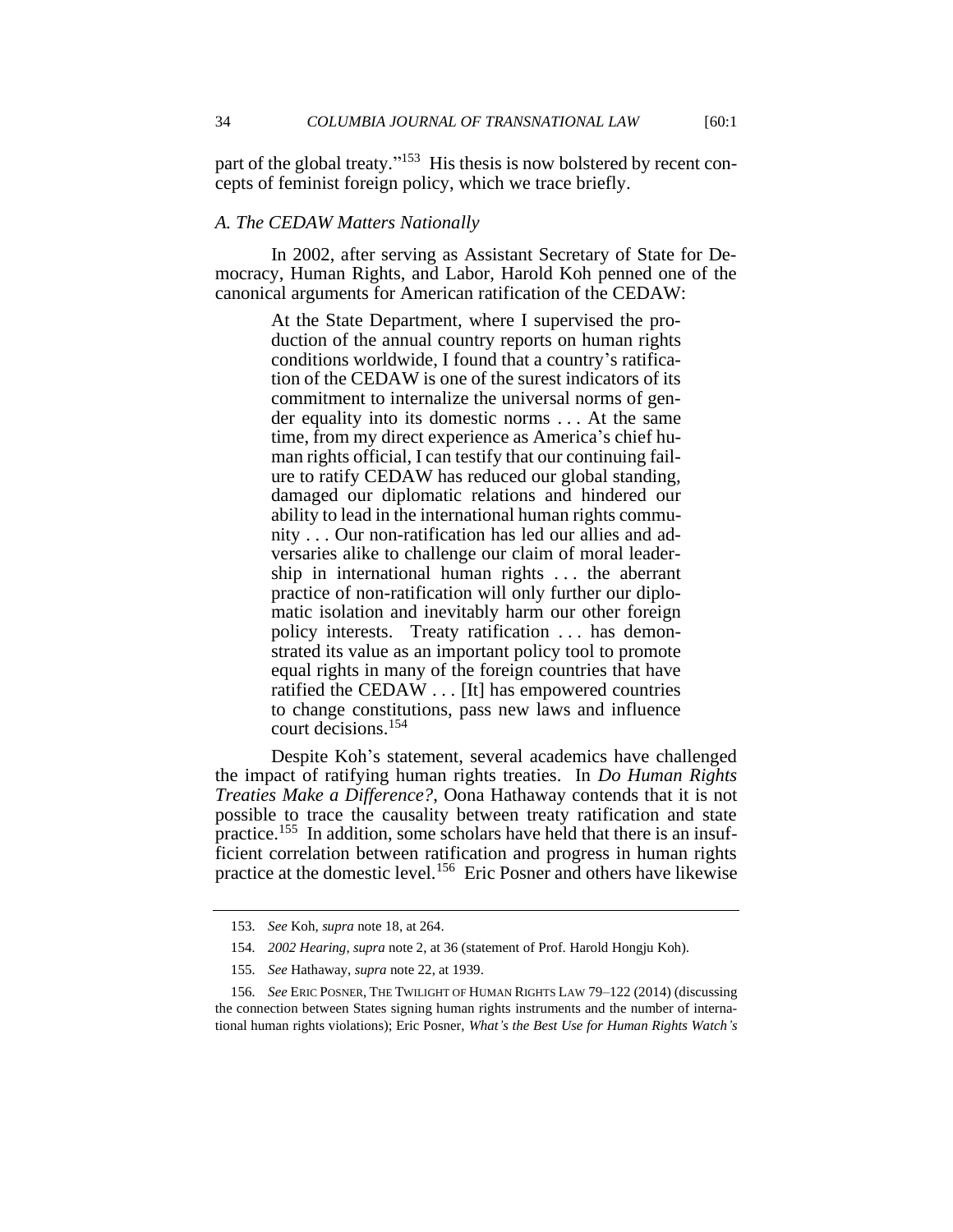part of the global treaty."[153] His thesis is now bolstered by recent concepts of feminist foreign policy, which we trace briefly.

### *A. The CEDAW Matters Nationally*

In 2002, after serving as Assistant Secretary of State for Democracy, Human Rights, and Labor, Harold Koh penned one of the canonical arguments for American ratification of the CEDAW:

> At the State Department, where I supervised the production of the annual country reports on human rights conditions worldwide, I found that a country's ratification of the CEDAW is one of the surest indicators of its commitment to internalize the universal norms of gender equality into its domestic norms . . . At the same time, from my direct experience as America's chief human rights official, I can testify that our continuing failure to ratify CEDAW has reduced our global standing, damaged our diplomatic relations and hindered our ability to lead in the international human rights community . . . Our non-ratification has led our allies and adversaries alike to challenge our claim of moral leadership in international human rights . . . the aberrant practice of non-ratification will only further our diplomatic isolation and inevitably harm our other foreign policy interests. Treaty ratification . . . has demonstrated its value as an important policy tool to promote equal rights in many of the foreign countries that have ratified the CEDAW . . . [It] has empowered countries to change constitutions, pass new laws and influence court decisions.[154]

Despite Koh's statement, several academics have challenged the impact of ratifying human rights treaties. In *Do Human Rights Treaties Make a Difference?*, Oona Hathaway contends that it is not possible to trace the causality between treaty ratification and state practice.[155] In addition, some scholars have held that there is an insufficient correlation between ratification and progress in human rights practice at the domestic level.[156] Eric Posner and others have likewise

---

153. *See* Koh, *supra* note 18, at 264.

154. *2002 Hearing*, *supra* note 2, at 36 (statement of Prof. Harold Hongju Koh).

155. *See* Hathaway, *supra* note 22, at 1939.

156. *See* ERIC POSNER, THE TWILIGHT OF HUMAN RIGHTS LAW 79–122 (2014) (discussing the connection between States signing human rights instruments and the number of international human rights violations); Eric Posner, *What's the Best Use for Human Rights Watch's*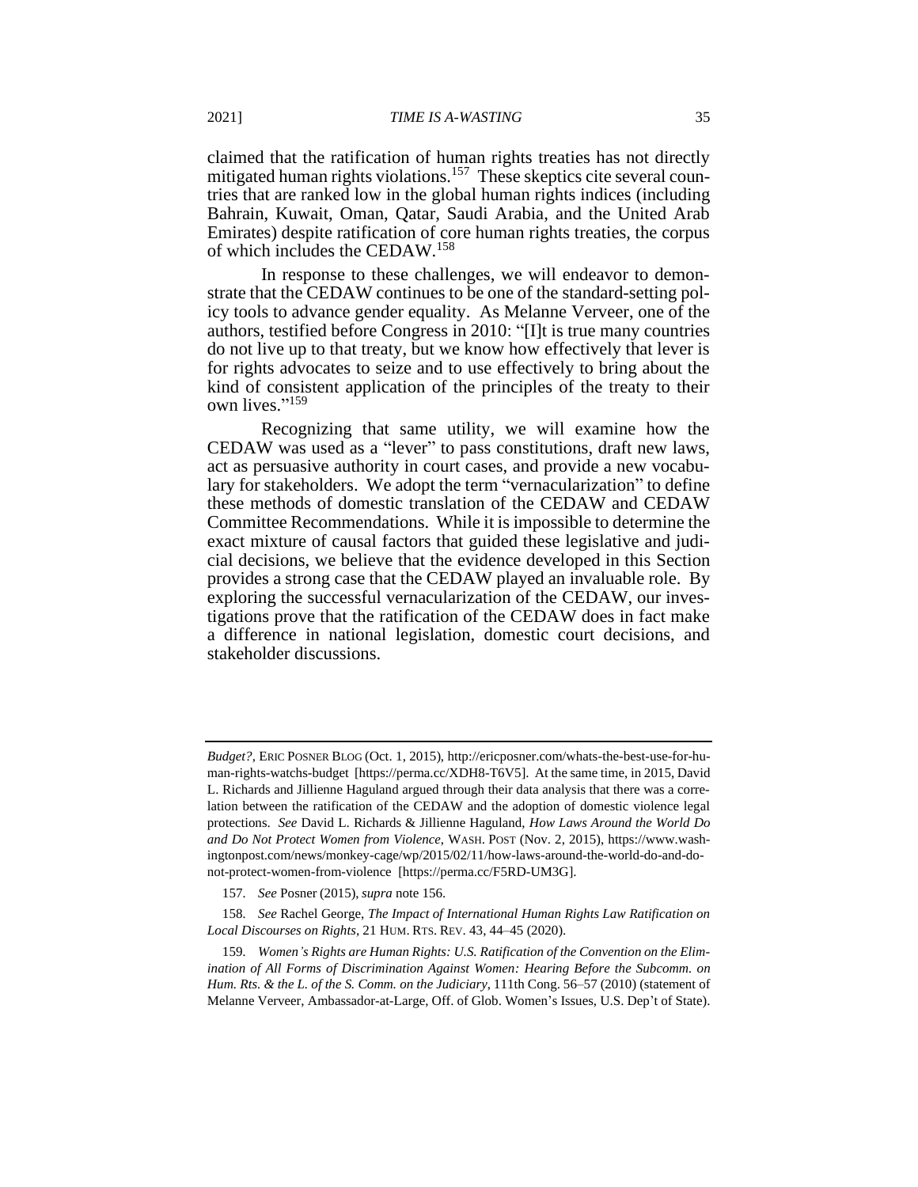claimed that the ratification of human rights treaties has not directly mitigated human rights violations.[157] These skeptics cite several countries that are ranked low in the global human rights indices (including Bahrain, Kuwait, Oman, Qatar, Saudi Arabia, and the United Arab Emirates) despite ratification of core human rights treaties, the corpus of which includes the CEDAW.[158]

In response to these challenges, we will endeavor to demonstrate that the CEDAW continues to be one of the standard-setting policy tools to advance gender equality. As Melanne Verveer, one of the authors, testified before Congress in 2010: "[I]t is true many countries do not live up to that treaty, but we know how effectively that lever is for rights advocates to seize and to use effectively to bring about the kind of consistent application of the principles of the treaty to their own lives."[159]

Recognizing that same utility, we will examine how the CEDAW was used as a "lever" to pass constitutions, draft new laws, act as persuasive authority in court cases, and provide a new vocabulary for stakeholders. We adopt the term "vernacularization" to define these methods of domestic translation of the CEDAW and CEDAW Committee Recommendations. While it is impossible to determine the exact mixture of causal factors that guided these legislative and judicial decisions, we believe that the evidence developed in this Section provides a strong case that the CEDAW played an invaluable role. By exploring the successful vernacularization of the CEDAW, our investigations prove that the ratification of the CEDAW does in fact make a difference in national legislation, domestic court decisions, and stakeholder discussions.

---

*Budget?*, ERIC POSNER BLOG (Oct. 1, 2015), http://ericposner.com/whats-the-best-use-for-human-rights-watchs-budget [https://perma.cc/XDH8-T6V5]. At the same time, in 2015, David L. Richards and Jillienne Haguland argued through their data analysis that there was a correlation between the ratification of the CEDAW and the adoption of domestic violence legal protections. *See* David L. Richards & Jillienne Haguland, *How Laws Around the World Do and Do Not Protect Women from Violence*, WASH. POST (Nov. 2, 2015), https://www.washingtonpost.com/news/monkey-cage/wp/2015/02/11/how-laws-around-the-world-do-and-do-not-protect-women-from-violence [https://perma.cc/F5RD-UM3G].

157. *See* Posner (2015), *supra* note 156.

158. *See* Rachel George, *The Impact of International Human Rights Law Ratification on Local Discourses on Rights*, 21 HUM. RTS. REV. 43, 44–45 (2020).

159. *Women's Rights are Human Rights: U.S. Ratification of the Convention on the Elimination of All Forms of Discrimination Against Women: Hearing Before the Subcomm. on Hum. Rts. & the L. of the S. Comm. on the Judiciary*, 111th Cong. 56–57 (2010) (statement of Melanne Verveer, Ambassador-at-Large, Off. of Glob. Women's Issues, U.S. Dep't of State).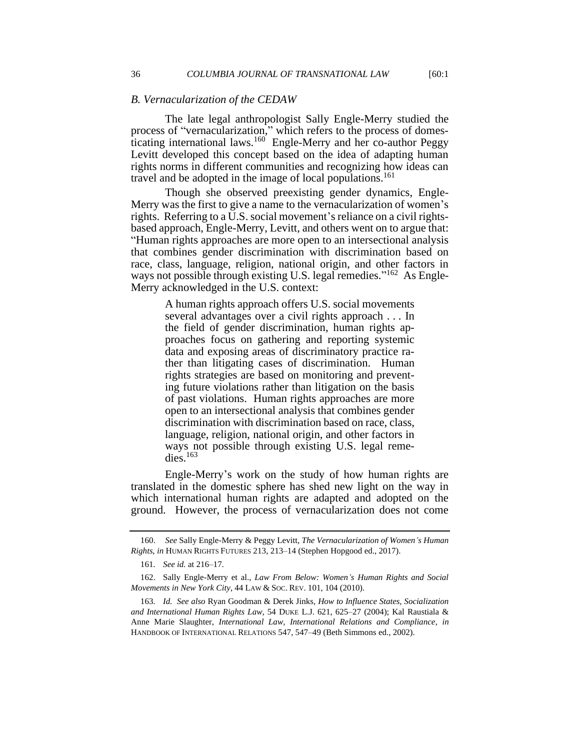### *B. Vernacularization of the CEDAW*

The late legal anthropologist Sally Engle-Merry studied the process of "vernacularization," which refers to the process of domesticating international laws.[160] Engle-Merry and her co-author Peggy Levitt developed this concept based on the idea of adapting human rights norms in different communities and recognizing how ideas can travel and be adopted in the image of local populations.[161]

Though she observed preexisting gender dynamics, Engle-Merry was the first to give a name to the vernacularization of women's rights. Referring to a U.S. social movement's reliance on a civil rights-based approach, Engle-Merry, Levitt, and others went on to argue that: "Human rights approaches are more open to an intersectional analysis that combines gender discrimination with discrimination based on race, class, language, religion, national origin, and other factors in ways not possible through existing U.S. legal remedies."[162] As Engle-Merry acknowledged in the U.S. context:

> A human rights approach offers U.S. social movements several advantages over a civil rights approach . . . In the field of gender discrimination, human rights approaches focus on gathering and reporting systemic data and exposing areas of discriminatory practice rather than litigating cases of discrimination. Human rights strategies are based on monitoring and preventing future violations rather than litigation on the basis of past violations. Human rights approaches are more open to an intersectional analysis that combines gender discrimination with discrimination based on race, class, language, religion, national origin, and other factors in ways not possible through existing U.S. legal remedies.[163]

Engle-Merry's work on the study of how human rights are translated in the domestic sphere has shed new light on the way in which international human rights are adapted and adopted on the ground. However, the process of vernacularization does not come

---

160. *See* Sally Engle-Merry & Peggy Levitt, *The Vernacularization of Women's Human Rights*, *in* HUMAN RIGHTS FUTURES 213, 213–14 (Stephen Hopgood ed., 2017).

161. *See id.* at 216–17.

162. Sally Engle-Merry et al., *Law From Below: Women's Human Rights and Social Movements in New York City*, 44 LAW & SOC. REV. 101, 104 (2010).

163. *Id. See also* Ryan Goodman & Derek Jinks, *How to Influence States, Socialization and International Human Rights Law*, 54 DUKE L.J. 621, 625–27 (2004); Kal Raustiala & Anne Marie Slaughter, *International Law, International Relations and Compliance*, *in* HANDBOOK OF INTERNATIONAL RELATIONS 547, 547–49 (Beth Simmons ed., 2002).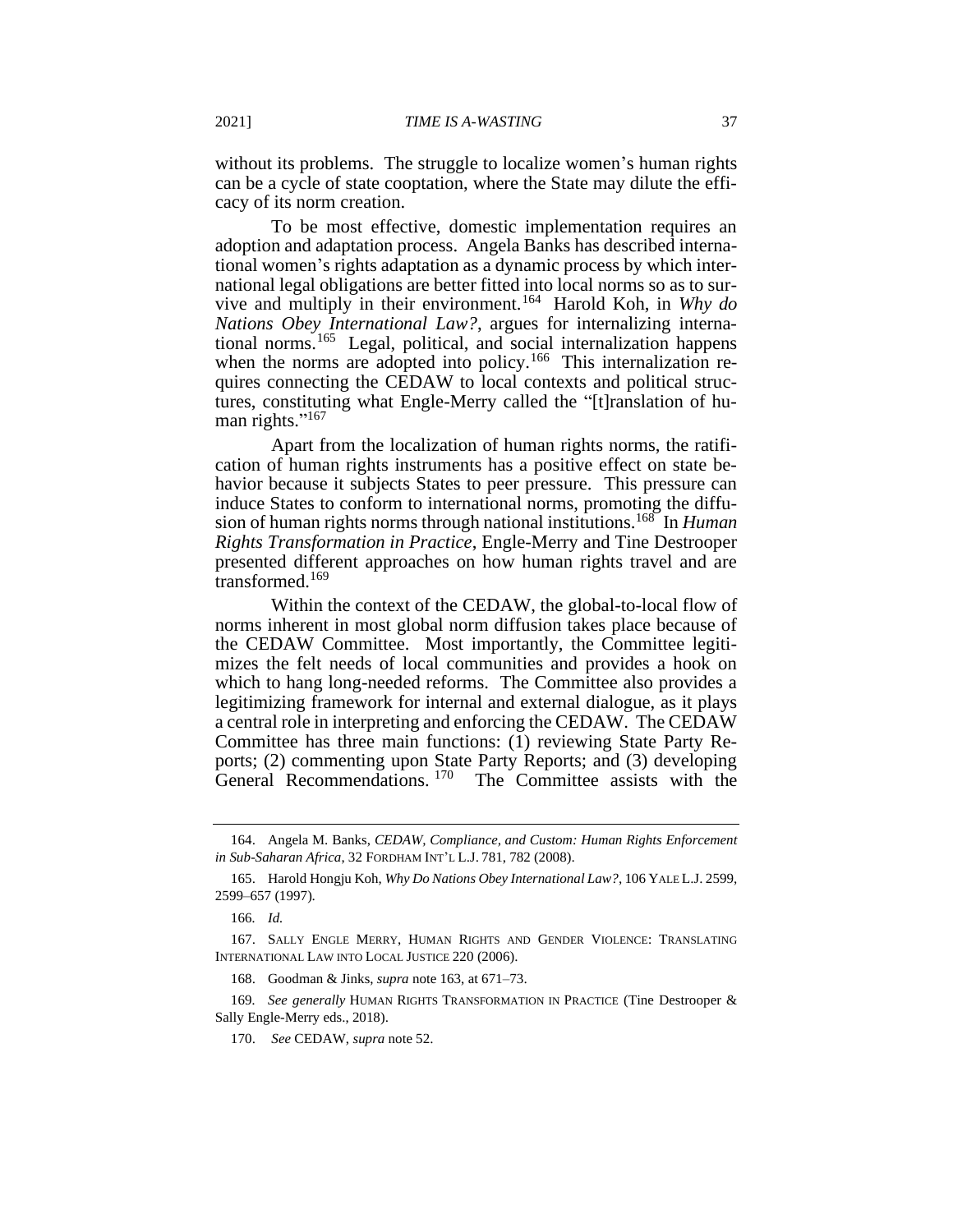without its problems. The struggle to localize women's human rights can be a cycle of state cooptation, where the State may dilute the efficacy of its norm creation.

To be most effective, domestic implementation requires an adoption and adaptation process. Angela Banks has described international women's rights adaptation as a dynamic process by which international legal obligations are better fitted into local norms so as to survive and multiply in their environment.[164] Harold Koh, in *Why do Nations Obey International Law?*, argues for internalizing international norms.[165] Legal, political, and social internalization happens when the norms are adopted into policy.[166] This internalization requires connecting the CEDAW to local contexts and political structures, constituting what Engle-Merry called the "[t]ranslation of human rights."[167]

Apart from the localization of human rights norms, the ratification of human rights instruments has a positive effect on state behavior because it subjects States to peer pressure. This pressure can induce States to conform to international norms, promoting the diffusion of human rights norms through national institutions.[168] In *Human Rights Transformation in Practice*, Engle-Merry and Tine Destrooper presented different approaches on how human rights travel and are transformed.[169]

Within the context of the CEDAW, the global-to-local flow of norms inherent in most global norm diffusion takes place because of the CEDAW Committee. Most importantly, the Committee legitimizes the felt needs of local communities and provides a hook on which to hang long-needed reforms. The Committee also provides a legitimizing framework for internal and external dialogue, as it plays a central role in interpreting and enforcing the CEDAW. The CEDAW Committee has three main functions: (1) reviewing State Party Reports; (2) commenting upon State Party Reports; and (3) developing General Recommendations.[170] The Committee assists with the

---

164. Angela M. Banks, *CEDAW, Compliance, and Custom: Human Rights Enforcement in Sub-Saharan Africa*, 32 FORDHAM INT'L L.J. 781, 782 (2008).

165. Harold Hongju Koh, *Why Do Nations Obey International Law?*, 106 YALE L.J. 2599, 2599–657 (1997).

166. *Id.*

167. SALLY ENGLE MERRY, HUMAN RIGHTS AND GENDER VIOLENCE: TRANSLATING INTERNATIONAL LAW INTO LOCAL JUSTICE 220 (2006).

168. Goodman & Jinks, *supra* note 163, at 671–73.

169. *See generally* HUMAN RIGHTS TRANSFORMATION IN PRACTICE (Tine Destrooper & Sally Engle-Merry eds., 2018).

170. *See* CEDAW, *supra* note 52.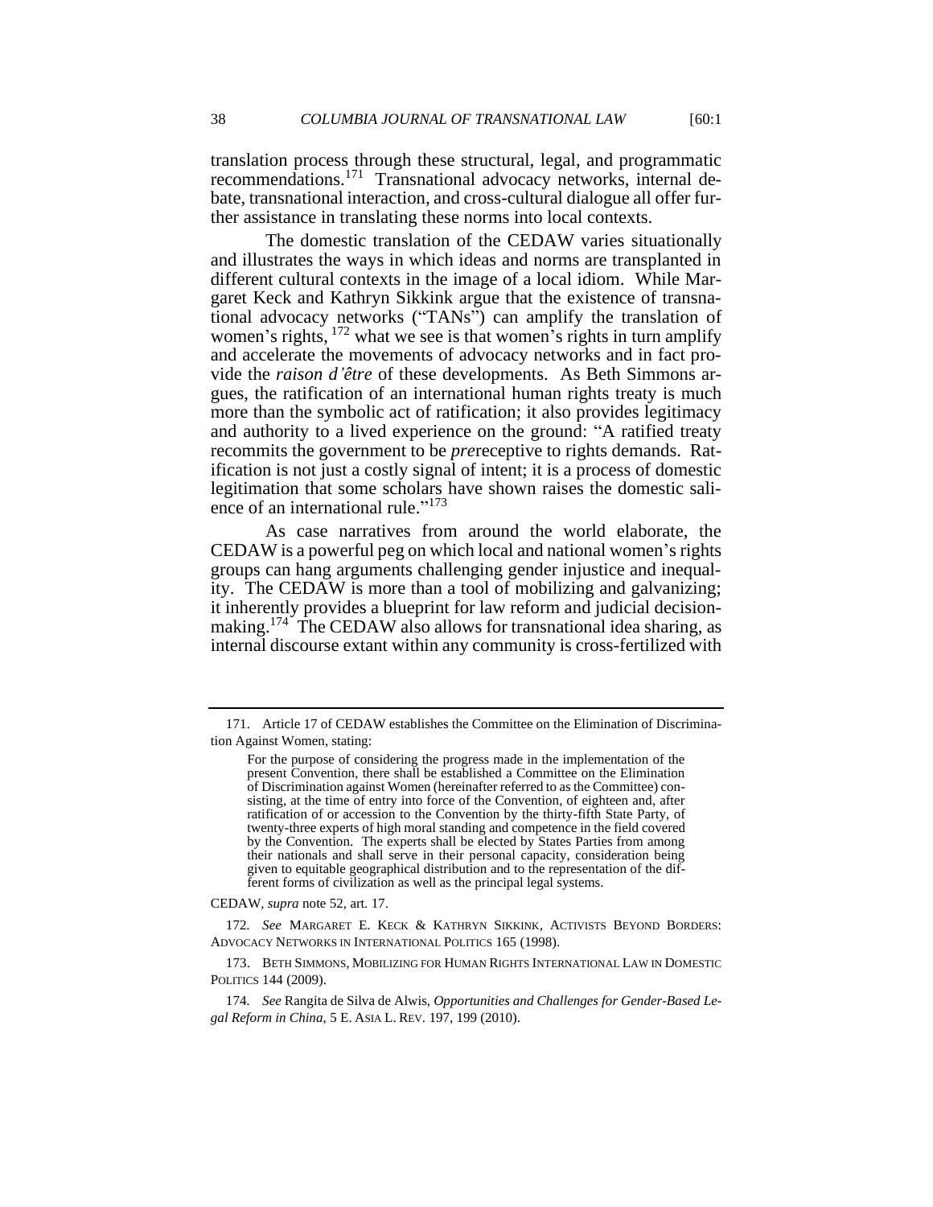translation process through these structural, legal, and programmatic recommendations.[171] Transnational advocacy networks, internal debate, transnational interaction, and cross-cultural dialogue all offer further assistance in translating these norms into local contexts.

The domestic translation of the CEDAW varies situationally and illustrates the ways in which ideas and norms are transplanted in different cultural contexts in the image of a local idiom. While Margaret Keck and Kathryn Sikkink argue that the existence of transnational advocacy networks ("TANs") can amplify the translation of women's rights,[172] what we see is that women's rights in turn amplify and accelerate the movements of advocacy networks and in fact provide the *raison d'être* of these developments. As Beth Simmons argues, the ratification of an international human rights treaty is much more than the symbolic act of ratification; it also provides legitimacy and authority to a lived experience on the ground: "A ratified treaty recommits the government to be *pre*receptive to rights demands. Ratification is not just a costly signal of intent; it is a process of domestic legitimation that some scholars have shown raises the domestic salience of an international rule."[173]

As case narratives from around the world elaborate, the CEDAW is a powerful peg on which local and national women's rights groups can hang arguments challenging gender injustice and inequality. The CEDAW is more than a tool of mobilizing and galvanizing; it inherently provides a blueprint for law reform and judicial decision-making.[174] The CEDAW also allows for transnational idea sharing, as internal discourse extant within any community is cross-fertilized with

---

171. Article 17 of CEDAW establishes the Committee on the Elimination of Discrimination Against Women, stating:

> For the purpose of considering the progress made in the implementation of the present Convention, there shall be established a Committee on the Elimination of Discrimination against Women (hereinafter referred to as the Committee) consisting, at the time of entry into force of the Convention, of eighteen and, after ratification of or accession to the Convention by the thirty-fifth State Party, of twenty-three experts of high moral standing and competence in the field covered by the Convention. The experts shall be elected by States Parties from among their nationals and shall serve in their personal capacity, consideration being given to equitable geographical distribution and to the representation of the different forms of civilization as well as the principal legal systems.

CEDAW, *supra* note 52, art. 17.

172. *See* MARGARET E. KECK & KATHRYN SIKKINK, ACTIVISTS BEYOND BORDERS: ADVOCACY NETWORKS IN INTERNATIONAL POLITICS 165 (1998).

173. BETH SIMMONS, MOBILIZING FOR HUMAN RIGHTS INTERNATIONAL LAW IN DOMESTIC POLITICS 144 (2009).

174. *See* Rangita de Silva de Alwis, *Opportunities and Challenges for Gender-Based Legal Reform in China*, 5 E. ASIA L. REV. 197, 199 (2010).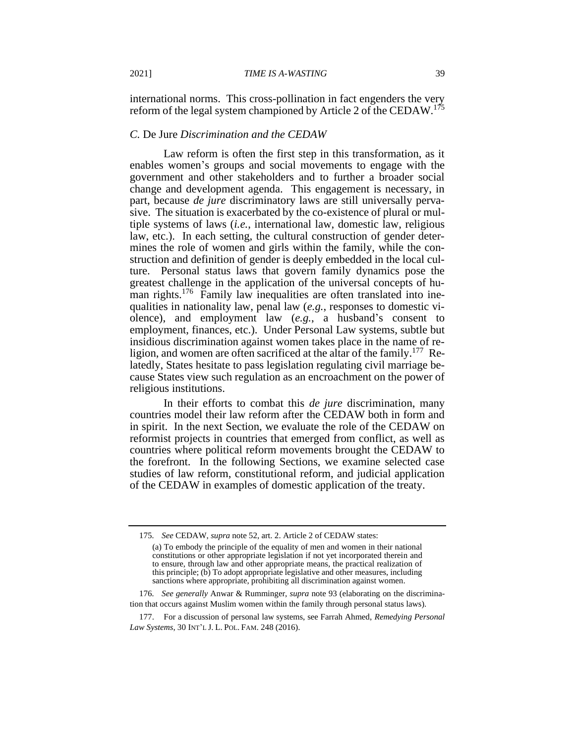international norms. This cross-pollination in fact engenders the very reform of the legal system championed by Article 2 of the CEDAW.[175]

### C. *De Jure Discrimination and the CEDAW*

Law reform is often the first step in this transformation, as it enables women's groups and social movements to engage with the government and other stakeholders and to further a broader social change and development agenda. This engagement is necessary, in part, because *de jure* discriminatory laws are still universally pervasive. The situation is exacerbated by the co-existence of plural or multiple systems of laws (*i.e.*, international law, domestic law, religious law, etc.). In each setting, the cultural construction of gender determines the role of women and girls within the family, while the construction and definition of gender is deeply embedded in the local culture. Personal status laws that govern family dynamics pose the greatest challenge in the application of the universal concepts of human rights.[176] Family law inequalities are often translated into inequalities in nationality law, penal law (*e.g.*, responses to domestic violence), and employment law (*e.g.*, a husband's consent to employment, finances, etc.). Under Personal Law systems, subtle but insidious discrimination against women takes place in the name of religion, and women are often sacrificed at the altar of the family.[177] Relatedly, States hesitate to pass legislation regulating civil marriage because States view such regulation as an encroachment on the power of religious institutions.

In their efforts to combat this *de jure* discrimination, many countries model their law reform after the CEDAW both in form and in spirit. In the next Section, we evaluate the role of the CEDAW on reformist projects in countries that emerged from conflict, as well as countries where political reform movements brought the CEDAW to the forefront. In the following Sections, we examine selected case studies of law reform, constitutional reform, and judicial application of the CEDAW in examples of domestic application of the treaty.

---

175. *See* CEDAW, *supra* note 52, art. 2. Article 2 of CEDAW states:

> (a) To embody the principle of the equality of men and women in their national constitutions or other appropriate legislation if not yet incorporated therein and to ensure, through law and other appropriate means, the practical realization of this principle; (b) To adopt appropriate legislative and other measures, including sanctions where appropriate, prohibiting all discrimination against women.

176. *See generally* Anwar & Rumminger, *supra* note 93 (elaborating on the discrimination that occurs against Muslim women within the family through personal status laws).

177. For a discussion of personal law systems, see Farrah Ahmed, *Remedying Personal Law Systems*, 30 INT'L J. L. POL. FAM. 248 (2016).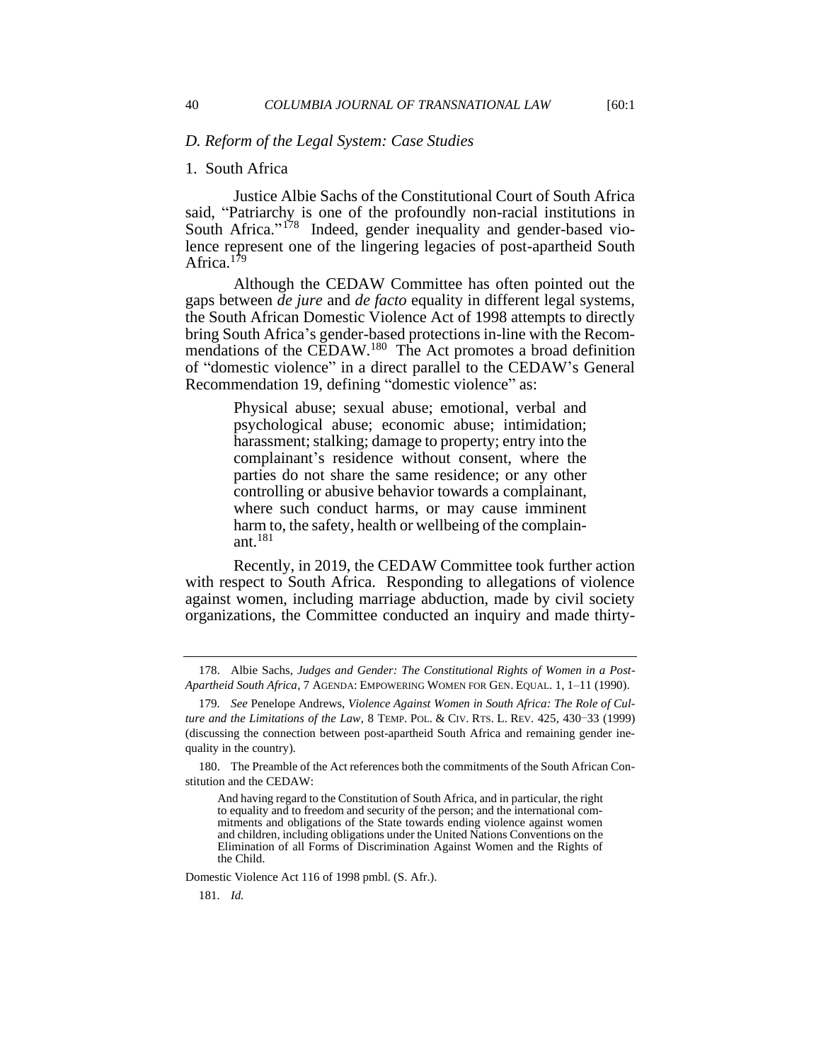### *D. Reform of the Legal System: Case Studies*

#### 1. South Africa

Justice Albie Sachs of the Constitutional Court of South Africa said, "Patriarchy is one of the profoundly non-racial institutions in South Africa."[178] Indeed, gender inequality and gender-based violence represent one of the lingering legacies of post-apartheid South Africa.[179]

Although the CEDAW Committee has often pointed out the gaps between *de jure* and *de facto* equality in different legal systems, the South African Domestic Violence Act of 1998 attempts to directly bring South Africa's gender-based protections in-line with the Recommendations of the CEDAW.[180] The Act promotes a broad definition of "domestic violence" in a direct parallel to the CEDAW's General Recommendation 19, defining "domestic violence" as:

> Physical abuse; sexual abuse; emotional, verbal and psychological abuse; economic abuse; intimidation; harassment; stalking; damage to property; entry into the complainant's residence without consent, where the parties do not share the same residence; or any other controlling or abusive behavior towards a complainant, where such conduct harms, or may cause imminent harm to, the safety, health or wellbeing of the complainant.[181]

Recently, in 2019, the CEDAW Committee took further action with respect to South Africa. Responding to allegations of violence against women, including marriage abduction, made by civil society organizations, the Committee conducted an inquiry and made thirty-

---

178. Albie Sachs, *Judges and Gender: The Constitutional Rights of Women in a Post-Apartheid South Africa*, 7 AGENDA: EMPOWERING WOMEN FOR GEN. EQUAL. 1, 1–11 (1990).

179. *See* Penelope Andrews, *Violence Against Women in South Africa: The Role of Culture and the Limitations of the Law*, 8 TEMP. POL. & CIV. RTS. L. REV. 425, 430–33 (1999) (discussing the connection between post-apartheid South Africa and remaining gender inequality in the country).

180. The Preamble of the Act references both the commitments of the South African Constitution and the CEDAW:

> And having regard to the Constitution of South Africa, and in particular, the right to equality and to freedom and security of the person; and the international commitments and obligations of the State towards ending violence against women and children, including obligations under the United Nations Conventions on the Elimination of all Forms of Discrimination Against Women and the Rights of the Child.

Domestic Violence Act 116 of 1998 pmbl. (S. Afr.).

181. *Id.*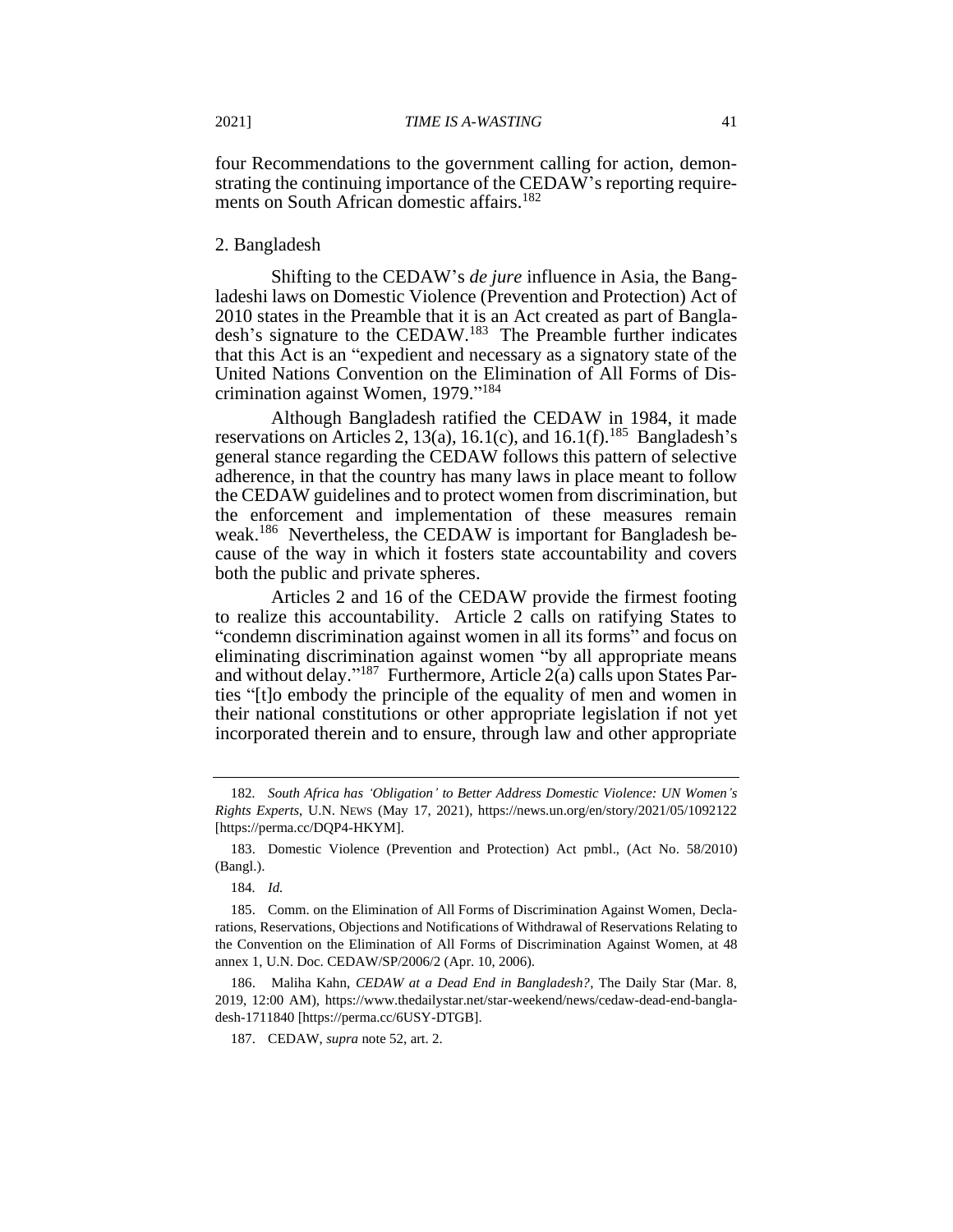four Recommendations to the government calling for action, demonstrating the continuing importance of the CEDAW's reporting requirements on South African domestic affairs.[182]

### 2. Bangladesh

Shifting to the CEDAW's *de jure* influence in Asia, the Bangladeshi laws on Domestic Violence (Prevention and Protection) Act of 2010 states in the Preamble that it is an Act created as part of Bangladesh's signature to the CEDAW.[183] The Preamble further indicates that this Act is an "expedient and necessary as a signatory state of the United Nations Convention on the Elimination of All Forms of Discrimination against Women, 1979."[184]

Although Bangladesh ratified the CEDAW in 1984, it made reservations on Articles 2, 13(a), 16.1(c), and 16.1(f).[185] Bangladesh's general stance regarding the CEDAW follows this pattern of selective adherence, in that the country has many laws in place meant to follow the CEDAW guidelines and to protect women from discrimination, but the enforcement and implementation of these measures remain weak.[186] Nevertheless, the CEDAW is important for Bangladesh because of the way in which it fosters state accountability and covers both the public and private spheres.

Articles 2 and 16 of the CEDAW provide the firmest footing to realize this accountability. Article 2 calls on ratifying States to "condemn discrimination against women in all its forms" and focus on eliminating discrimination against women "by all appropriate means and without delay."[187] Furthermore, Article 2(a) calls upon States Parties "[t]o embody the principle of the equality of men and women in their national constitutions or other appropriate legislation if not yet incorporated therein and to ensure, through law and other appropriate

---

182. *South Africa has 'Obligation' to Better Address Domestic Violence: UN Women's Rights Experts*, U.N. NEWS (May 17, 2021), https://news.un.org/en/story/2021/05/1092122 [https://perma.cc/DQP4-HKYM].

183. Domestic Violence (Prevention and Protection) Act pmbl., (Act No. 58/2010) (Bangl.).

184. *Id.*

185. Comm. on the Elimination of All Forms of Discrimination Against Women, Declarations, Reservations, Objections and Notifications of Withdrawal of Reservations Relating to the Convention on the Elimination of All Forms of Discrimination Against Women, at 48 annex 1, U.N. Doc. CEDAW/SP/2006/2 (Apr. 10, 2006).

186. Maliha Kahn, *CEDAW at a Dead End in Bangladesh?*, The Daily Star (Mar. 8, 2019, 12:00 AM), https://www.thedailystar.net/star-weekend/news/cedaw-dead-end-bangladesh-1711840 [https://perma.cc/6USY-DTGB].

187. CEDAW, *supra* note 52, art. 2.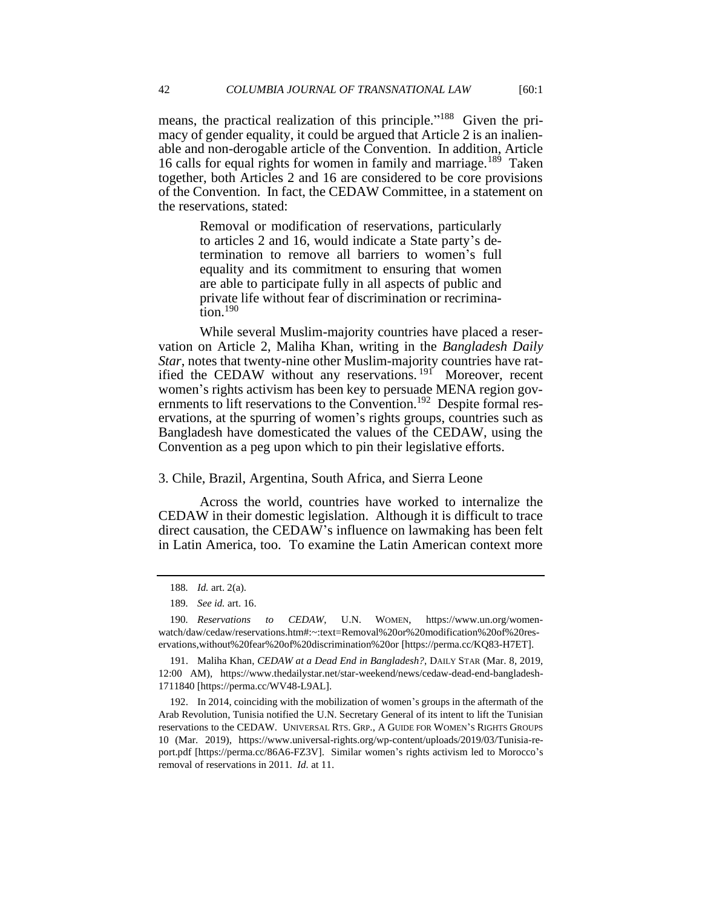means, the practical realization of this principle."[188] Given the primacy of gender equality, it could be argued that Article 2 is an inalienable and non-derogable article of the Convention. In addition, Article 16 calls for equal rights for women in family and marriage.[189] Taken together, both Articles 2 and 16 are considered to be core provisions of the Convention. In fact, the CEDAW Committee, in a statement on the reservations, stated:

> Removal or modification of reservations, particularly to articles 2 and 16, would indicate a State party's determination to remove all barriers to women's full equality and its commitment to ensuring that women are able to participate fully in all aspects of public and private life without fear of discrimination or recrimination.[190]

While several Muslim-majority countries have placed a reservation on Article 2, Maliha Khan, writing in the *Bangladesh Daily Star*, notes that twenty-nine other Muslim-majority countries have ratified the CEDAW without any reservations.[191] Moreover, recent women's rights activism has been key to persuade MENA region governments to lift reservations to the Convention.[192] Despite formal reservations, at the spurring of women's rights groups, countries such as Bangladesh have domesticated the values of the CEDAW, using the Convention as a peg upon which to pin their legislative efforts.

### 3. Chile, Brazil, Argentina, South Africa, and Sierra Leone

Across the world, countries have worked to internalize the CEDAW in their domestic legislation. Although it is difficult to trace direct causation, the CEDAW's influence on lawmaking has been felt in Latin America, too. To examine the Latin American context more

---

188. *Id.* art. 2(a).

189. *See id.* art. 16.

190. *Reservations to CEDAW*, U.N. WOMEN, https://www.un.org/womenwatch/daw/cedaw/reservations.htm#:~:text=Removal%20or%20modification%20of%20reservations,without%20fear%20of%20discrimination%20or [https://perma.cc/KQ83-H7ET].

191. Maliha Khan, *CEDAW at a Dead End in Bangladesh?*, DAILY STAR (Mar. 8, 2019, 12:00 AM), https://www.thedailystar.net/star-weekend/news/cedaw-dead-end-bangladesh-1711840 [https://perma.cc/WV48-L9AL].

192. In 2014, coinciding with the mobilization of women's groups in the aftermath of the Arab Revolution, Tunisia notified the U.N. Secretary General of its intent to lift the Tunisian reservations to the CEDAW. UNIVERSAL RTS. GRP., A GUIDE FOR WOMEN'S RIGHTS GROUPS 10 (Mar. 2019), https://www.universal-rights.org/wp-content/uploads/2019/03/Tunisia-report.pdf [https://perma.cc/86A6-FZ3V]. Similar women's rights activism led to Morocco's removal of reservations in 2011. *Id.* at 11.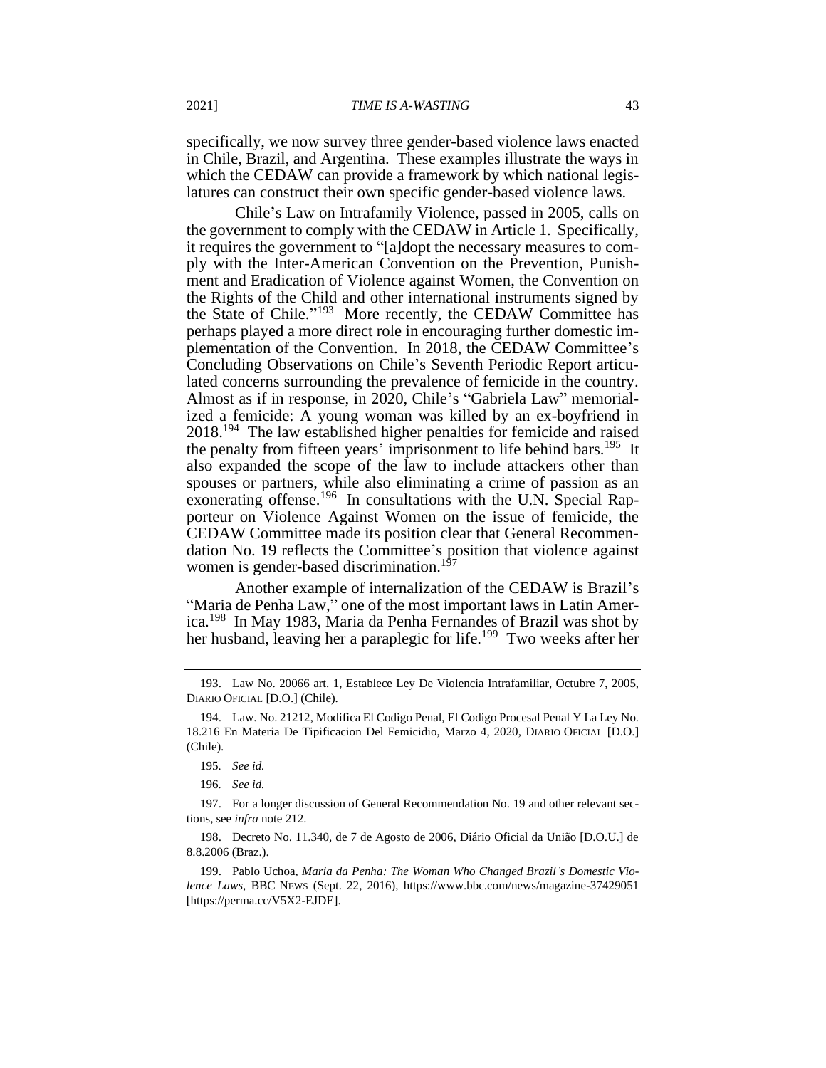specifically, we now survey three gender-based violence laws enacted in Chile, Brazil, and Argentina. These examples illustrate the ways in which the CEDAW can provide a framework by which national legislatures can construct their own specific gender-based violence laws.

Chile's Law on Intrafamily Violence, passed in 2005, calls on the government to comply with the CEDAW in Article 1. Specifically, it requires the government to "[a]dopt the necessary measures to comply with the Inter-American Convention on the Prevention, Punishment and Eradication of Violence against Women, the Convention on the Rights of the Child and other international instruments signed by the State of Chile."[193] More recently, the CEDAW Committee has perhaps played a more direct role in encouraging further domestic implementation of the Convention. In 2018, the CEDAW Committee's Concluding Observations on Chile's Seventh Periodic Report articulated concerns surrounding the prevalence of femicide in the country. Almost as if in response, in 2020, Chile's "Gabriela Law" memorialized a femicide: A young woman was killed by an ex-boyfriend in 2018.[194] The law established higher penalties for femicide and raised the penalty from fifteen years' imprisonment to life behind bars.[195] It also expanded the scope of the law to include attackers other than spouses or partners, while also eliminating a crime of passion as an exonerating offense.[196] In consultations with the U.N. Special Rapporteur on Violence Against Women on the issue of femicide, the CEDAW Committee made its position clear that General Recommendation No. 19 reflects the Committee's position that violence against women is gender-based discrimination.[197]

Another example of internalization of the CEDAW is Brazil's "Maria de Penha Law," one of the most important laws in Latin America.[198] In May 1983, Maria da Penha Fernandes of Brazil was shot by her husband, leaving her a paraplegic for life.[199] Two weeks after her

---

193. Law No. 20066 art. 1, Establece Ley De Violencia Intrafamiliar, Octubre 7, 2005, DIARIO OFICIAL [D.O.] (Chile).

194. Law. No. 21212, Modifica El Codigo Penal, El Codigo Procesal Penal Y La Ley No. 18.216 En Materia De Tipificacion Del Femicidio, Marzo 4, 2020, DIARIO OFICIAL [D.O.] (Chile).

195. *See id.*

196. *See id.*

197. For a longer discussion of General Recommendation No. 19 and other relevant sections, see *infra* note 212.

198. Decreto No. 11.340, de 7 de Agosto de 2006, Diário Oficial da União [D.O.U.] de 8.8.2006 (Braz.).

199. Pablo Uchoa, *Maria da Penha: The Woman Who Changed Brazil's Domestic Violence Laws*, BBC NEWS (Sept. 22, 2016), https://www.bbc.com/news/magazine-37429051 [https://perma.cc/V5X2-EJDE].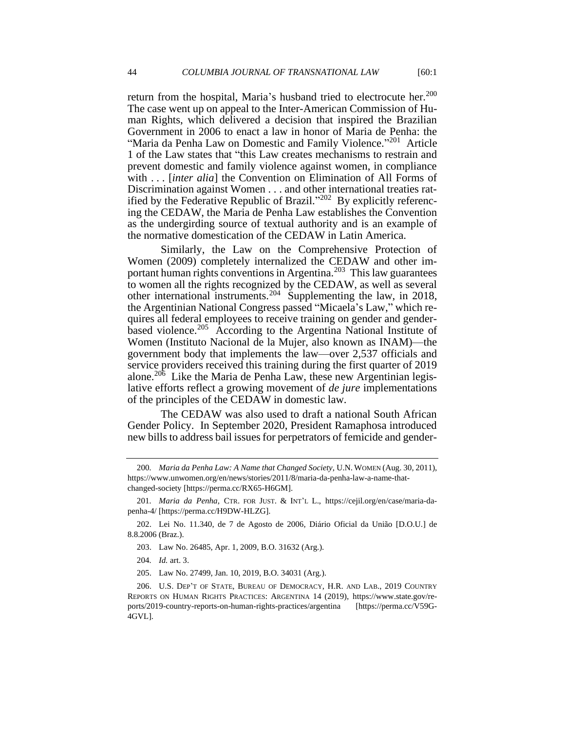return from the hospital, Maria's husband tried to electrocute her.[200] The case went up on appeal to the Inter-American Commission of Human Rights, which delivered a decision that inspired the Brazilian Government in 2006 to enact a law in honor of Maria de Penha: the "Maria da Penha Law on Domestic and Family Violence."[201] Article 1 of the Law states that "this Law creates mechanisms to restrain and prevent domestic and family violence against women, in compliance with . . . [*inter alia*] the Convention on Elimination of All Forms of Discrimination against Women . . . and other international treaties ratified by the Federative Republic of Brazil."[202] By explicitly referencing the CEDAW, the Maria de Penha Law establishes the Convention as the undergirding source of textual authority and is an example of the normative domestication of the CEDAW in Latin America.

Similarly, the Law on the Comprehensive Protection of Women (2009) completely internalized the CEDAW and other important human rights conventions in Argentina.[203] This law guarantees to women all the rights recognized by the CEDAW, as well as several other international instruments.[204] Supplementing the law, in 2018, the Argentinian National Congress passed "Micaela's Law," which requires all federal employees to receive training on gender and gender-based violence.[205] According to the Argentina National Institute of Women (Instituto Nacional de la Mujer, also known as INAM)—the government body that implements the law—over 2,537 officials and service providers received this training during the first quarter of 2019 alone.[206] Like the Maria de Penha Law, these new Argentinian legislative efforts reflect a growing movement of *de jure* implementations of the principles of the CEDAW in domestic law.

The CEDAW was also used to draft a national South African Gender Policy. In September 2020, President Ramaphosa introduced new bills to address bail issues for perpetrators of femicide and gender-

---

200. *Maria da Penha Law: A Name that Changed Society*, U.N. WOMEN (Aug. 30, 2011), https://www.unwomen.org/en/news/stories/2011/8/maria-da-penha-law-a-name-that-changed-society [https://perma.cc/RX65-H6GM].

201. *Maria da Penha*, CTR. FOR JUST. & INT'L L., https://cejil.org/en/case/maria-da-penha-4/ [https://perma.cc/H9DW-HLZG].

202. Lei No. 11.340, de 7 de Agosto de 2006, Diário Oficial da União [D.O.U.] de 8.8.2006 (Braz.).

203. Law No. 26485, Apr. 1, 2009, B.O. 31632 (Arg.).

204. *Id.* art. 3.

205. Law No. 27499, Jan. 10, 2019, B.O. 34031 (Arg.).

206. U.S. DEP'T OF STATE, BUREAU OF DEMOCRACY, H.R. AND LAB., 2019 COUNTRY REPORTS ON HUMAN RIGHTS PRACTICES: ARGENTINA 14 (2019), https://www.state.gov/reports/2019-country-reports-on-human-rights-practices/argentina [https://perma.cc/V59G-4GVL].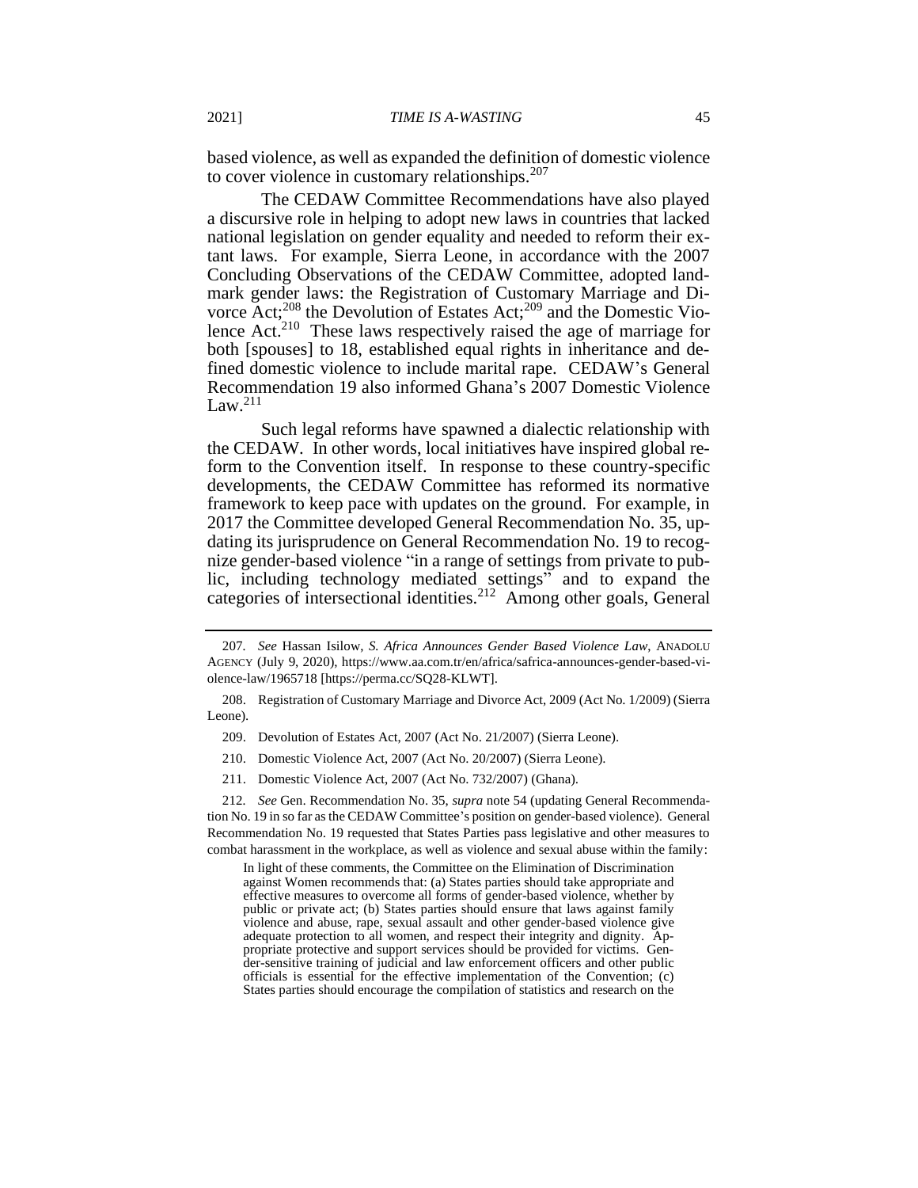based violence, as well as expanded the definition of domestic violence to cover violence in customary relationships.[207]

The CEDAW Committee Recommendations have also played a discursive role in helping to adopt new laws in countries that lacked national legislation on gender equality and needed to reform their extant laws. For example, Sierra Leone, in accordance with the 2007 Concluding Observations of the CEDAW Committee, adopted landmark gender laws: the Registration of Customary Marriage and Divorce Act;[208] the Devolution of Estates Act;[209] and the Domestic Violence Act.[210] These laws respectively raised the age of marriage for both [spouses] to 18, established equal rights in inheritance and defined domestic violence to include marital rape. CEDAW's General Recommendation 19 also informed Ghana's 2007 Domestic Violence Law.[211]

Such legal reforms have spawned a dialectic relationship with the CEDAW. In other words, local initiatives have inspired global reform to the Convention itself. In response to these country-specific developments, the CEDAW Committee has reformed its normative framework to keep pace with updates on the ground. For example, in 2017 the Committee developed General Recommendation No. 35, updating its jurisprudence on General Recommendation No. 19 to recognize gender-based violence "in a range of settings from private to public, including technology mediated settings" and to expand the categories of intersectional identities.[212] Among other goals, General

---

207. *See* Hassan Isilow, *S. Africa Announces Gender Based Violence Law*, ANADOLU AGENCY (July 9, 2020), https://www.aa.com.tr/en/africa/safrica-announces-gender-based-violence-law/1965718 [https://perma.cc/SQ28-KLWT].

208. Registration of Customary Marriage and Divorce Act, 2009 (Act No. 1/2009) (Sierra Leone).

209. Devolution of Estates Act, 2007 (Act No. 21/2007) (Sierra Leone).

210. Domestic Violence Act, 2007 (Act No. 20/2007) (Sierra Leone).

211. Domestic Violence Act, 2007 (Act No. 732/2007) (Ghana).

212. *See* Gen. Recommendation No. 35, *supra* note 54 (updating General Recommendation No. 19 in so far as the CEDAW Committee's position on gender-based violence). General Recommendation No. 19 requested that States Parties pass legislative and other measures to combat harassment in the workplace, as well as violence and sexual abuse within the family:

> In light of these comments, the Committee on the Elimination of Discrimination against Women recommends that: (a) States parties should take appropriate and effective measures to overcome all forms of gender-based violence, whether by public or private act; (b) States parties should ensure that laws against family violence and abuse, rape, sexual assault and other gender-based violence give adequate protection to all women, and respect their integrity and dignity. Appropriate protective and support services should be provided for victims. Gender-sensitive training of judicial and law enforcement officers and other public officials is essential for the effective implementation of the Convention; (c) States parties should encourage the compilation of statistics and research on the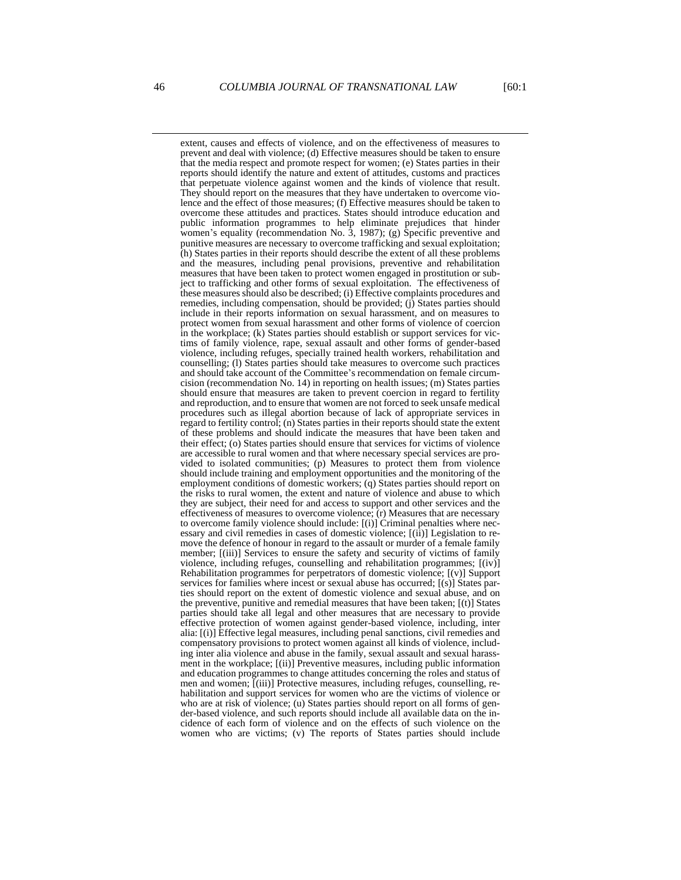extent, causes and effects of violence, and on the effectiveness of measures to prevent and deal with violence; (d) Effective measures should be taken to ensure that the media respect and promote respect for women; (e) States parties in their reports should identify the nature and extent of attitudes, customs and practices that perpetuate violence against women and the kinds of violence that result. They should report on the measures that they have undertaken to overcome violence and the effect of those measures; (f) Effective measures should be taken to overcome these attitudes and practices. States should introduce education and public information programmes to help eliminate prejudices that hinder women's equality (recommendation No. 3, 1987); (g) Specific preventive and punitive measures are necessary to overcome trafficking and sexual exploitation; (h) States parties in their reports should describe the extent of all these problems and the measures, including penal provisions, preventive and rehabilitation measures that have been taken to protect women engaged in prostitution or subject to trafficking and other forms of sexual exploitation. The effectiveness of these measures should also be described; (i) Effective complaints procedures and remedies, including compensation, should be provided; (j) States parties should include in their reports information on sexual harassment, and on measures to protect women from sexual harassment and other forms of violence of coercion in the workplace; (k) States parties should establish or support services for victims of family violence, rape, sexual assault and other forms of gender-based violence, including refuges, specially trained health workers, rehabilitation and counselling; (l) States parties should take measures to overcome such practices and should take account of the Committee's recommendation on female circumcision (recommendation No. 14) in reporting on health issues; (m) States parties should ensure that measures are taken to prevent coercion in regard to fertility and reproduction, and to ensure that women are not forced to seek unsafe medical procedures such as illegal abortion because of lack of appropriate services in regard to fertility control; (n) States parties in their reports should state the extent of these problems and should indicate the measures that have been taken and their effect; (o) States parties should ensure that services for victims of violence are accessible to rural women and that where necessary special services are provided to isolated communities; (p) Measures to protect them from violence should include training and employment opportunities and the monitoring of the employment conditions of domestic workers; (q) States parties should report on the risks to rural women, the extent and nature of violence and abuse to which they are subject, their need for and access to support and other services and the effectiveness of measures to overcome violence; (r) Measures that are necessary to overcome family violence should include: [(i)] Criminal penalties where necessary and civil remedies in cases of domestic violence; [(ii)] Legislation to remove the defence of honour in regard to the assault or murder of a female family member; [(iii)] Services to ensure the safety and security of victims of family violence, including refuges, counselling and rehabilitation programmes; [(iv)] Rehabilitation programmes for perpetrators of domestic violence; [(v)] Support services for families where incest or sexual abuse has occurred; [(s)] States parties should report on the extent of domestic violence and sexual abuse, and on the preventive, punitive and remedial measures that have been taken; [(t)] States parties should take all legal and other measures that are necessary to provide effective protection of women against gender-based violence, including, inter alia: [(i)] Effective legal measures, including penal sanctions, civil remedies and compensatory provisions to protect women against all kinds of violence, including inter alia violence and abuse in the family, sexual assault and sexual harassment in the workplace; [(ii)] Preventive measures, including public information and education programmes to change attitudes concerning the roles and status of men and women; [(iii)] Protective measures, including refuges, counselling, rehabilitation and support services for women who are the victims of violence or who are at risk of violence; (u) States parties should report on all forms of gender-based violence, and such reports should include all available data on the incidence of each form of violence and on the effects of such violence on the women who are victims; (v) The reports of States parties should include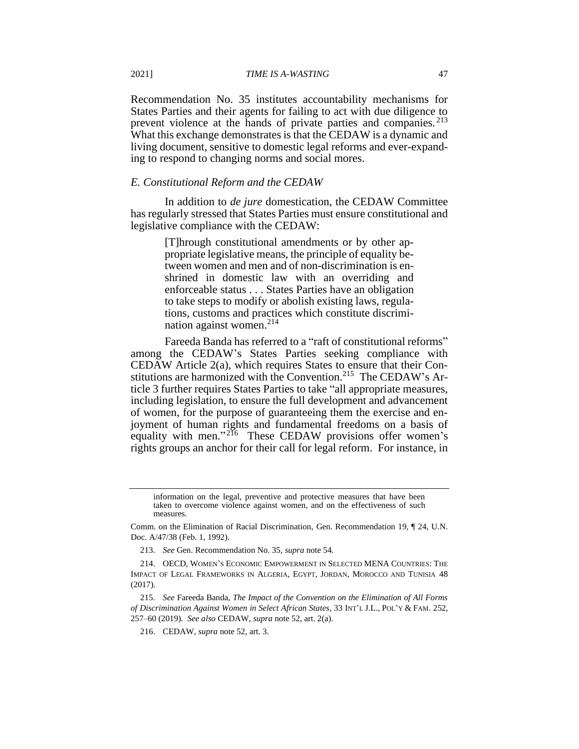Recommendation No. 35 institutes accountability mechanisms for States Parties and their agents for failing to act with due diligence to prevent violence at the hands of private parties and companies.[213] What this exchange demonstrates is that the CEDAW is a dynamic and living document, sensitive to domestic legal reforms and ever-expanding to respond to changing norms and social mores.

### *E. Constitutional Reform and the CEDAW*

In addition to *de jure* domestication, the CEDAW Committee has regularly stressed that States Parties must ensure constitutional and legislative compliance with the CEDAW:

> [T]hrough constitutional amendments or by other appropriate legislative means, the principle of equality between women and men and of non-discrimination is enshrined in domestic law with an overriding and enforceable status . . . States Parties have an obligation to take steps to modify or abolish existing laws, regulations, customs and practices which constitute discrimination against women.[214]

Fareeda Banda has referred to a "raft of constitutional reforms" among the CEDAW's States Parties seeking compliance with CEDAW Article 2(a), which requires States to ensure that their Constitutions are harmonized with the Convention.[215] The CEDAW's Article 3 further requires States Parties to take "all appropriate measures, including legislation, to ensure the full development and advancement of women, for the purpose of guaranteeing them the exercise and enjoyment of human rights and fundamental freedoms on a basis of equality with men."[216] These CEDAW provisions offer women's rights groups an anchor for their call for legal reform. For instance, in

---

> information on the legal, preventive and protective measures that have been taken to overcome violence against women, and on the effectiveness of such measures.

Comm. on the Elimination of Racial Discrimination, Gen. Recommendation 19, ¶ 24, U.N. Doc. A/47/38 (Feb. 1, 1992).

213. *See* Gen. Recommendation No. 35, *supra* note 54.

214. OECD, WOMEN'S ECONOMIC EMPOWERMENT IN SELECTED MENA COUNTRIES: THE IMPACT OF LEGAL FRAMEWORKS IN ALGERIA, EGYPT, JORDAN, MOROCCO AND TUNISIA 48 (2017).

215. *See* Fareeda Banda, *The Impact of the Convention on the Elimination of All Forms of Discrimination Against Women in Select African States*, 33 INT'L J.L., POL'Y & FAM. 252, 257–60 (2019). *See also* CEDAW, *supra* note 52, art. 2(a).

216. CEDAW, *supra* note 52, art. 3.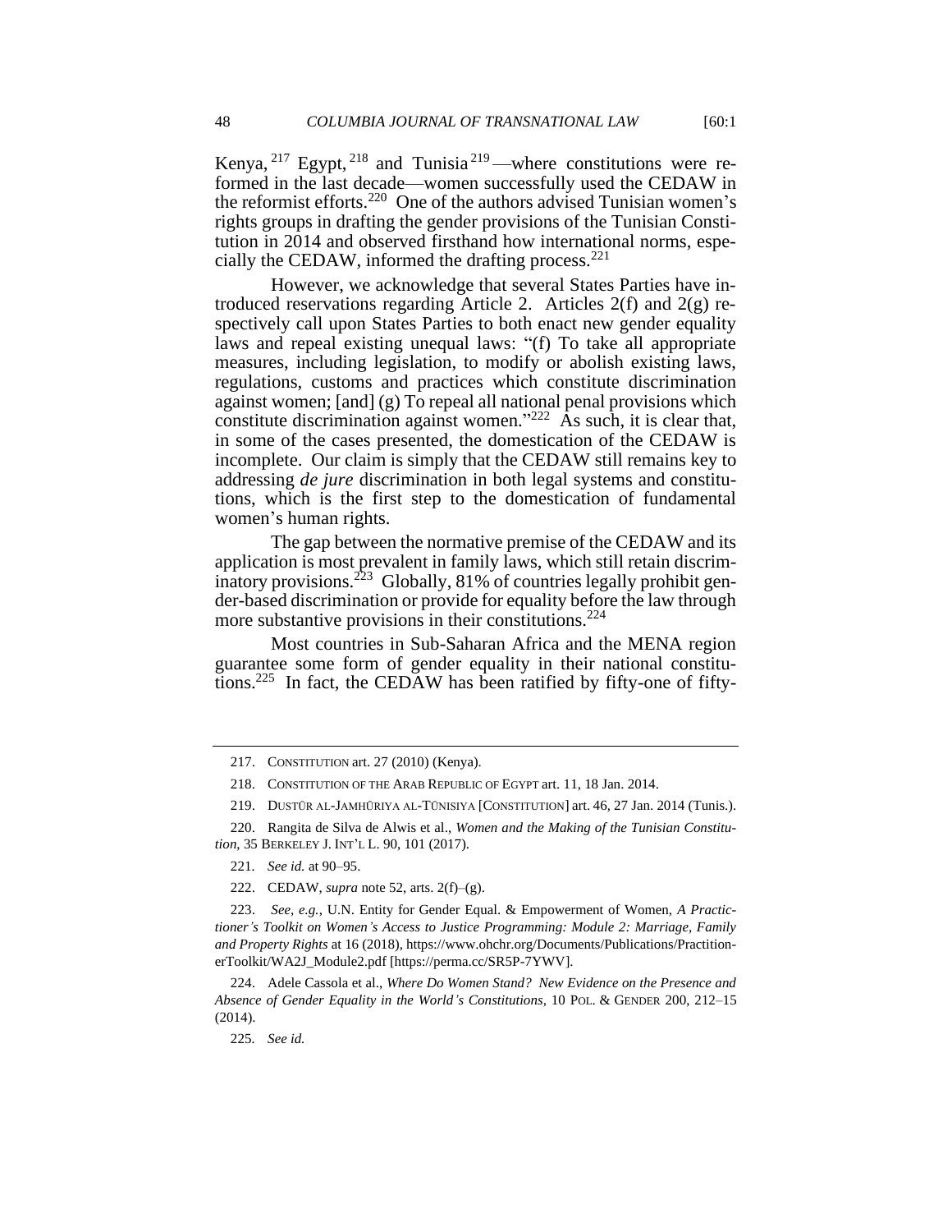Kenya,[217] Egypt,[218] and Tunisia[219]—where constitutions were reformed in the last decade—women successfully used the CEDAW in the reformist efforts.[220] One of the authors advised Tunisian women's rights groups in drafting the gender provisions of the Tunisian Constitution in 2014 and observed firsthand how international norms, especially the CEDAW, informed the drafting process.[221]

However, we acknowledge that several States Parties have introduced reservations regarding Article 2. Articles 2(f) and 2(g) respectively call upon States Parties to both enact new gender equality laws and repeal existing unequal laws: "(f) To take all appropriate measures, including legislation, to modify or abolish existing laws, regulations, customs and practices which constitute discrimination against women; [and] (g) To repeal all national penal provisions which constitute discrimination against women."[222] As such, it is clear that, in some of the cases presented, the domestication of the CEDAW is incomplete. Our claim is simply that the CEDAW still remains key to addressing *de jure* discrimination in both legal systems and constitutions, which is the first step to the domestication of fundamental women's human rights.

The gap between the normative premise of the CEDAW and its application is most prevalent in family laws, which still retain discriminatory provisions.[223] Globally, 81% of countries legally prohibit gender-based discrimination or provide for equality before the law through more substantive provisions in their constitutions.[224]

Most countries in Sub-Saharan Africa and the MENA region guarantee some form of gender equality in their national constitutions.[225] In fact, the CEDAW has been ratified by fifty-one of fifty-

---

217. CONSTITUTION art. 27 (2010) (Kenya).

218. CONSTITUTION OF THE ARAB REPUBLIC OF EGYPT art. 11, 18 Jan. 2014.

219. DUSTŪR AL-JAMHŪRIYA AL-TŪNISIYA [CONSTITUTION] art. 46, 27 Jan. 2014 (Tunis.).

220. Rangita de Silva de Alwis et al., *Women and the Making of the Tunisian Constitution*, 35 BERKELEY J. INT'L L. 90, 101 (2017).

221. *See id.* at 90–95.

222. CEDAW, *supra* note 52, arts. 2(f)–(g).

223. *See, e.g.*, U.N. Entity for Gender Equal. & Empowerment of Women, *A Practictioner's Toolkit on Women's Access to Justice Programming: Module 2: Marriage, Family and Property Rights* at 16 (2018), https://www.ohchr.org/Documents/Publications/PractitionerToolkit/WA2J_Module2.pdf [https://perma.cc/SR5P-7YWV].

224. Adele Cassola et al., *Where Do Women Stand? New Evidence on the Presence and Absence of Gender Equality in the World's Constitutions*, 10 POL. & GENDER 200, 212–15 (2014).

225. *See id.*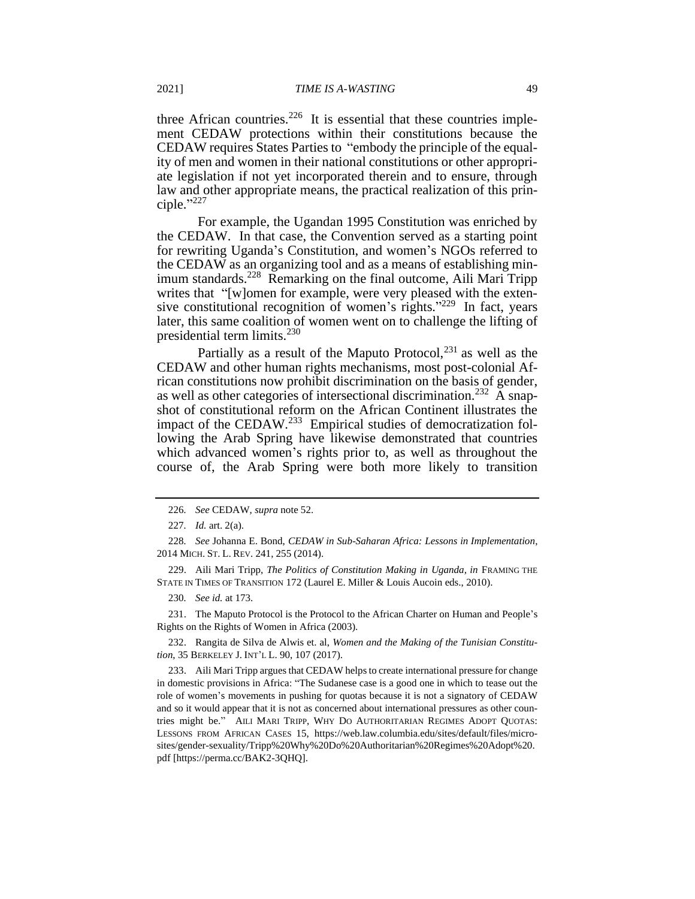three African countries.[226] It is essential that these countries implement CEDAW protections within their constitutions because the CEDAW requires States Parties to "embody the principle of the equality of men and women in their national constitutions or other appropriate legislation if not yet incorporated therein and to ensure, through law and other appropriate means, the practical realization of this principle."[227]

For example, the Ugandan 1995 Constitution was enriched by the CEDAW. In that case, the Convention served as a starting point for rewriting Uganda's Constitution, and women's NGOs referred to the CEDAW as an organizing tool and as a means of establishing minimum standards.[228] Remarking on the final outcome, Aili Mari Tripp writes that "[w]omen for example, were very pleased with the extensive constitutional recognition of women's rights."[229] In fact, years later, this same coalition of women went on to challenge the lifting of presidential term limits.[230]

Partially as a result of the Maputo Protocol,[231] as well as the CEDAW and other human rights mechanisms, most post-colonial African constitutions now prohibit discrimination on the basis of gender, as well as other categories of intersectional discrimination.[232] A snapshot of constitutional reform on the African Continent illustrates the impact of the CEDAW.[233] Empirical studies of democratization following the Arab Spring have likewise demonstrated that countries which advanced women's rights prior to, as well as throughout the course of, the Arab Spring were both more likely to transition

---

226. *See* CEDAW, *supra* note 52.

227. *Id.* art. 2(a).

228. *See* Johanna E. Bond, *CEDAW in Sub-Saharan Africa: Lessons in Implementation*, 2014 MICH. ST. L. REV. 241, 255 (2014).

229. Aili Mari Tripp, *The Politics of Constitution Making in Uganda*, *in* FRAMING THE STATE IN TIMES OF TRANSITION 172 (Laurel E. Miller & Louis Aucoin eds., 2010).

230. *See id.* at 173.

231. The Maputo Protocol is the Protocol to the African Charter on Human and People's Rights on the Rights of Women in Africa (2003).

232. Rangita de Silva de Alwis et. al, *Women and the Making of the Tunisian Constitution*, 35 BERKELEY J. INT'L L. 90, 107 (2017).

233. Aili Mari Tripp argues that CEDAW helps to create international pressure for change in domestic provisions in Africa: "The Sudanese case is a good one in which to tease out the role of women's movements in pushing for quotas because it is not a signatory of CEDAW and so it would appear that it is not as concerned about international pressures as other countries might be." AILI MARI TRIPP, WHY DO AUTHORITARIAN REGIMES ADOPT QUOTAS: LESSONS FROM AFRICAN CASES 15, https://web.law.columbia.edu/sites/default/files/microsites/gender-sexuality/Tripp%20Why%20Do%20Authoritarian%20Regimes%20Adopt%20.pdf [https://perma.cc/BAK2-3QHQ].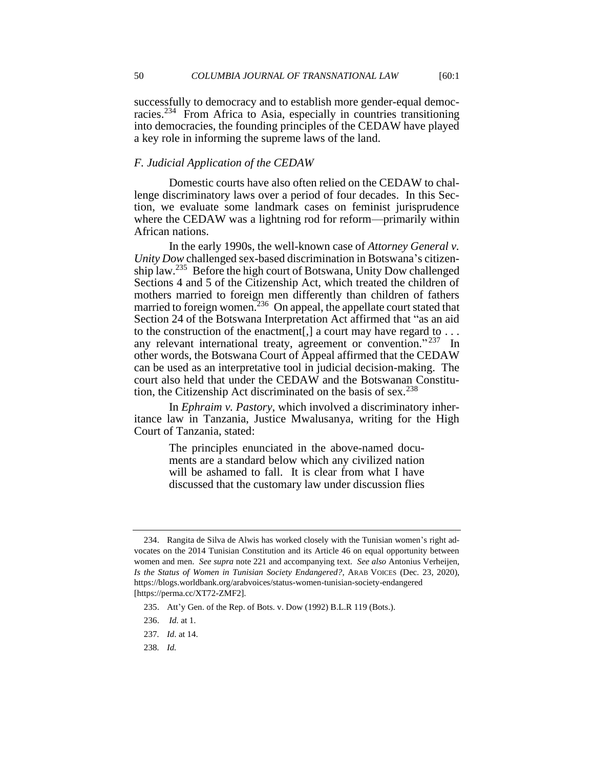successfully to democracy and to establish more gender-equal democracies.[234] From Africa to Asia, especially in countries transitioning into democracies, the founding principles of the CEDAW have played a key role in informing the supreme laws of the land.

### *F. Judicial Application of the CEDAW*

Domestic courts have also often relied on the CEDAW to challenge discriminatory laws over a period of four decades. In this Section, we evaluate some landmark cases on feminist jurisprudence where the CEDAW was a lightning rod for reform—primarily within African nations.

In the early 1990s, the well-known case of *Attorney General v. Unity Dow* challenged sex-based discrimination in Botswana's citizenship law.[235] Before the high court of Botswana, Unity Dow challenged Sections 4 and 5 of the Citizenship Act, which treated the children of mothers married to foreign men differently than children of fathers married to foreign women.[236] On appeal, the appellate court stated that Section 24 of the Botswana Interpretation Act affirmed that "as an aid to the construction of the enactment[,] a court may have regard to . . . any relevant international treaty, agreement or convention."[237] In other words, the Botswana Court of Appeal affirmed that the CEDAW can be used as an interpretative tool in judicial decision-making. The court also held that under the CEDAW and the Botswanan Constitution, the Citizenship Act discriminated on the basis of sex.[238]

In *Ephraim v. Pastory*, which involved a discriminatory inheritance law in Tanzania, Justice Mwalusanya, writing for the High Court of Tanzania, stated:

> The principles enunciated in the above-named documents are a standard below which any civilized nation will be ashamed to fall. It is clear from what I have discussed that the customary law under discussion flies

---

234. Rangita de Silva de Alwis has worked closely with the Tunisian women's right advocates on the 2014 Tunisian Constitution and its Article 46 on equal opportunity between women and men. *See supra* note 221 and accompanying text. *See also* Antonius Verheijen, *Is the Status of Women in Tunisian Society Endangered?*, ARAB VOICES (Dec. 23, 2020), https://blogs.worldbank.org/arabvoices/status-women-tunisian-society-endangered [https://perma.cc/XT72-ZMF2].

235. Att'y Gen. of the Rep. of Bots. v. Dow (1992) B.L.R 119 (Bots.).

236. *Id.* at 1.

237. *Id.* at 14.

238. *Id.*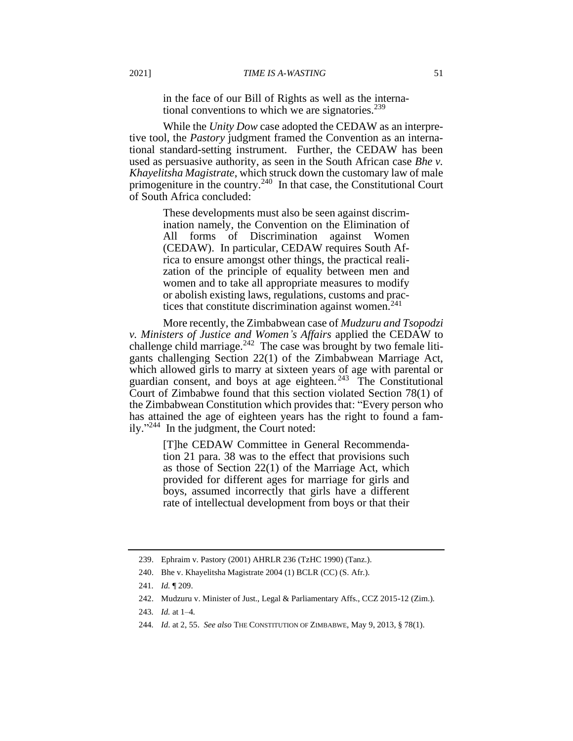> in the face of our Bill of Rights as well as the international conventions to which we are signatories.[239]

While the *Unity Dow* case adopted the CEDAW as an interpretive tool, the *Pastory* judgment framed the Convention as an international standard-setting instrument. Further, the CEDAW has been used as persuasive authority, as seen in the South African case *Bhe v. Khayelitsha Magistrate*, which struck down the customary law of male primogeniture in the country.[240] In that case, the Constitutional Court of South Africa concluded:

> These developments must also be seen against discrimination namely, the Convention on the Elimination of All forms of Discrimination against Women (CEDAW). In particular, CEDAW requires South Africa to ensure amongst other things, the practical realization of the principle of equality between men and women and to take all appropriate measures to modify or abolish existing laws, regulations, customs and practices that constitute discrimination against women.[241]

More recently, the Zimbabwean case of *Mudzuru and Tsopodzi v. Ministers of Justice and Women's Affairs* applied the CEDAW to challenge child marriage.[242] The case was brought by two female litigants challenging Section 22(1) of the Zimbabwean Marriage Act, which allowed girls to marry at sixteen years of age with parental or guardian consent, and boys at age eighteen.[243] The Constitutional Court of Zimbabwe found that this section violated Section 78(1) of the Zimbabwean Constitution which provides that: "Every person who has attained the age of eighteen years has the right to found a family."[244] In the judgment, the Court noted:

> [T]he CEDAW Committee in General Recommendation 21 para. 38 was to the effect that provisions such as those of Section 22(1) of the Marriage Act, which provided for different ages for marriage for girls and boys, assumed incorrectly that girls have a different rate of intellectual development from boys or that their

---

239. Ephraim v. Pastory (2001) AHRLR 236 (TzHC 1990) (Tanz.).

240. Bhe v. Khayelitsha Magistrate 2004 (1) BCLR (CC) (S. Afr.).

241. *Id.* ¶ 209.

242. Mudzuru v. Minister of Just., Legal & Parliamentary Affs., CCZ 2015-12 (Zim.).

243. *Id.* at 1–4.

244. *Id.* at 2, 55. *See also* THE CONSTITUTION OF ZIMBABWE, May 9, 2013, § 78(1).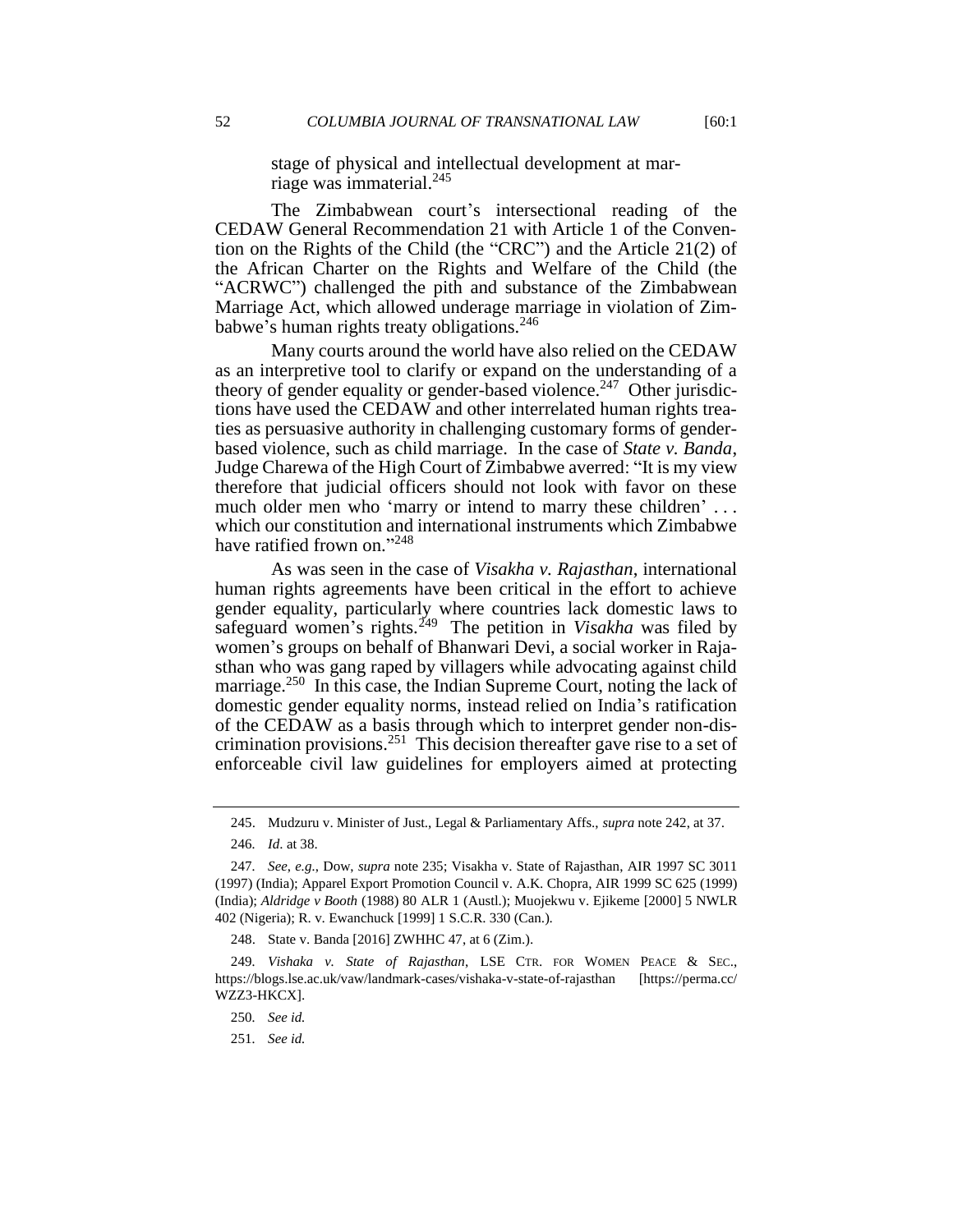stage of physical and intellectual development at marriage was immaterial.[245]

The Zimbabwean court's intersectional reading of the CEDAW General Recommendation 21 with Article 1 of the Convention on the Rights of the Child (the "CRC") and the Article 21(2) of the African Charter on the Rights and Welfare of the Child (the "ACRWC") challenged the pith and substance of the Zimbabwean Marriage Act, which allowed underage marriage in violation of Zimbabwe's human rights treaty obligations.[246]

Many courts around the world have also relied on the CEDAW as an interpretive tool to clarify or expand on the understanding of a theory of gender equality or gender-based violence.[247] Other jurisdictions have used the CEDAW and other interrelated human rights treaties as persuasive authority in challenging customary forms of gender-based violence, such as child marriage. In the case of *State v. Banda*, Judge Charewa of the High Court of Zimbabwe averred: "It is my view therefore that judicial officers should not look with favor on these much older men who 'marry or intend to marry these children' . . . which our constitution and international instruments which Zimbabwe have ratified frown on."[248]

As was seen in the case of *Visakha v. Rajasthan*, international human rights agreements have been critical in the effort to achieve gender equality, particularly where countries lack domestic laws to safeguard women's rights.[249] The petition in *Visakha* was filed by women's groups on behalf of Bhanwari Devi, a social worker in Rajasthan who was gang raped by villagers while advocating against child marriage.[250] In this case, the Indian Supreme Court, noting the lack of domestic gender equality norms, instead relied on India's ratification of the CEDAW as a basis through which to interpret gender non-discrimination provisions.[251] This decision thereafter gave rise to a set of enforceable civil law guidelines for employers aimed at protecting

---

245. Mudzuru v. Minister of Just., Legal & Parliamentary Affs., *supra* note 242, at 37.

246. *Id.* at 38.

247. *See, e.g.*, Dow, *supra* note 235; Visakha v. State of Rajasthan, AIR 1997 SC 3011 (1997) (India); Apparel Export Promotion Council v. A.K. Chopra, AIR 1999 SC 625 (1999) (India); *Aldridge v Booth* (1988) 80 ALR 1 (Austl.); Muojekwu v. Ejikeme [2000] 5 NWLR 402 (Nigeria); R. v. Ewanchuck [1999] 1 S.C.R. 330 (Can.).

248. State v. Banda [2016] ZWHHC 47, at 6 (Zim.).

249. *Vishaka v. State of Rajasthan*, LSE CTR. FOR WOMEN PEACE & SEC., https://blogs.lse.ac.uk/vaw/landmark-cases/vishaka-v-state-of-rajasthan [https://perma.cc/WZZ3-HKCX].

250. *See id.*

251. *See id.*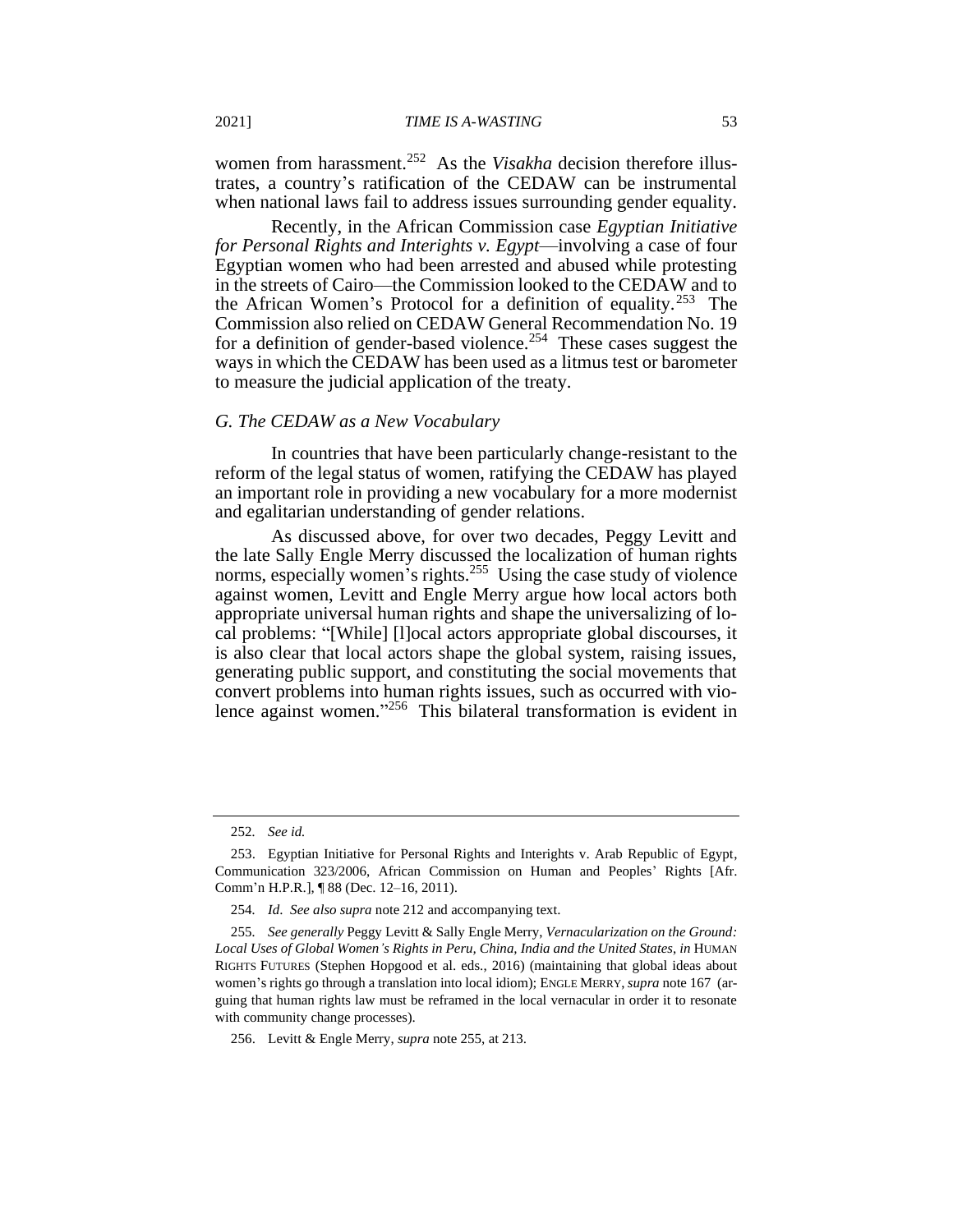women from harassment.[252] As the *Visakha* decision therefore illustrates, a country's ratification of the CEDAW can be instrumental when national laws fail to address issues surrounding gender equality.

Recently, in the African Commission case *Egyptian Initiative for Personal Rights and Interights v. Egypt*—involving a case of four Egyptian women who had been arrested and abused while protesting in the streets of Cairo—the Commission looked to the CEDAW and to the African Women's Protocol for a definition of equality.[253] The Commission also relied on CEDAW General Recommendation No. 19 for a definition of gender-based violence.[254] These cases suggest the ways in which the CEDAW has been used as a litmus test or barometer to measure the judicial application of the treaty.

### *G. The CEDAW as a New Vocabulary*

In countries that have been particularly change-resistant to the reform of the legal status of women, ratifying the CEDAW has played an important role in providing a new vocabulary for a more modernist and egalitarian understanding of gender relations.

As discussed above, for over two decades, Peggy Levitt and the late Sally Engle Merry discussed the localization of human rights norms, especially women's rights.[255] Using the case study of violence against women, Levitt and Engle Merry argue how local actors both appropriate universal human rights and shape the universalizing of local problems: "[While] [l]ocal actors appropriate global discourses, it is also clear that local actors shape the global system, raising issues, generating public support, and constituting the social movements that convert problems into human rights issues, such as occurred with violence against women."[256] This bilateral transformation is evident in

---

252. *See id.*

253. Egyptian Initiative for Personal Rights and Interights v. Arab Republic of Egypt, Communication 323/2006, African Commission on Human and Peoples' Rights [Afr. Comm'n H.P.R.], ¶ 88 (Dec. 12–16, 2011).

254. *Id. See also supra* note 212 and accompanying text.

255. *See generally* Peggy Levitt & Sally Engle Merry, *Vernacularization on the Ground: Local Uses of Global Women's Rights in Peru, China, India and the United States*, *in* HUMAN RIGHTS FUTURES (Stephen Hopgood et al. eds., 2016) (maintaining that global ideas about women's rights go through a translation into local idiom); ENGLE MERRY, *supra* note 167 (arguing that human rights law must be reframed in the local vernacular in order it to resonate with community change processes).

256. Levitt & Engle Merry, *supra* note 255, at 213.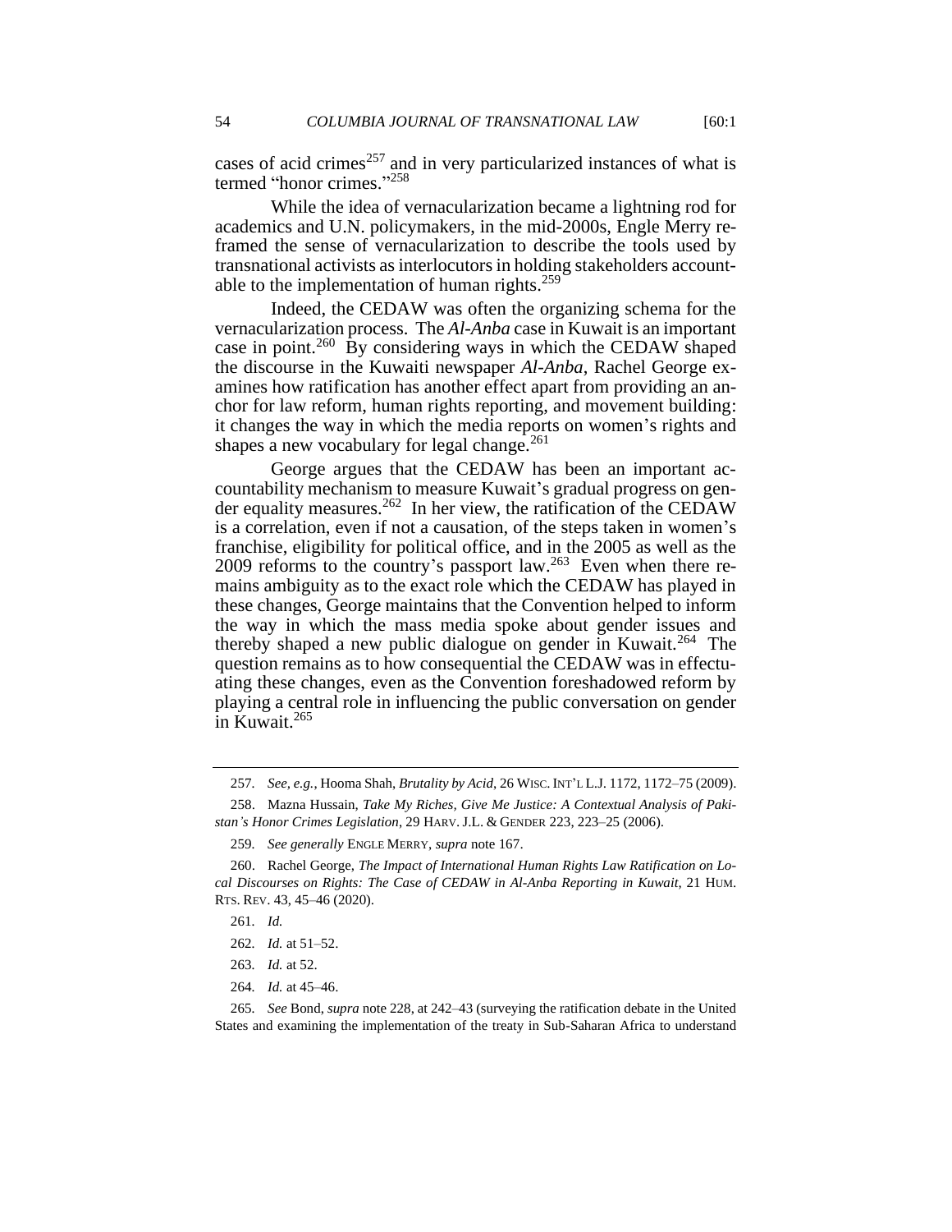cases of acid crimes[257] and in very particularized instances of what is termed "honor crimes."[258]

While the idea of vernacularization became a lightning rod for academics and U.N. policymakers, in the mid-2000s, Engle Merry reframed the sense of vernacularization to describe the tools used by transnational activists as interlocutors in holding stakeholders accountable to the implementation of human rights.[259]

Indeed, the CEDAW was often the organizing schema for the vernacularization process. The *Al-Anba* case in Kuwait is an important case in point.[260] By considering ways in which the CEDAW shaped the discourse in the Kuwaiti newspaper *Al-Anba*, Rachel George examines how ratification has another effect apart from providing an anchor for law reform, human rights reporting, and movement building: it changes the way in which the media reports on women's rights and shapes a new vocabulary for legal change.[261]

George argues that the CEDAW has been an important accountability mechanism to measure Kuwait's gradual progress on gender equality measures.[262] In her view, the ratification of the CEDAW is a correlation, even if not a causation, of the steps taken in women's franchise, eligibility for political office, and in the 2005 as well as the 2009 reforms to the country's passport law.[263] Even when there remains ambiguity as to the exact role which the CEDAW has played in these changes, George maintains that the Convention helped to inform the way in which the mass media spoke about gender issues and thereby shaped a new public dialogue on gender in Kuwait.[264] The question remains as to how consequential the CEDAW was in effectuating these changes, even as the Convention foreshadowed reform by playing a central role in influencing the public conversation on gender in Kuwait.[265]

---

257. *See, e.g.*, Hooma Shah, *Brutality by Acid*, 26 WISC. INT'L L.J. 1172, 1172–75 (2009).

258. Mazna Hussain, *Take My Riches, Give Me Justice: A Contextual Analysis of Pakistan's Honor Crimes Legislation*, 29 HARV. J.L. & GENDER 223, 223–25 (2006).

259. *See generally* ENGLE MERRY, *supra* note 167.

260. Rachel George, *The Impact of International Human Rights Law Ratification on Local Discourses on Rights: The Case of CEDAW in Al-Anba Reporting in Kuwait*, 21 HUM. RTS. REV. 43, 45–46 (2020).

261. *Id.*

262. *Id.* at 51–52.

263. *Id.* at 52.

264. *Id.* at 45–46.

265. *See* Bond, *supra* note 228, at 242–43 (surveying the ratification debate in the United States and examining the implementation of the treaty in Sub-Saharan Africa to understand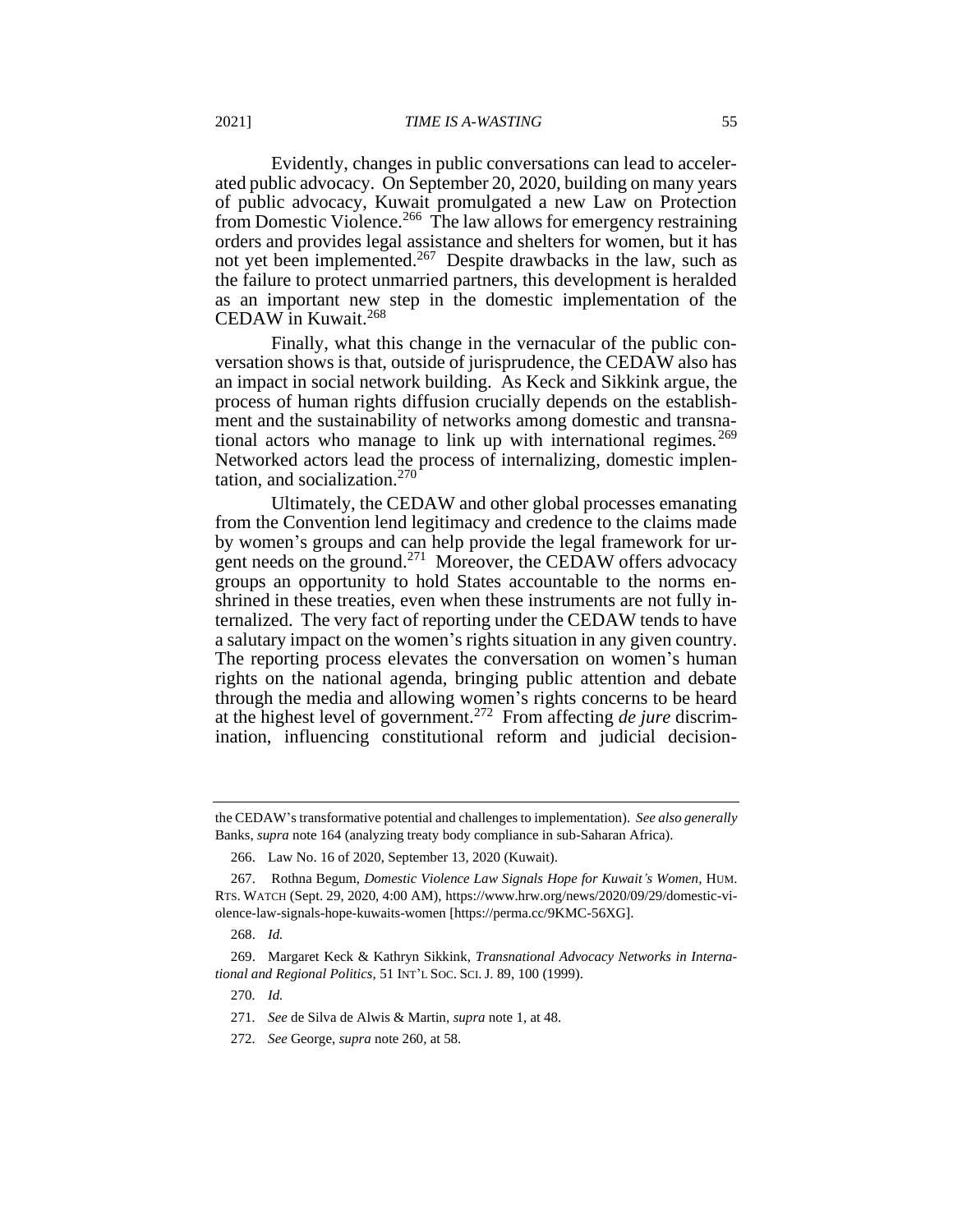Evidently, changes in public conversations can lead to accelerated public advocacy. On September 20, 2020, building on many years of public advocacy, Kuwait promulgated a new Law on Protection from Domestic Violence.[266] The law allows for emergency restraining orders and provides legal assistance and shelters for women, but it has not yet been implemented.[267] Despite drawbacks in the law, such as the failure to protect unmarried partners, this development is heralded as an important new step in the domestic implementation of the CEDAW in Kuwait.[268]

Finally, what this change in the vernacular of the public conversation shows is that, outside of jurisprudence, the CEDAW also has an impact in social network building. As Keck and Sikkink argue, the process of human rights diffusion crucially depends on the establishment and the sustainability of networks among domestic and transnational actors who manage to link up with international regimes.[269] Networked actors lead the process of internalizing, domestic implentation, and socialization.[270]

Ultimately, the CEDAW and other global processes emanating from the Convention lend legitimacy and credence to the claims made by women's groups and can help provide the legal framework for urgent needs on the ground.[271] Moreover, the CEDAW offers advocacy groups an opportunity to hold States accountable to the norms enshrined in these treaties, even when these instruments are not fully internalized. The very fact of reporting under the CEDAW tends to have a salutary impact on the women's rights situation in any given country. The reporting process elevates the conversation on women's human rights on the national agenda, bringing public attention and debate through the media and allowing women's rights concerns to be heard at the highest level of government.[272] From affecting *de jure* discrimination, influencing constitutional reform and judicial decision-

---

the CEDAW's transformative potential and challenges to implementation). *See also generally* Banks, *supra* note 164 (analyzing treaty body compliance in sub-Saharan Africa).

266. Law No. 16 of 2020, September 13, 2020 (Kuwait).

267. Rothna Begum, *Domestic Violence Law Signals Hope for Kuwait's Women*, HUM. RTS. WATCH (Sept. 29, 2020, 4:00 AM), https://www.hrw.org/news/2020/09/29/domestic-violence-law-signals-hope-kuwaits-women [https://perma.cc/9KMC-56XG].

268. *Id.*

269. Margaret Keck & Kathryn Sikkink, *Transnational Advocacy Networks in International and Regional Politics*, 51 INT'L SOC. SCI. J. 89, 100 (1999).

270. *Id.*

271. *See* de Silva de Alwis & Martin, *supra* note 1, at 48.

272. *See* George, *supra* note 260, at 58.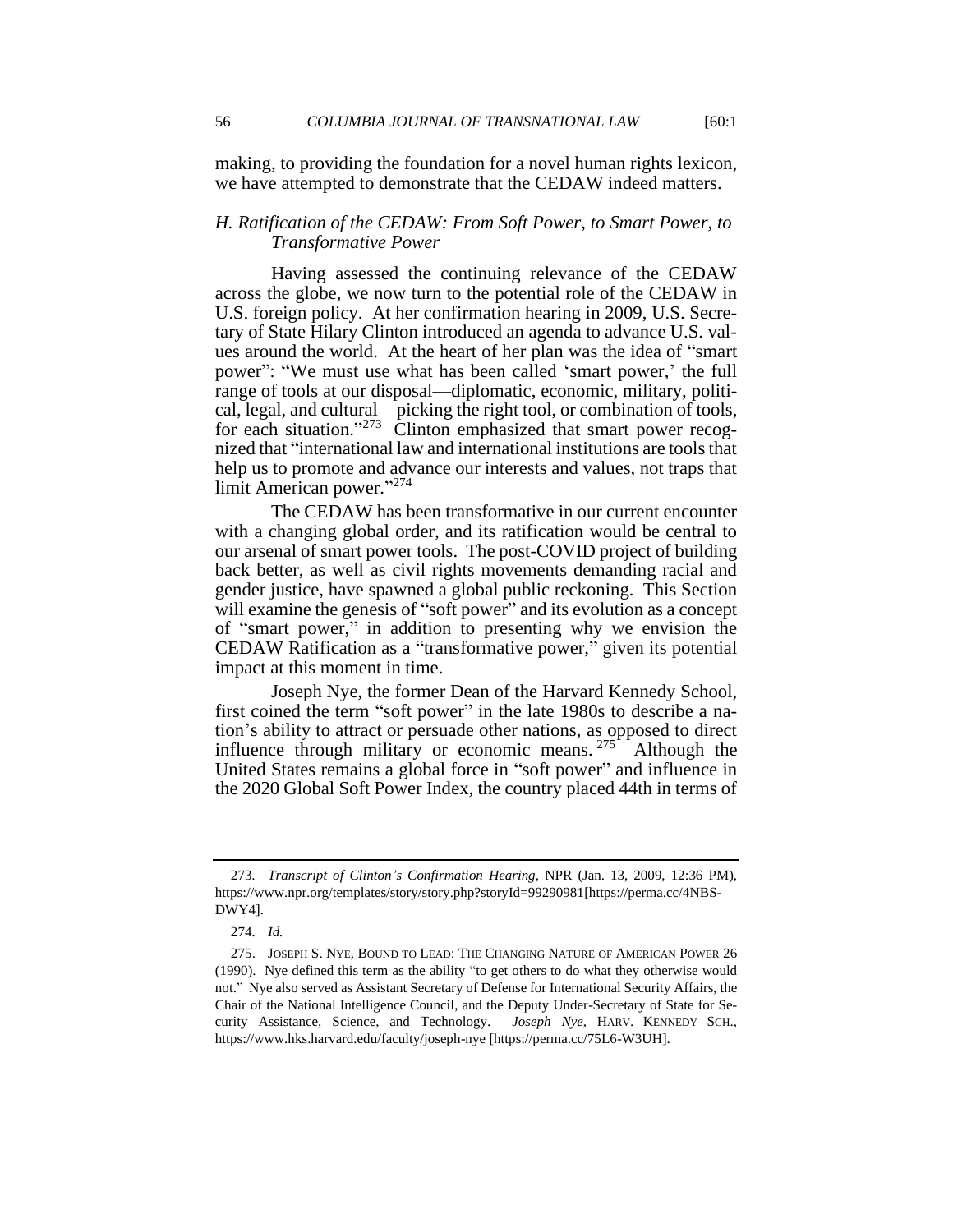making, to providing the foundation for a novel human rights lexicon, we have attempted to demonstrate that the CEDAW indeed matters.

### *H. Ratification of the CEDAW: From Soft Power, to Smart Power, to Transformative Power*

Having assessed the continuing relevance of the CEDAW across the globe, we now turn to the potential role of the CEDAW in U.S. foreign policy. At her confirmation hearing in 2009, U.S. Secretary of State Hilary Clinton introduced an agenda to advance U.S. values around the world. At the heart of her plan was the idea of "smart power": "We must use what has been called 'smart power,' the full range of tools at our disposal—diplomatic, economic, military, political, legal, and cultural—picking the right tool, or combination of tools, for each situation."[273] Clinton emphasized that smart power recognized that "international law and international institutions are tools that help us to promote and advance our interests and values, not traps that limit American power."[274]

The CEDAW has been transformative in our current encounter with a changing global order, and its ratification would be central to our arsenal of smart power tools. The post-COVID project of building back better, as well as civil rights movements demanding racial and gender justice, have spawned a global public reckoning. This Section will examine the genesis of "soft power" and its evolution as a concept of "smart power," in addition to presenting why we envision the CEDAW Ratification as a "transformative power," given its potential impact at this moment in time.

Joseph Nye, the former Dean of the Harvard Kennedy School, first coined the term "soft power" in the late 1980s to describe a nation's ability to attract or persuade other nations, as opposed to direct influence through military or economic means.[275] Although the United States remains a global force in "soft power" and influence in the 2020 Global Soft Power Index, the country placed 44th in terms of

---

273. *Transcript of Clinton's Confirmation Hearing*, NPR (Jan. 13, 2009, 12:36 PM), https://www.npr.org/templates/story/story.php?storyId=99290981[https://perma.cc/4NBS-DWY4].

274. *Id.*

275. JOSEPH S. NYE, BOUND TO LEAD: THE CHANGING NATURE OF AMERICAN POWER 26 (1990). Nye defined this term as the ability "to get others to do what they otherwise would not." Nye also served as Assistant Secretary of Defense for International Security Affairs, the Chair of the National Intelligence Council, and the Deputy Under-Secretary of State for Security Assistance, Science, and Technology. *Joseph Nye*, HARV. KENNEDY SCH., https://www.hks.harvard.edu/faculty/joseph-nye [https://perma.cc/75L6-W3UH].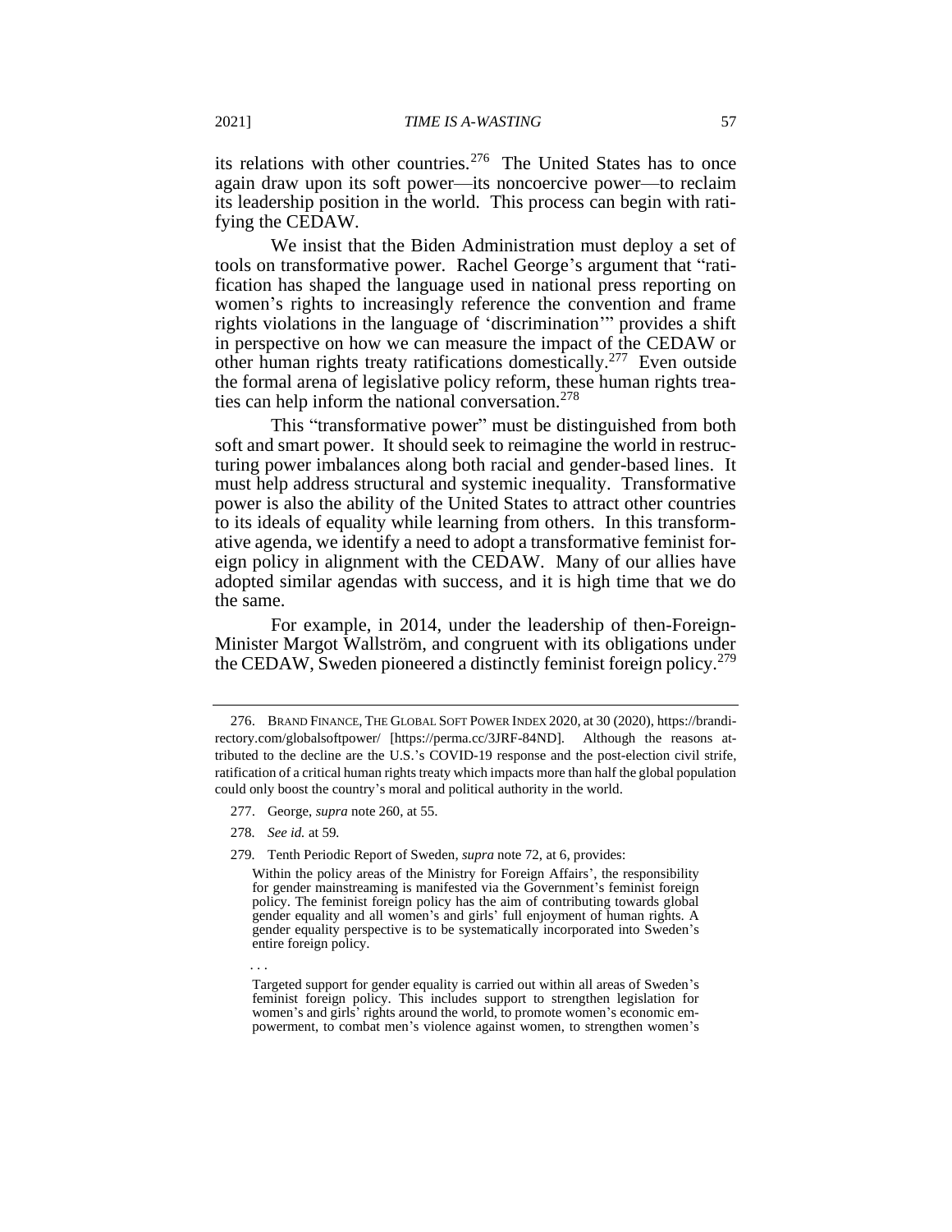its relations with other countries.[276] The United States has to once again draw upon its soft power—its noncoercive power—to reclaim its leadership position in the world. This process can begin with ratifying the CEDAW.

We insist that the Biden Administration must deploy a set of tools on transformative power. Rachel George's argument that "ratification has shaped the language used in national press reporting on women's rights to increasingly reference the convention and frame rights violations in the language of 'discrimination'" provides a shift in perspective on how we can measure the impact of the CEDAW or other human rights treaty ratifications domestically.[277] Even outside the formal arena of legislative policy reform, these human rights treaties can help inform the national conversation.[278]

This "transformative power" must be distinguished from both soft and smart power. It should seek to reimagine the world in restructuring power imbalances along both racial and gender-based lines. It must help address structural and systemic inequality. Transformative power is also the ability of the United States to attract other countries to its ideals of equality while learning from others. In this transformative agenda, we identify a need to adopt a transformative feminist foreign policy in alignment with the CEDAW. Many of our allies have adopted similar agendas with success, and it is high time that we do the same.

For example, in 2014, under the leadership of then-Foreign-Minister Margot Wallström, and congruent with its obligations under the CEDAW, Sweden pioneered a distinctly feminist foreign policy.[279]

---

276. BRAND FINANCE, THE GLOBAL SOFT POWER INDEX 2020, at 30 (2020), https://brandirectory.com/globalsoftpower/ [https://perma.cc/3JRF-84ND]. Although the reasons attributed to the decline are the U.S.'s COVID-19 response and the post-election civil strife, ratification of a critical human rights treaty which impacts more than half the global population could only boost the country's moral and political authority in the world.

277. George, *supra* note 260, at 55.

278. *See id.* at 59.

279. Tenth Periodic Report of Sweden, *supra* note 72, at 6, provides:

> Within the policy areas of the Ministry for Foreign Affairs', the responsibility for gender mainstreaming is manifested via the Government's feminist foreign policy. The feminist foreign policy has the aim of contributing towards global gender equality and all women's and girls' full enjoyment of human rights. A gender equality perspective is to be systematically incorporated into Sweden's entire foreign policy.
>
> . . .
>
> Targeted support for gender equality is carried out within all areas of Sweden's feminist foreign policy. This includes support to strengthen legislation for women's and girls' rights around the world, to promote women's economic empowerment, to combat men's violence against women, to strengthen women's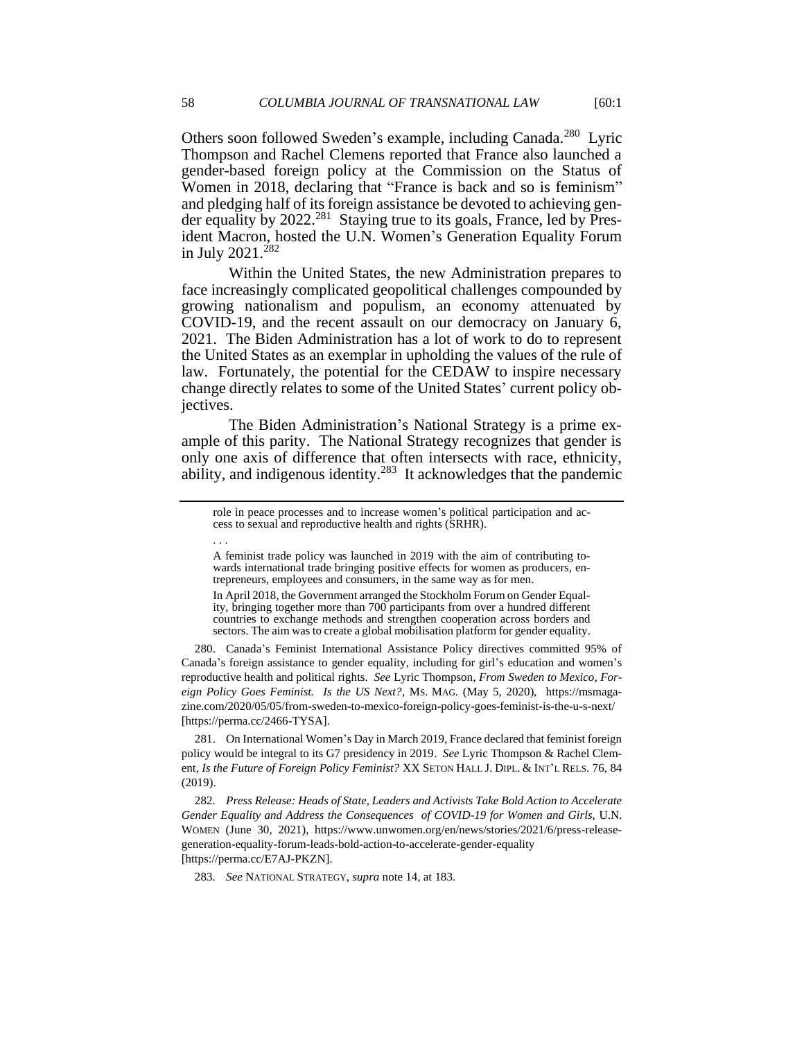Others soon followed Sweden's example, including Canada.[280] Lyric Thompson and Rachel Clemens reported that France also launched a gender-based foreign policy at the Commission on the Status of Women in 2018, declaring that "France is back and so is feminism" and pledging half of its foreign assistance be devoted to achieving gender equality by 2022.[281] Staying true to its goals, France, led by President Macron, hosted the U.N. Women's Generation Equality Forum in July 2021.[282]

Within the United States, the new Administration prepares to face increasingly complicated geopolitical challenges compounded by growing nationalism and populism, an economy attenuated by COVID-19, and the recent assault on our democracy on January 6, 2021. The Biden Administration has a lot of work to do to represent the United States as an exemplar in upholding the values of the rule of law. Fortunately, the potential for the CEDAW to inspire necessary change directly relates to some of the United States' current policy objectives.

The Biden Administration's National Strategy is a prime example of this parity. The National Strategy recognizes that gender is only one axis of difference that often intersects with race, ethnicity, ability, and indigenous identity.[283] It acknowledges that the pandemic

---

role in peace processes and to increase women's political participation and access to sexual and reproductive health and rights (SRHR).

. . .

A feminist trade policy was launched in 2019 with the aim of contributing towards international trade bringing positive effects for women as producers, entrepreneurs, employees and consumers, in the same way as for men.

In April 2018, the Government arranged the Stockholm Forum on Gender Equality, bringing together more than 700 participants from over a hundred different countries to exchange methods and strengthen cooperation across borders and sectors. The aim was to create a global mobilisation platform for gender equality.

280. Canada's Feminist International Assistance Policy directives committed 95% of Canada's foreign assistance to gender equality, including for girl's education and women's reproductive health and political rights. *See* Lyric Thompson, *From Sweden to Mexico, Foreign Policy Goes Feminist. Is the US Next?*, MS. MAG. (May 5, 2020), https://msmagazine.com/2020/05/05/from-sweden-to-mexico-foreign-policy-goes-feminist-is-the-u-s-next/ [https://perma.cc/2466-TYSA].

281. On International Women's Day in March 2019, France declared that feminist foreign policy would be integral to its G7 presidency in 2019. *See* Lyric Thompson & Rachel Clement, *Is the Future of Foreign Policy Feminist?* XX SETON HALL J. DIPL. & INT'L RELS. 76, 84 (2019).

282. *Press Release: Heads of State, Leaders and Activists Take Bold Action to Accelerate Gender Equality and Address the Consequences of COVID-19 for Women and Girls*, U.N. WOMEN (June 30, 2021), https://www.unwomen.org/en/news/stories/2021/6/press-release-generation-equality-forum-leads-bold-action-to-accelerate-gender-equality [https://perma.cc/E7AJ-PKZN].

283. *See* NATIONAL STRATEGY, *supra* note 14, at 183.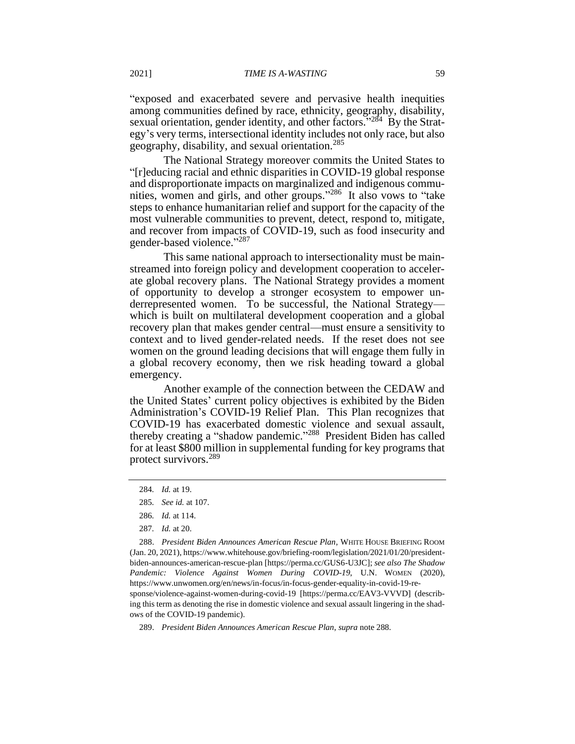"exposed and exacerbated severe and pervasive health inequities among communities defined by race, ethnicity, geography, disability, sexual orientation, gender identity, and other factors."[284] By the Strategy's very terms, intersectional identity includes not only race, but also geography, disability, and sexual orientation.[285]

The National Strategy moreover commits the United States to "[r]educing racial and ethnic disparities in COVID-19 global response and disproportionate impacts on marginalized and indigenous communities, women and girls, and other groups."[286] It also vows to "take steps to enhance humanitarian relief and support for the capacity of the most vulnerable communities to prevent, detect, respond to, mitigate, and recover from impacts of COVID-19, such as food insecurity and gender-based violence."[287]

This same national approach to intersectionality must be mainstreamed into foreign policy and development cooperation to accelerate global recovery plans. The National Strategy provides a moment of opportunity to develop a stronger ecosystem to empower underrepresented women. To be successful, the National Strategy—which is built on multilateral development cooperation and a global recovery plan that makes gender central—must ensure a sensitivity to context and to lived gender-related needs. If the reset does not see women on the ground leading decisions that will engage them fully in a global recovery economy, then we risk heading toward a global emergency.

Another example of the connection between the CEDAW and the United States' current policy objectives is exhibited by the Biden Administration's COVID-19 Relief Plan. This Plan recognizes that COVID-19 has exacerbated domestic violence and sexual assault, thereby creating a "shadow pandemic."[288] President Biden has called for at least $800 million in supplemental funding for key programs that protect survivors.[289]

---

284. *Id.* at 19.

285. *See id.* at 107.

286. *Id.* at 114.

287. *Id.* at 20.

288. *President Biden Announces American Rescue Plan*, WHITE HOUSE BRIEFING ROOM (Jan. 20, 2021), https://www.whitehouse.gov/briefing-room/legislation/2021/01/20/president-biden-announces-american-rescue-plan [https://perma.cc/GUS6-U3JC]; *see also The Shadow Pandemic: Violence Against Women During COVID-19*, U.N. WOMEN (2020), https://www.unwomen.org/en/news/in-focus/in-focus-gender-equality-in-covid-19-response/violence-against-women-during-covid-19 [https://perma.cc/EAV3-VVVD] (describing this term as denoting the rise in domestic violence and sexual assault lingering in the shadows of the COVID-19 pandemic).

289. *President Biden Announces American Rescue Plan*, *supra* note 288.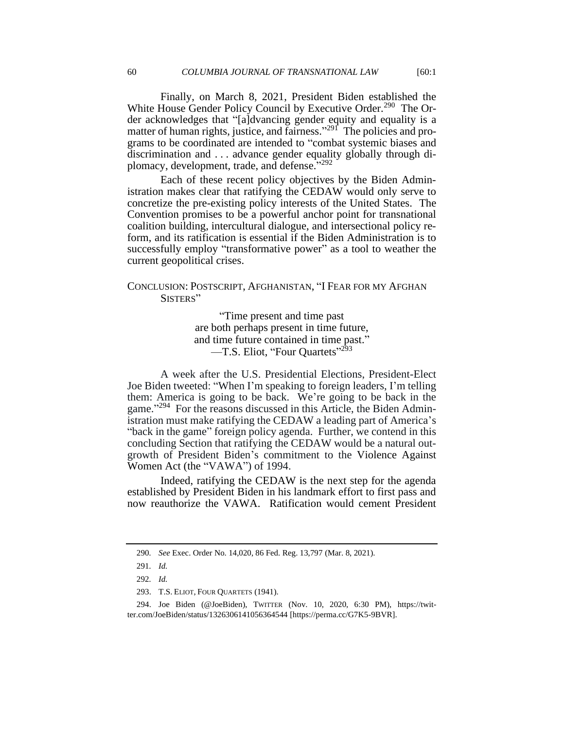Finally, on March 8, 2021, President Biden established the White House Gender Policy Council by Executive Order.[290] The Order acknowledges that "[a]dvancing gender equity and equality is a matter of human rights, justice, and fairness."[291] The policies and programs to be coordinated are intended to "combat systemic biases and discrimination and . . . advance gender equality globally through diplomacy, development, trade, and defense."[292]

Each of these recent policy objectives by the Biden Administration makes clear that ratifying the CEDAW would only serve to concretize the pre-existing policy interests of the United States. The Convention promises to be a powerful anchor point for transnational coalition building, intercultural dialogue, and intersectional policy reform, and its ratification is essential if the Biden Administration is to successfully employ "transformative power" as a tool to weather the current geopolitical crises.

## CONCLUSION: POSTSCRIPT, AFGHANISTAN, "I FEAR FOR MY AFGHAN SISTERS"

> "Time present and time past
> are both perhaps present in time future,
> and time future contained in time past."
> —T.S. Eliot, "Four Quartets"[293]

A week after the U.S. Presidential Elections, President-Elect Joe Biden tweeted: "When I'm speaking to foreign leaders, I'm telling them: America is going to be back. We're going to be back in the game."[294] For the reasons discussed in this Article, the Biden Administration must make ratifying the CEDAW a leading part of America's "back in the game" foreign policy agenda. Further, we contend in this concluding Section that ratifying the CEDAW would be a natural outgrowth of President Biden's commitment to the Violence Against Women Act (the "VAWA") of 1994.

Indeed, ratifying the CEDAW is the next step for the agenda established by President Biden in his landmark effort to first pass and now reauthorize the VAWA. Ratification would cement President

---

290. *See* Exec. Order No. 14,020, 86 Fed. Reg. 13,797 (Mar. 8, 2021).

291. *Id.*

292. *Id.*

293. T.S. ELIOT, FOUR QUARTETS (1941).

294. Joe Biden (@JoeBiden), TWITTER (Nov. 10, 2020, 6:30 PM), https://twitter.com/JoeBiden/status/1326306141056364544 [https://perma.cc/G7K5-9BVR].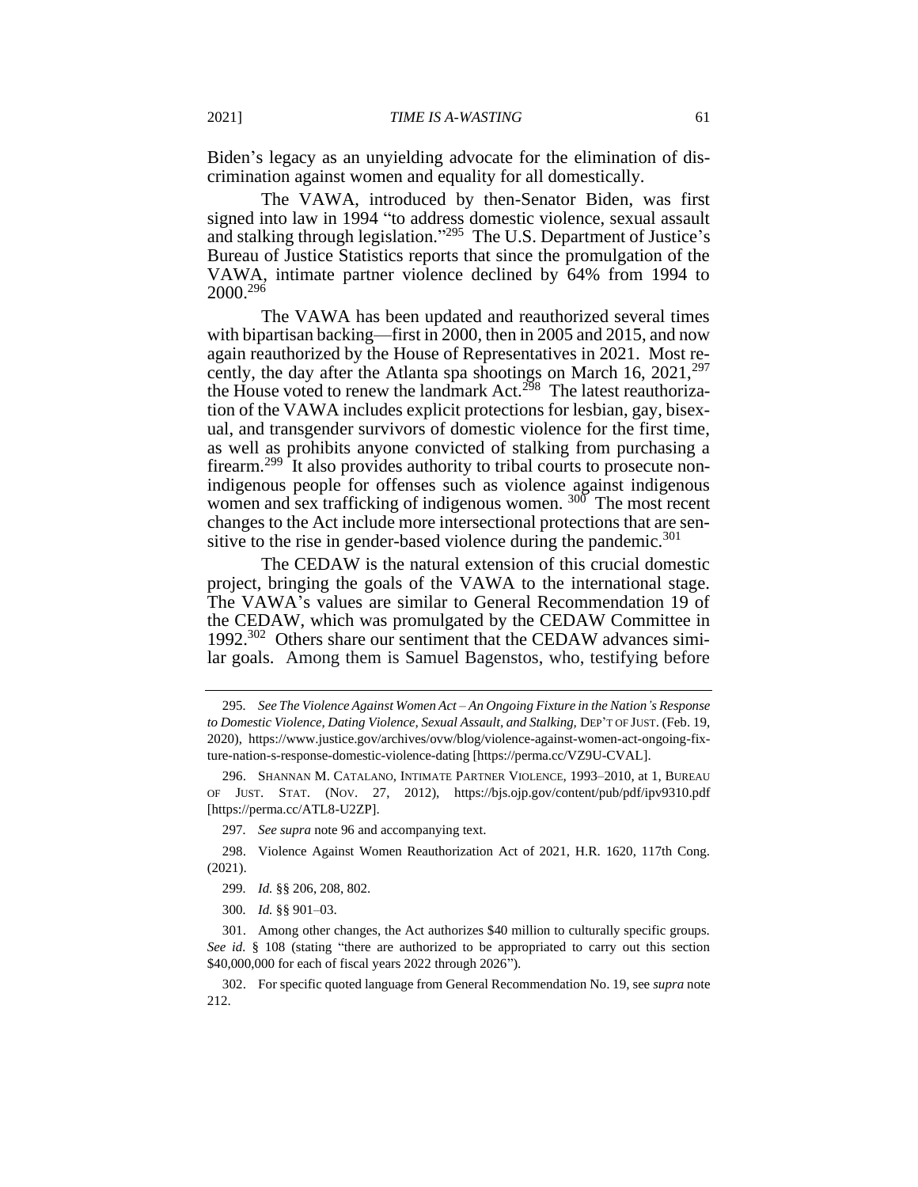Biden's legacy as an unyielding advocate for the elimination of discrimination against women and equality for all domestically.

The VAWA, introduced by then-Senator Biden, was first signed into law in 1994 "to address domestic violence, sexual assault and stalking through legislation."[295] The U.S. Department of Justice's Bureau of Justice Statistics reports that since the promulgation of the VAWA, intimate partner violence declined by 64% from 1994 to 2000.[296]

The VAWA has been updated and reauthorized several times with bipartisan backing—first in 2000, then in 2005 and 2015, and now again reauthorized by the House of Representatives in 2021. Most recently, the day after the Atlanta spa shootings on March 16, 2021,[297] the House voted to renew the landmark Act.[298] The latest reauthorization of the VAWA includes explicit protections for lesbian, gay, bisexual, and transgender survivors of domestic violence for the first time, as well as prohibits anyone convicted of stalking from purchasing a firearm.[299] It also provides authority to tribal courts to prosecute non-indigenous people for offenses such as violence against indigenous women and sex trafficking of indigenous women. [300] The most recent changes to the Act include more intersectional protections that are sensitive to the rise in gender-based violence during the pandemic.[301]

The CEDAW is the natural extension of this crucial domestic project, bringing the goals of the VAWA to the international stage. The VAWA's values are similar to General Recommendation 19 of the CEDAW, which was promulgated by the CEDAW Committee in 1992.[302] Others share our sentiment that the CEDAW advances similar goals. Among them is Samuel Bagenstos, who, testifying before

---

295. *See The Violence Against Women Act – An Ongoing Fixture in the Nation's Response to Domestic Violence, Dating Violence, Sexual Assault, and Stalking,* DEP'T OF JUST. (Feb. 19, 2020), https://www.justice.gov/archives/ovw/blog/violence-against-women-act-ongoing-fixture-nation-s-response-domestic-violence-dating [https://perma.cc/VZ9U-CVAL].

296. SHANNAN M. CATALANO, INTIMATE PARTNER VIOLENCE, 1993–2010, at 1, BUREAU OF JUST. STAT. (NOV. 27, 2012), https://bjs.ojp.gov/content/pub/pdf/ipv9310.pdf [https://perma.cc/ATL8-U2ZP].

297. *See supra* note 96 and accompanying text.

298. Violence Against Women Reauthorization Act of 2021, H.R. 1620, 117th Cong. (2021).

299. *Id.* §§ 206, 208, 802.

300. *Id.* §§ 901–03.

301. Among other changes, the Act authorizes $40 million to culturally specific groups. *See id.* § 108 (stating "there are authorized to be appropriated to carry out this section $40,000,000 for each of fiscal years 2022 through 2026").

302. For specific quoted language from General Recommendation No. 19, see *supra* note 212.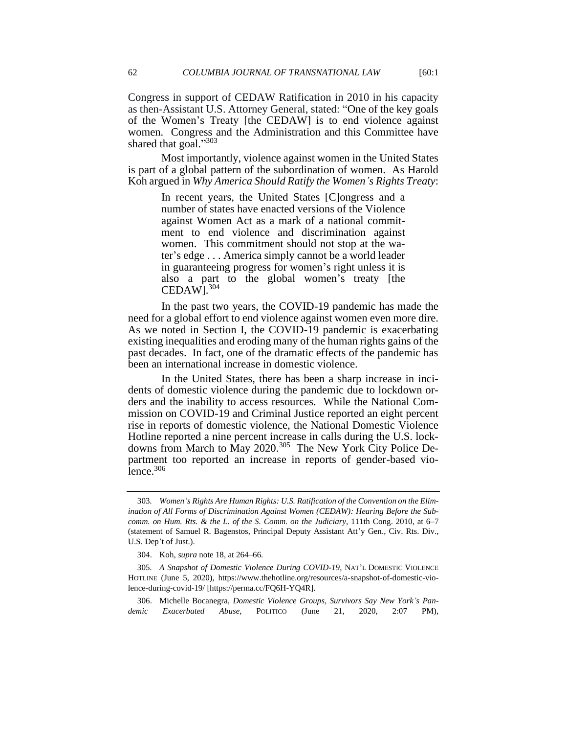Congress in support of CEDAW Ratification in 2010 in his capacity as then-Assistant U.S. Attorney General, stated: "One of the key goals of the Women's Treaty [the CEDAW] is to end violence against women. Congress and the Administration and this Committee have shared that goal."[303]

Most importantly, violence against women in the United States is part of a global pattern of the subordination of women. As Harold Koh argued in *Why America Should Ratify the Women's Rights Treaty*:

> In recent years, the United States [C]ongress and a number of states have enacted versions of the Violence against Women Act as a mark of a national commitment to end violence and discrimination against women. This commitment should not stop at the water's edge . . . America simply cannot be a world leader in guaranteeing progress for women's right unless it is also a part to the global women's treaty [the CEDAW].[304]

In the past two years, the COVID-19 pandemic has made the need for a global effort to end violence against women even more dire. As we noted in Section I, the COVID-19 pandemic is exacerbating existing inequalities and eroding many of the human rights gains of the past decades. In fact, one of the dramatic effects of the pandemic has been an international increase in domestic violence.

In the United States, there has been a sharp increase in incidents of domestic violence during the pandemic due to lockdown orders and the inability to access resources. While the National Commission on COVID-19 and Criminal Justice reported an eight percent rise in reports of domestic violence, the National Domestic Violence Hotline reported a nine percent increase in calls during the U.S. lockdowns from March to May 2020.[305] The New York City Police Department too reported an increase in reports of gender-based violence.[306]

---

303. *Women's Rights Are Human Rights: U.S. Ratification of the Convention on the Elimination of All Forms of Discrimination Against Women (CEDAW): Hearing Before the Subcomm. on Hum. Rts. & the L. of the S. Comm. on the Judiciary*, 111th Cong. 2010, at 6–7 (statement of Samuel R. Bagenstos, Principal Deputy Assistant Att'y Gen., Civ. Rts. Div., U.S. Dep't of Just.).

304. Koh, *supra* note 18, at 264–66.

305. *A Snapshot of Domestic Violence During COVID-19*, NAT'L DOMESTIC VIOLENCE HOTLINE (June 5, 2020), https://www.thehotline.org/resources/a-snapshot-of-domestic-violence-during-covid-19/ [https://perma.cc/FQ6H-YQ4R].

306. Michelle Bocanegra, *Domestic Violence Groups, Survivors Say New York's Pandemic Exacerbated Abuse*, POLITICO (June 21, 2020, 2:07 PM),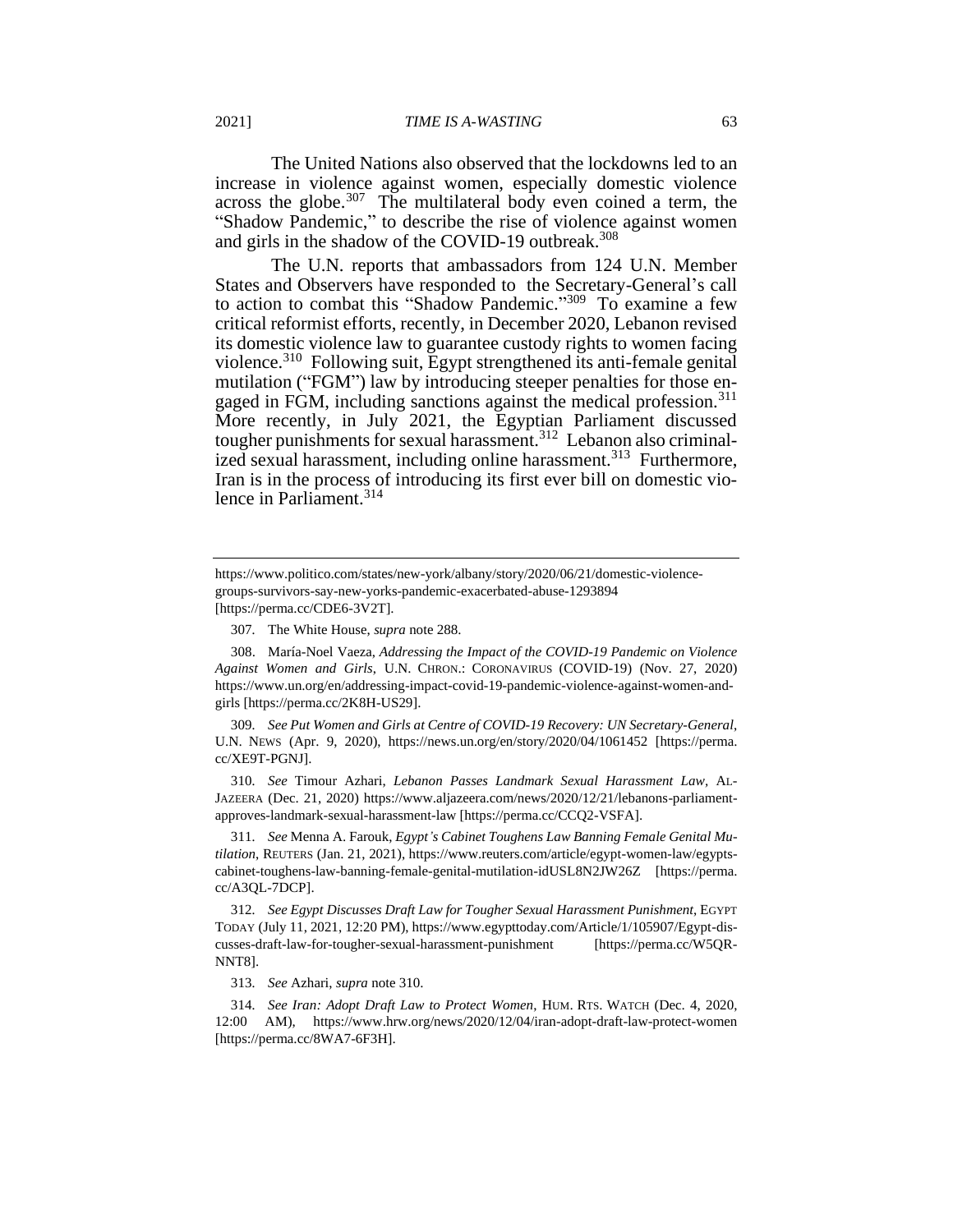The United Nations also observed that the lockdowns led to an increase in violence against women, especially domestic violence across the globe.[307] The multilateral body even coined a term, the "Shadow Pandemic," to describe the rise of violence against women and girls in the shadow of the COVID-19 outbreak.[308]

The U.N. reports that ambassadors from 124 U.N. Member States and Observers have responded to the Secretary-General's call to action to combat this "Shadow Pandemic."[309] To examine a few critical reformist efforts, recently, in December 2020, Lebanon revised its domestic violence law to guarantee custody rights to women facing violence.[310] Following suit, Egypt strengthened its anti-female genital mutilation ("FGM") law by introducing steeper penalties for those engaged in FGM, including sanctions against the medical profession.[311] More recently, in July 2021, the Egyptian Parliament discussed tougher punishments for sexual harassment.[312] Lebanon also criminalized sexual harassment, including online harassment.[313] Furthermore, Iran is in the process of introducing its first ever bill on domestic violence in Parliament.[314]

---

https://www.politico.com/states/new-york/albany/story/2020/06/21/domestic-violence-groups-survivors-say-new-yorks-pandemic-exacerbated-abuse-1293894 [https://perma.cc/CDE6-3V2T].

307. The White House, *supra* note 288.

308. María-Noel Vaeza, *Addressing the Impact of the COVID-19 Pandemic on Violence Against Women and Girls*, U.N. CHRON.: CORONAVIRUS (COVID-19) (Nov. 27, 2020) https://www.un.org/en/addressing-impact-covid-19-pandemic-violence-against-women-and-girls [https://perma.cc/2K8H-US29].

309. *See Put Women and Girls at Centre of COVID-19 Recovery: UN Secretary-General*, U.N. NEWS (Apr. 9, 2020), https://news.un.org/en/story/2020/04/1061452 [https://perma.cc/XE9T-PGNJ].

310. *See* Timour Azhari, *Lebanon Passes Landmark Sexual Harassment Law*, AL-JAZEERA (Dec. 21, 2020) https://www.aljazeera.com/news/2020/12/21/lebanons-parliament-approves-landmark-sexual-harassment-law [https://perma.cc/CCQ2-VSFA].

311. *See* Menna A. Farouk, *Egypt's Cabinet Toughens Law Banning Female Genital Mutilation*, REUTERS (Jan. 21, 2021), https://www.reuters.com/article/egypt-women-law/egypts-cabinet-toughens-law-banning-female-genital-mutilation-idUSL8N2JW26Z [https://perma.cc/A3QL-7DCP].

312. *See Egypt Discusses Draft Law for Tougher Sexual Harassment Punishment*, EGYPT TODAY (July 11, 2021, 12:20 PM), https://www.egypttoday.com/Article/1/105907/Egypt-discusses-draft-law-for-tougher-sexual-harassment-punishment [https://perma.cc/W5QR-NNT8].

313. *See* Azhari, *supra* note 310.

314. *See Iran: Adopt Draft Law to Protect Women*, HUM. RTS. WATCH (Dec. 4, 2020, 12:00 AM), https://www.hrw.org/news/2020/12/04/iran-adopt-draft-law-protect-women [https://perma.cc/8WA7-6F3H].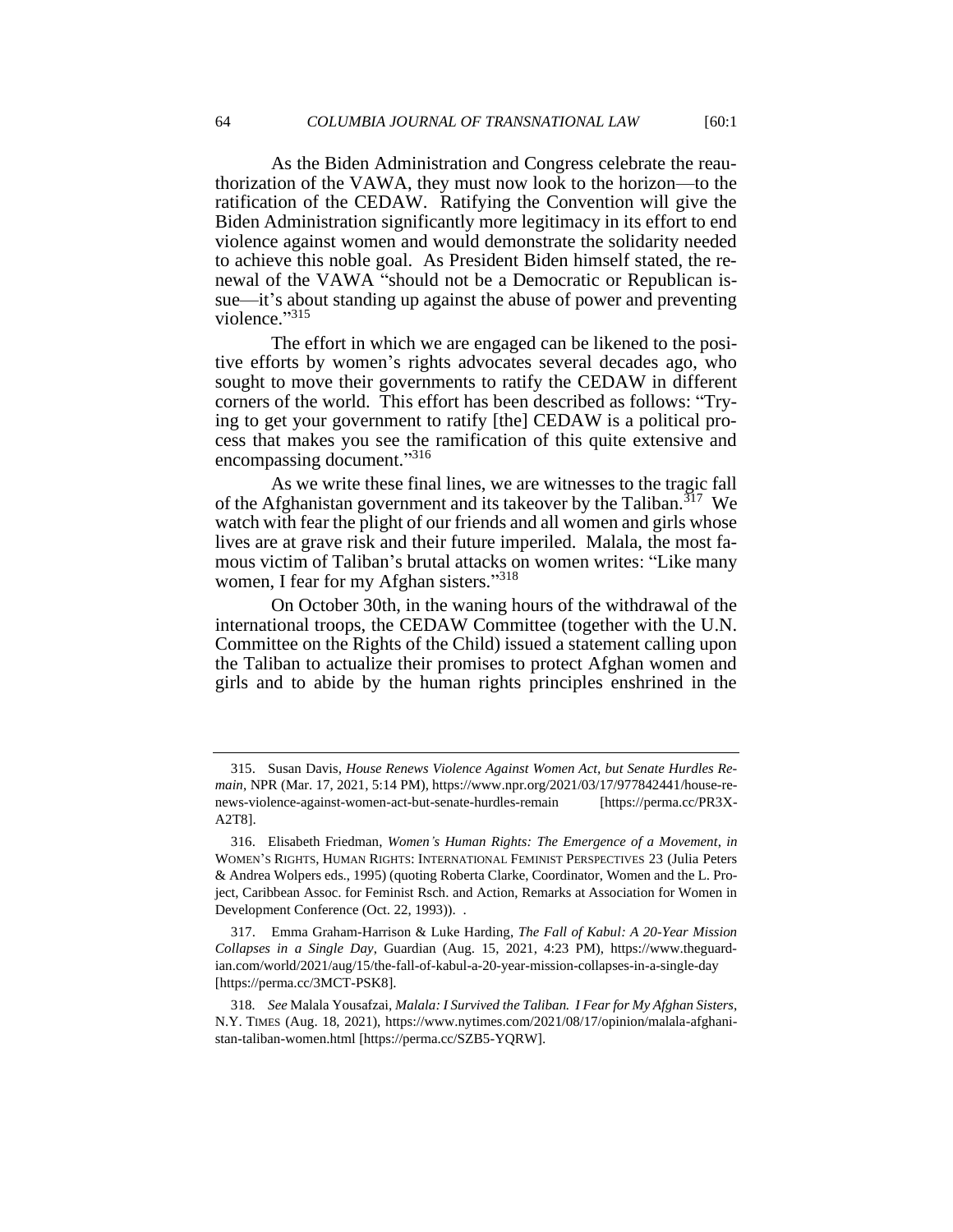As the Biden Administration and Congress celebrate the reauthorization of the VAWA, they must now look to the horizon—to the ratification of the CEDAW. Ratifying the Convention will give the Biden Administration significantly more legitimacy in its effort to end violence against women and would demonstrate the solidarity needed to achieve this noble goal. As President Biden himself stated, the renewal of the VAWA "should not be a Democratic or Republican issue—it's about standing up against the abuse of power and preventing violence."[315]

The effort in which we are engaged can be likened to the positive efforts by women's rights advocates several decades ago, who sought to move their governments to ratify the CEDAW in different corners of the world. This effort has been described as follows: "Trying to get your government to ratify [the] CEDAW is a political process that makes you see the ramification of this quite extensive and encompassing document."[316]

As we write these final lines, we are witnesses to the tragic fall of the Afghanistan government and its takeover by the Taliban.[317] We watch with fear the plight of our friends and all women and girls whose lives are at grave risk and their future imperiled. Malala, the most famous victim of Taliban's brutal attacks on women writes: "Like many women, I fear for my Afghan sisters."[318]

On October 30th, in the waning hours of the withdrawal of the international troops, the CEDAW Committee (together with the U.N. Committee on the Rights of the Child) issued a statement calling upon the Taliban to actualize their promises to protect Afghan women and girls and to abide by the human rights principles enshrined in the

---

315. Susan Davis, *House Renews Violence Against Women Act, but Senate Hurdles Remain*, NPR (Mar. 17, 2021, 5:14 PM), https://www.npr.org/2021/03/17/977842441/house-renews-violence-against-women-act-but-senate-hurdles-remain [https://perma.cc/PR3X-A2T8].

316. Elisabeth Friedman, *Women's Human Rights: The Emergence of a Movement*, *in* WOMEN'S RIGHTS, HUMAN RIGHTS: INTERNATIONAL FEMINIST PERSPECTIVES 23 (Julia Peters & Andrea Wolpers eds., 1995) (quoting Roberta Clarke, Coordinator, Women and the L. Project, Caribbean Assoc. for Feminist Rsch. and Action, Remarks at Association for Women in Development Conference (Oct. 22, 1993)). .

317. Emma Graham-Harrison & Luke Harding, *The Fall of Kabul: A 20-Year Mission Collapses in a Single Day*, Guardian (Aug. 15, 2021, 4:23 PM), https://www.theguardian.com/world/2021/aug/15/the-fall-of-kabul-a-20-year-mission-collapses-in-a-single-day [https://perma.cc/3MCT-PSK8].

318. *See* Malala Yousafzai, *Malala: I Survived the Taliban. I Fear for My Afghan Sisters*, N.Y. TIMES (Aug. 18, 2021), https://www.nytimes.com/2021/08/17/opinion/malala-afghanistan-taliban-women.html [https://perma.cc/SZB5-YQRW].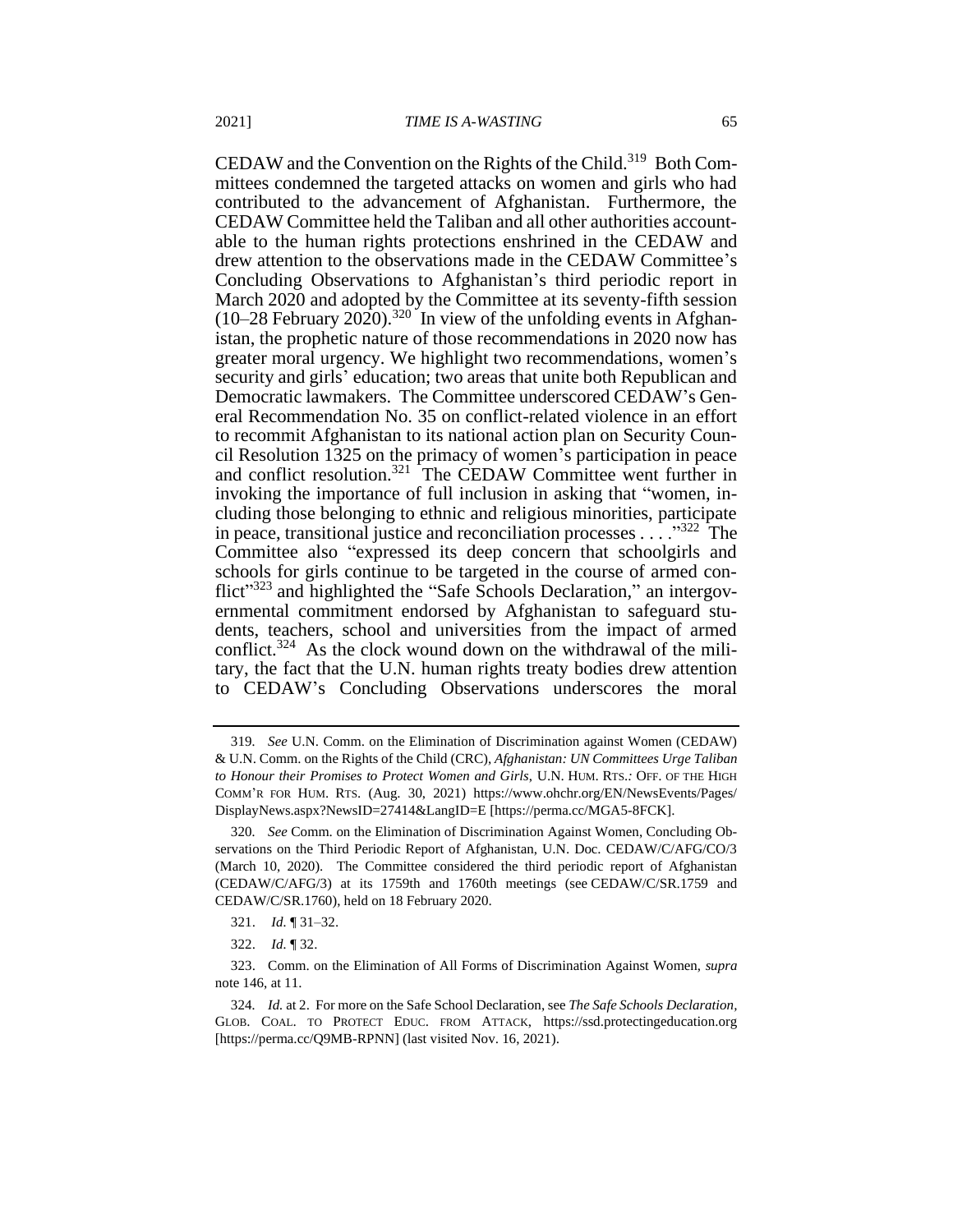CEDAW and the Convention on the Rights of the Child.[319] Both Committees condemned the targeted attacks on women and girls who had contributed to the advancement of Afghanistan. Furthermore, the CEDAW Committee held the Taliban and all other authorities accountable to the human rights protections enshrined in the CEDAW and drew attention to the observations made in the CEDAW Committee's Concluding Observations to Afghanistan's third periodic report in March 2020 and adopted by the Committee at its seventy-fifth session (10–28 February 2020).[320] In view of the unfolding events in Afghanistan, the prophetic nature of those recommendations in 2020 now has greater moral urgency. We highlight two recommendations, women's security and girls' education; two areas that unite both Republican and Democratic lawmakers. The Committee underscored CEDAW's General Recommendation No. 35 on conflict-related violence in an effort to recommit Afghanistan to its national action plan on Security Council Resolution 1325 on the primacy of women's participation in peace and conflict resolution.[321] The CEDAW Committee went further in invoking the importance of full inclusion in asking that "women, including those belonging to ethnic and religious minorities, participate in peace, transitional justice and reconciliation processes . . . ."[322] The Committee also "expressed its deep concern that schoolgirls and schools for girls continue to be targeted in the course of armed conflict"[323] and highlighted the "Safe Schools Declaration," an intergovernmental commitment endorsed by Afghanistan to safeguard students, teachers, school and universities from the impact of armed conflict.[324] As the clock wound down on the withdrawal of the military, the fact that the U.N. human rights treaty bodies drew attention to CEDAW's Concluding Observations underscores the moral

---

319. *See* U.N. Comm. on the Elimination of Discrimination against Women (CEDAW) & U.N. Comm. on the Rights of the Child (CRC), *Afghanistan: UN Committees Urge Taliban to Honour their Promises to Protect Women and Girls*, U.N. HUM. RTS.: OFF. OF THE HIGH COMM'R FOR HUM. RTS. (Aug. 30, 2021) https://www.ohchr.org/EN/NewsEvents/Pages/DisplayNews.aspx?NewsID=27414&LangID=E [https://perma.cc/MGA5-8FCK].

320. *See* Comm. on the Elimination of Discrimination Against Women, Concluding Observations on the Third Periodic Report of Afghanistan, U.N. Doc. CEDAW/C/AFG/CO/3 (March 10, 2020). The Committee considered the third periodic report of Afghanistan (CEDAW/C/AFG/3) at its 1759th and 1760th meetings (see CEDAW/C/SR.1759 and CEDAW/C/SR.1760), held on 18 February 2020.

321. *Id.* ¶ 31–32.

322. *Id.* ¶ 32.

323. Comm. on the Elimination of All Forms of Discrimination Against Women, *supra* note 146, at 11.

324. *Id.* at 2. For more on the Safe School Declaration, see *The Safe Schools Declaration*, GLOB. COAL. TO PROTECT EDUC. FROM ATTACK, https://ssd.protectingeducation.org [https://perma.cc/Q9MB-RPNN] (last visited Nov. 16, 2021).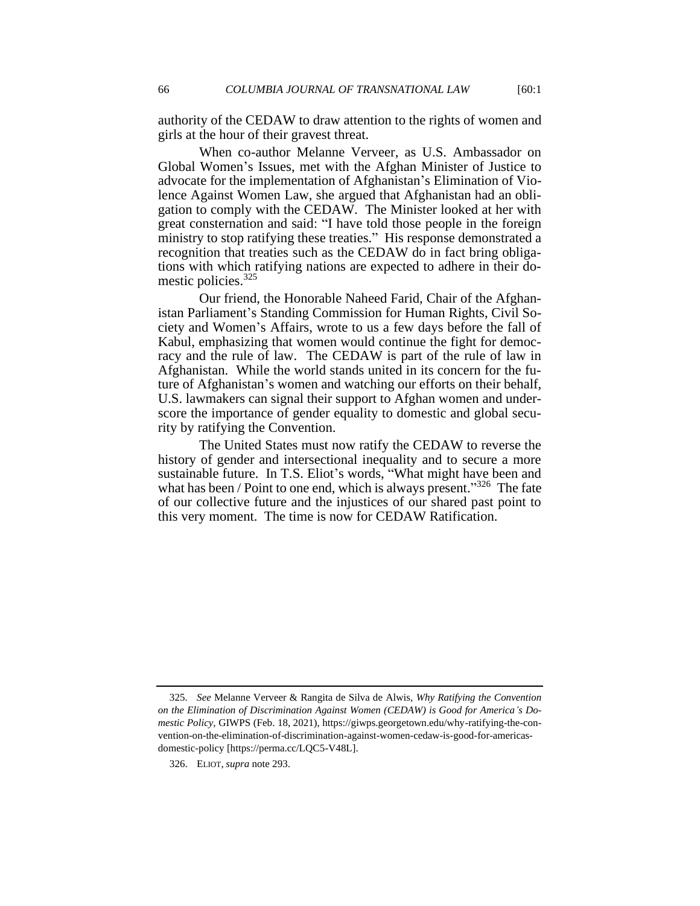authority of the CEDAW to draw attention to the rights of women and girls at the hour of their gravest threat.

When co-author Melanne Verveer, as U.S. Ambassador on Global Women's Issues, met with the Afghan Minister of Justice to advocate for the implementation of Afghanistan's Elimination of Violence Against Women Law, she argued that Afghanistan had an obligation to comply with the CEDAW. The Minister looked at her with great consternation and said: "I have told those people in the foreign ministry to stop ratifying these treaties." His response demonstrated a recognition that treaties such as the CEDAW do in fact bring obligations with which ratifying nations are expected to adhere in their domestic policies.[325]

Our friend, the Honorable Naheed Farid, Chair of the Afghanistan Parliament's Standing Commission for Human Rights, Civil Society and Women's Affairs, wrote to us a few days before the fall of Kabul, emphasizing that women would continue the fight for democracy and the rule of law. The CEDAW is part of the rule of law in Afghanistan. While the world stands united in its concern for the future of Afghanistan's women and watching our efforts on their behalf, U.S. lawmakers can signal their support to Afghan women and underscore the importance of gender equality to domestic and global security by ratifying the Convention.

The United States must now ratify the CEDAW to reverse the history of gender and intersectional inequality and to secure a more sustainable future. In T.S. Eliot's words, "What might have been and what has been / Point to one end, which is always present."[326] The fate of our collective future and the injustices of our shared past point to this very moment. The time is now for CEDAW Ratification.

---

325. *See* Melanne Verveer & Rangita de Silva de Alwis, *Why Ratifying the Convention on the Elimination of Discrimination Against Women (CEDAW) is Good for America's Domestic Policy*, GIWPS (Feb. 18, 2021), https://giwps.georgetown.edu/why-ratifying-the-convention-on-the-elimination-of-discrimination-against-women-cedaw-is-good-for-americas-domestic-policy [https://perma.cc/LQC5-V48L].

326. ELIOT, *supra* note 293.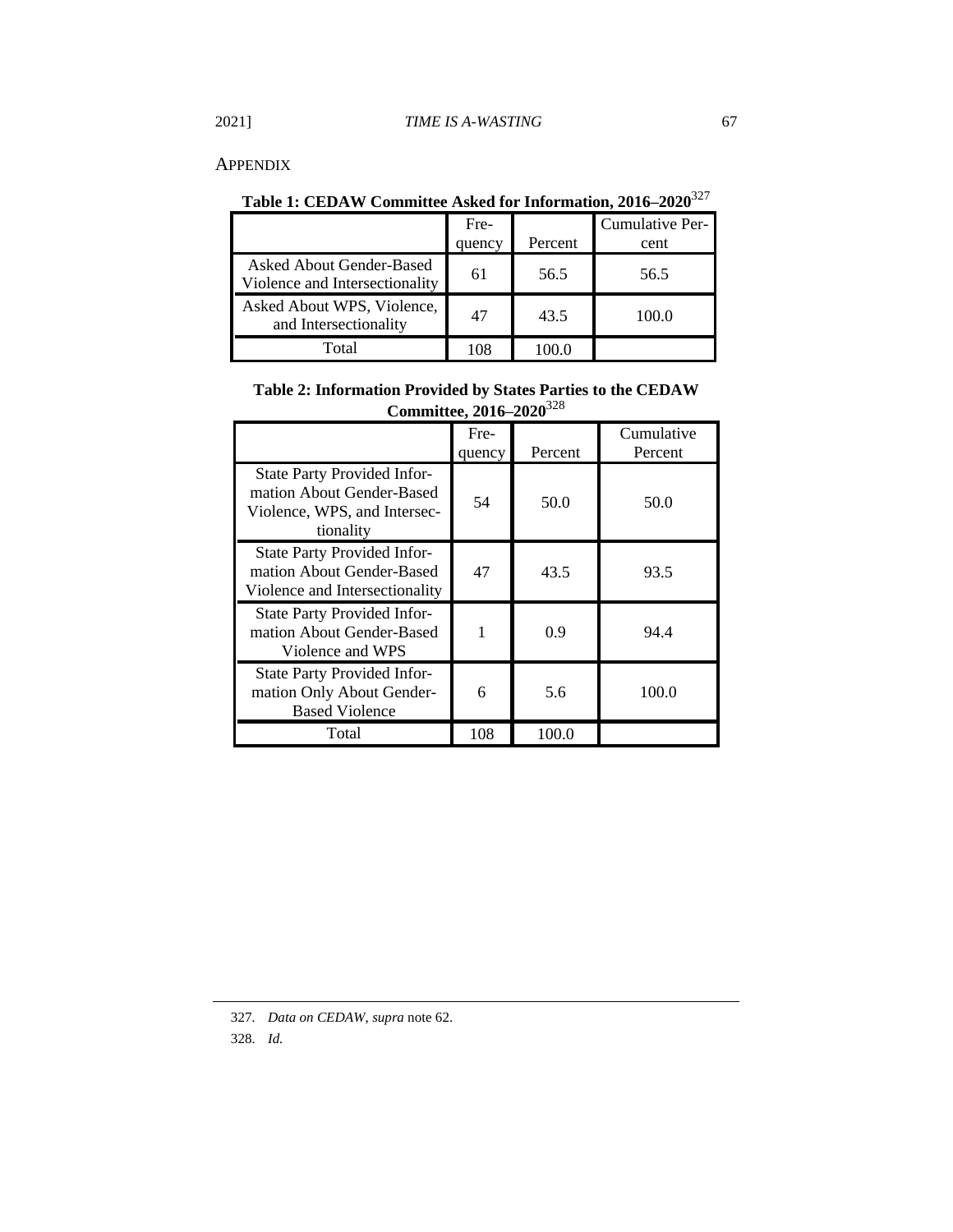## APPENDIX

**Table 1: CEDAW Committee Asked for Information, 2016–2020**[327]

| | Frequency | Percent | Cumulative Percent |
|---|---|---|---|
| Asked About Gender-Based Violence and Intersectionality | 61 | 56.5 | 56.5 |
| Asked About WPS, Violence, and Intersectionality | 47 | 43.5 | 100.0 |
| Total | 108 | 100.0 | |

**Table 2: Information Provided by States Parties to the CEDAW Committee, 2016–2020**[328]

| | Frequency | Percent | Cumulative Percent |
|---|---|---|---|
| State Party Provided Information About Gender-Based Violence, WPS, and Intersectionality | 54 | 50.0 | 50.0 |
| State Party Provided Information About Gender-Based Violence and Intersectionality | 47 | 43.5 | 93.5 |
| State Party Provided Information About Gender-Based Violence and WPS | 1 | 0.9 | 94.4 |
| State Party Provided Information Only About Gender-Based Violence | 6 | 5.6 | 100.0 |
| Total | 108 | 100.0 | |

---

327. *Data on CEDAW*, *supra* note 62.

328. *Id.*